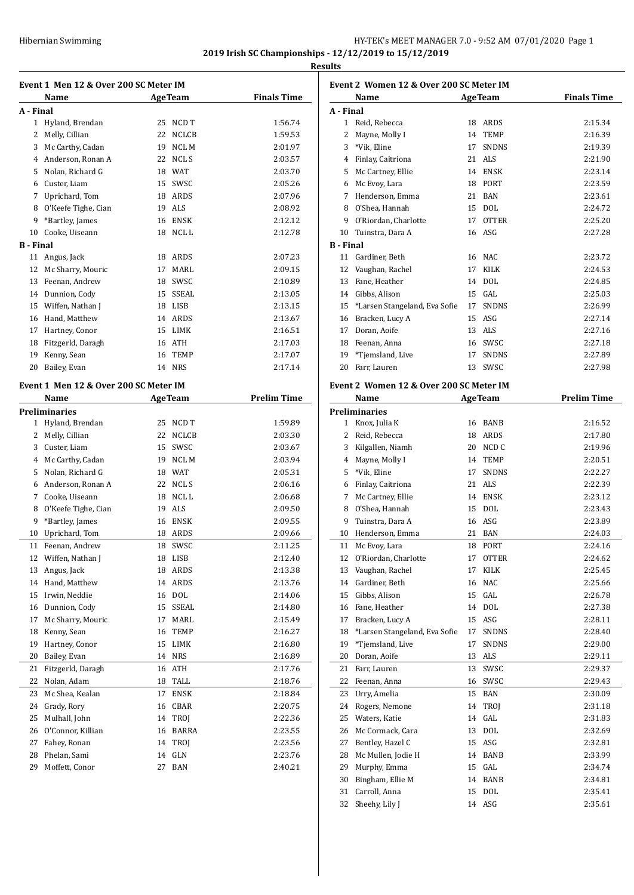Hibernian Swimming

**2019 Irish SC Championships - 12/12/2019 to 15/12/2019**

**Results**

### Event 1 Men 12 & Over 200 SC Meter IM

| | Name | Age | Team | Finals Time |
|---|---|---|---|---|
| **A - Final** | | | | |
| 1 | Hyland, Brendan | 25 | NCD T | 1:56.74 |
| 2 | Melly, Cillian | 22 | NCLCB | 1:59.53 |
| 3 | Mc Carthy, Cadan | 19 | NCL M | 2:01.97 |
| 4 | Anderson, Ronan A | 22 | NCL S | 2:03.57 |
| 5 | Nolan, Richard G | 18 | WAT | 2:03.70 |
| 6 | Custer, Liam | 15 | SWSC | 2:05.26 |
| 7 | Uprichard, Tom | 18 | ARDS | 2:07.96 |
| 8 | O'Keefe Tighe, Cian | 19 | ALS | 2:08.92 |
| 9 | *Bartley, James | 16 | ENSK | 2:12.12 |
| 10 | Cooke, Uiseann | 18 | NCL L | 2:12.78 |
| **B - Final** | | | | |
| 11 | Angus, Jack | 18 | ARDS | 2:07.23 |
| 12 | Mc Sharry, Mouric | 17 | MARL | 2:09.15 |
| 13 | Feenan, Andrew | 18 | SWSC | 2:10.89 |
| 14 | Dunnion, Cody | 15 | SSEAL | 2:13.05 |
| 15 | Wiffen, Nathan J | 18 | LISB | 2:13.15 |
| 16 | Hand, Matthew | 14 | ARDS | 2:13.67 |
| 17 | Hartney, Conor | 15 | LIMK | 2:16.51 |
| 18 | Fitzgerld, Daragh | 16 | ATH | 2:17.03 |
| 19 | Kenny, Sean | 16 | TEMP | 2:17.07 |
| 20 | Bailey, Evan | 14 | NRS | 2:17.14 |

### Event 1 Men 12 & Over 200 SC Meter IM

| | Name | Age | Team | Prelim Time |
|---|---|---|---|---|
| **Preliminaries** | | | | |
| 1 | Hyland, Brendan | 25 | NCD T | 1:59.89 |
| 2 | Melly, Cillian | 22 | NCLCB | 2:03.30 |
| 3 | Custer, Liam | 15 | SWSC | 2:03.67 |
| 4 | Mc Carthy, Cadan | 19 | NCL M | 2:03.94 |
| 5 | Nolan, Richard G | 18 | WAT | 2:05.31 |
| 6 | Anderson, Ronan A | 22 | NCL S | 2:06.16 |
| 7 | Cooke, Uiseann | 18 | NCL L | 2:06.68 |
| 8 | O'Keefe Tighe, Cian | 19 | ALS | 2:09.50 |
| 9 | *Bartley, James | 16 | ENSK | 2:09.55 |
| 10 | Uprichard, Tom | 18 | ARDS | 2:09.66 |
| 11 | Feenan, Andrew | 18 | SWSC | 2:11.25 |
| 12 | Wiffen, Nathan J | 18 | LISB | 2:12.40 |
| 13 | Angus, Jack | 18 | ARDS | 2:13.38 |
| 14 | Hand, Matthew | 14 | ARDS | 2:13.76 |
| 15 | Irwin, Neddie | 16 | DOL | 2:14.06 |
| 16 | Dunnion, Cody | 15 | SSEAL | 2:14.80 |
| 17 | Mc Sharry, Mouric | 17 | MARL | 2:15.49 |
| 18 | Kenny, Sean | 16 | TEMP | 2:16.27 |
| 19 | Hartney, Conor | 15 | LIMK | 2:16.80 |
| 20 | Bailey, Evan | 14 | NRS | 2:16.89 |
| 21 | Fitzgerld, Daragh | 16 | ATH | 2:17.76 |
| 22 | Nolan, Adam | 18 | TALL | 2:18.76 |
| 23 | Mc Shea, Kealan | 17 | ENSK | 2:18.84 |
| 24 | Grady, Rory | 16 | CBAR | 2:20.75 |
| 25 | Mulhall, John | 14 | TROJ | 2:22.36 |
| 26 | O'Connor, Killian | 16 | BARRA | 2:23.55 |
| 27 | Fahey, Ronan | 14 | TROJ | 2:23.56 |
| 28 | Phelan, Sami | 14 | GLN | 2:23.76 |
| 29 | Moffett, Conor | 27 | BAN | 2:40.21 |

### Event 2 Women 12 & Over 200 SC Meter IM

| | Name | Age | Team | Finals Time |
|---|---|---|---|---|
| **A - Final** | | | | |
| 1 | Reid, Rebecca | 18 | ARDS | 2:15.34 |
| 2 | Mayne, Molly I | 14 | TEMP | 2:16.39 |
| 3 | *Vik, Eline | 17 | SNDNS | 2:19.39 |
| 4 | Finlay, Caitriona | 21 | ALS | 2:21.90 |
| 5 | Mc Cartney, Ellie | 14 | ENSK | 2:23.14 |
| 6 | Mc Evoy, Lara | 18 | PORT | 2:23.59 |
| 7 | Henderson, Emma | 21 | BAN | 2:23.61 |
| 8 | O'Shea, Hannah | 15 | DOL | 2:24.72 |
| 9 | O'Riordan, Charlotte | 17 | OTTER | 2:25.20 |
| 10 | Tuinstra, Dara A | 16 | ASG | 2:27.28 |
| **B - Final** | | | | |
| 11 | Gardiner, Beth | 16 | NAC | 2:23.72 |
| 12 | Vaughan, Rachel | 17 | KILK | 2:24.53 |
| 13 | Fane, Heather | 14 | DOL | 2:24.85 |
| 14 | Gibbs, Alison | 15 | GAL | 2:25.03 |
| 15 | *Larsen Stangeland, Eva Sofie | 17 | SNDNS | 2:26.99 |
| 16 | Bracken, Lucy A | 15 | ASG | 2:27.14 |
| 17 | Doran, Aoife | 13 | ALS | 2:27.16 |
| 18 | Feenan, Anna | 16 | SWSC | 2:27.18 |
| 19 | *Tjemsland, Live | 17 | SNDNS | 2:27.89 |
| 20 | Farr, Lauren | 13 | SWSC | 2:27.98 |

### Event 2 Women 12 & Over 200 SC Meter IM

| | Name | Age | Team | Prelim Time |
|---|---|---|---|---|
| **Preliminaries** | | | | |
| 1 | Knox, Julia K | 16 | BANB | 2:16.52 |
| 2 | Reid, Rebecca | 18 | ARDS | 2:17.80 |
| 3 | Kilgallen, Niamh | 20 | NCD C | 2:19.96 |
| 4 | Mayne, Molly I | 14 | TEMP | 2:20.51 |
| 5 | *Vik, Eline | 17 | SNDNS | 2:22.27 |
| 6 | Finlay, Caitriona | 21 | ALS | 2:22.39 |
| 7 | Mc Cartney, Ellie | 14 | ENSK | 2:23.12 |
| 8 | O'Shea, Hannah | 15 | DOL | 2:23.43 |
| 9 | Tuinstra, Dara A | 16 | ASG | 2:23.89 |
| 10 | Henderson, Emma | 21 | BAN | 2:24.03 |
| 11 | Mc Evoy, Lara | 18 | PORT | 2:24.16 |
| 12 | O'Riordan, Charlotte | 17 | OTTER | 2:24.62 |
| 13 | Vaughan, Rachel | 17 | KILK | 2:25.45 |
| 14 | Gardiner, Beth | 16 | NAC | 2:25.66 |
| 15 | Gibbs, Alison | 15 | GAL | 2:26.78 |
| 16 | Fane, Heather | 14 | DOL | 2:27.38 |
| 17 | Bracken, Lucy A | 15 | ASG | 2:28.11 |
| 18 | *Larsen Stangeland, Eva Sofie | 17 | SNDNS | 2:28.40 |
| 19 | *Tjemsland, Live | 17 | SNDNS | 2:29.00 |
| 20 | Doran, Aoife | 13 | ALS | 2:29.11 |
| 21 | Farr, Lauren | 13 | SWSC | 2:29.37 |
| 22 | Feenan, Anna | 16 | SWSC | 2:29.43 |
| 23 | Urry, Amelia | 15 | BAN | 2:30.09 |
| 24 | Rogers, Nemone | 14 | TROJ | 2:31.18 |
| 25 | Waters, Katie | 14 | GAL | 2:31.83 |
| 26 | Mc Cormack, Cara | 13 | DOL | 2:32.69 |
| 27 | Bentley, Hazel C | 15 | ASG | 2:32.81 |
| 28 | Mc Mullen, Jodie H | 14 | BANB | 2:33.99 |
| 29 | Murphy, Emma | 15 | GAL | 2:34.74 |
| 30 | Bingham, Ellie M | 14 | BANB | 2:34.81 |
| 31 | Carroll, Anna | 15 | DOL | 2:35.41 |
| 32 | Sheehy, Lily J | 14 | ASG | 2:35.61 |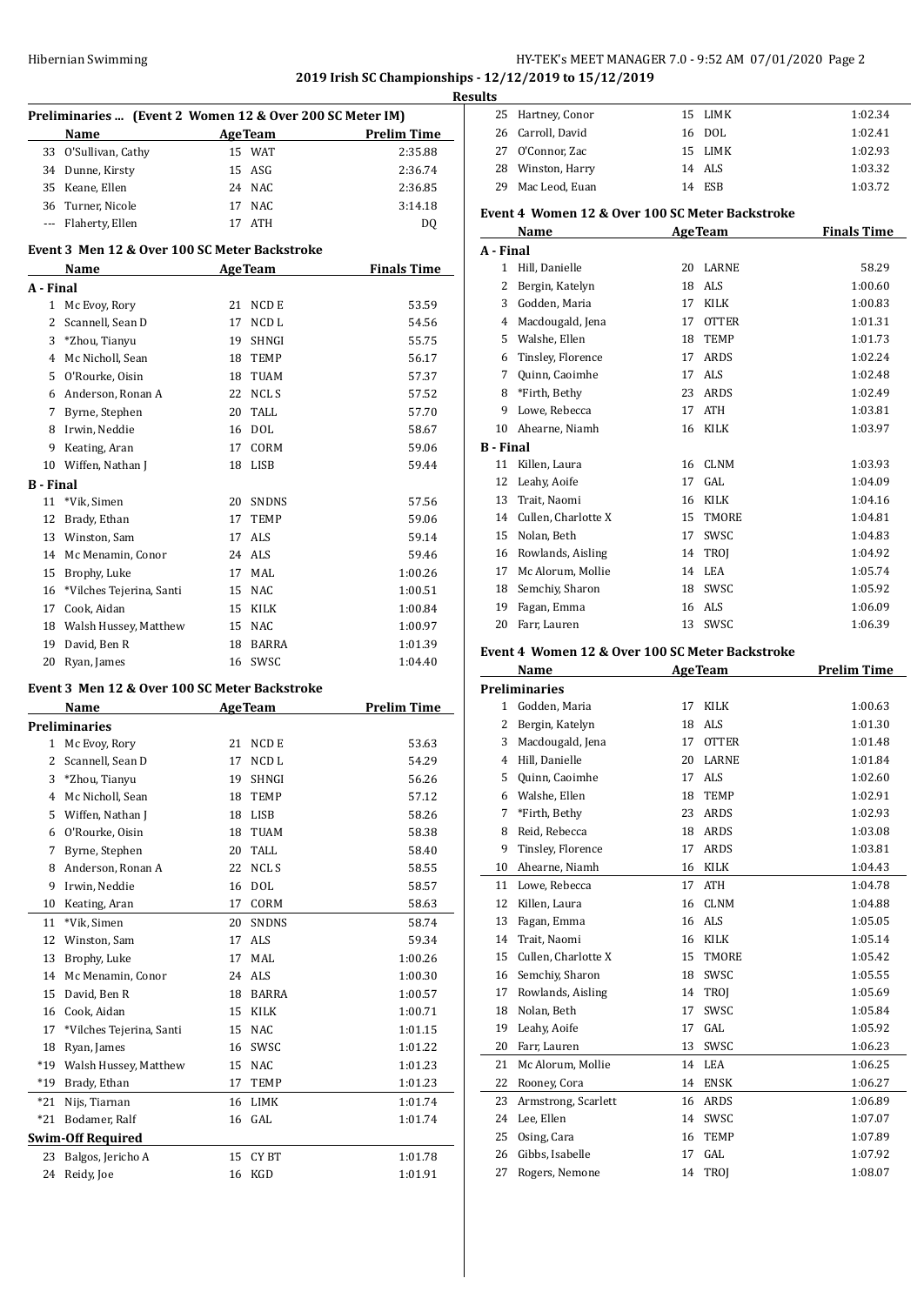**2019 Irish SC Championships - 12/12/2019 to 15/12/2019**

**Results**

### Preliminaries ... (Event 2 Women 12 & Over 200 SC Meter IM)

| | Name | Age | Team | Prelim Time |
|---|---|---|---|---|
| 33 | O'Sullivan, Cathy | 15 | WAT | 2:35.88 |
| 34 | Dunne, Kirsty | 15 | ASG | 2:36.74 |
| 35 | Keane, Ellen | 24 | NAC | 2:36.85 |
| 36 | Turner, Nicole | 17 | NAC | 3:14.18 |
| --- | Flaherty, Ellen | 17 | ATH | DQ |

### Event 3 Men 12 & Over 100 SC Meter Backstroke

| | Name | Age | Team | Finals Time |
|---|---|---|---|---|
| **A - Final** | | | | |
| 1 | Mc Evoy, Rory | 21 | NCD E | 53.59 |
| 2 | Scannell, Sean D | 17 | NCD L | 54.56 |
| 3 | *Zhou, Tianyu | 19 | SHNGI | 55.75 |
| 4 | Mc Nicholl, Sean | 18 | TEMP | 56.17 |
| 5 | O'Rourke, Oisin | 18 | TUAM | 57.37 |
| 6 | Anderson, Ronan A | 22 | NCL S | 57.52 |
| 7 | Byrne, Stephen | 20 | TALL | 57.70 |
| 8 | Irwin, Neddie | 16 | DOL | 58.67 |
| 9 | Keating, Aran | 17 | CORM | 59.06 |
| 10 | Wiffen, Nathan J | 18 | LISB | 59.44 |
| **B - Final** | | | | |
| 11 | *Vik, Simen | 20 | SNDNS | 57.56 |
| 12 | Brady, Ethan | 17 | TEMP | 59.06 |
| 13 | Winston, Sam | 17 | ALS | 59.14 |
| 14 | Mc Menamin, Conor | 24 | ALS | 59.46 |
| 15 | Brophy, Luke | 17 | MAL | 1:00.26 |
| 16 | *Vilches Tejerina, Santi | 15 | NAC | 1:00.51 |
| 17 | Cook, Aidan | 15 | KILK | 1:00.84 |
| 18 | Walsh Hussey, Matthew | 15 | NAC | 1:00.97 |
| 19 | David, Ben R | 18 | BARRA | 1:01.39 |
| 20 | Ryan, James | 16 | SWSC | 1:04.40 |

### Event 3 Men 12 & Over 100 SC Meter Backstroke

| | Name | Age | Team | Prelim Time |
|---|---|---|---|---|
| **Preliminaries** | | | | |
| 1 | Mc Evoy, Rory | 21 | NCD E | 53.63 |
| 2 | Scannell, Sean D | 17 | NCD L | 54.29 |
| 3 | *Zhou, Tianyu | 19 | SHNGI | 56.26 |
| 4 | Mc Nicholl, Sean | 18 | TEMP | 57.12 |
| 5 | Wiffen, Nathan J | 18 | LISB | 58.26 |
| 6 | O'Rourke, Oisin | 18 | TUAM | 58.38 |
| 7 | Byrne, Stephen | 20 | TALL | 58.40 |
| 8 | Anderson, Ronan A | 22 | NCL S | 58.55 |
| 9 | Irwin, Neddie | 16 | DOL | 58.57 |
| 10 | Keating, Aran | 17 | CORM | 58.63 |
| 11 | *Vik, Simen | 20 | SNDNS | 58.74 |
| 12 | Winston, Sam | 17 | ALS | 59.34 |
| 13 | Brophy, Luke | 17 | MAL | 1:00.26 |
| 14 | Mc Menamin, Conor | 24 | ALS | 1:00.30 |
| 15 | David, Ben R | 18 | BARRA | 1:00.57 |
| 16 | Cook, Aidan | 15 | KILK | 1:00.71 |
| 17 | *Vilches Tejerina, Santi | 15 | NAC | 1:01.15 |
| 18 | Ryan, James | 16 | SWSC | 1:01.22 |
| *19 | Walsh Hussey, Matthew | 15 | NAC | 1:01.23 |
| *19 | Brady, Ethan | 17 | TEMP | 1:01.23 |
| *21 | Nijs, Tiarnan | 16 | LIMK | 1:01.74 |
| *21 | Bodamer, Ralf | 16 | GAL | 1:01.74 |
| **Swim-Off Required** | | | | |
| 23 | Balgos, Jericho A | 15 | CY BT | 1:01.78 |
| 24 | Reidy, Joe | 16 | KGD | 1:01.91 |
| 25 | Hartney, Conor | 15 | LIMK | 1:02.34 |
| 26 | Carroll, David | 16 | DOL | 1:02.41 |
| 27 | O'Connor, Zac | 15 | LIMK | 1:02.93 |
| 28 | Winston, Harry | 14 | ALS | 1:03.32 |
| 29 | Mac Leod, Euan | 14 | ESB | 1:03.72 |

### Event 4 Women 12 & Over 100 SC Meter Backstroke

| | Name | Age | Team | Finals Time |
|---|---|---|---|---|
| **A - Final** | | | | |
| 1 | Hill, Danielle | 20 | LARNE | 58.29 |
| 2 | Bergin, Katelyn | 18 | ALS | 1:00.60 |
| 3 | Godden, Maria | 17 | KILK | 1:00.83 |
| 4 | Macdougald, Jena | 17 | OTTER | 1:01.31 |
| 5 | Walshe, Ellen | 18 | TEMP | 1:01.73 |
| 6 | Tinsley, Florence | 17 | ARDS | 1:02.24 |
| 7 | Quinn, Caoimhe | 17 | ALS | 1:02.48 |
| 8 | *Firth, Bethy | 23 | ARDS | 1:02.49 |
| 9 | Lowe, Rebecca | 17 | ATH | 1:03.81 |
| 10 | Ahearne, Niamh | 16 | KILK | 1:03.97 |
| **B - Final** | | | | |
| 11 | Killen, Laura | 16 | CLNM | 1:03.93 |
| 12 | Leahy, Aoife | 17 | GAL | 1:04.09 |
| 13 | Trait, Naomi | 16 | KILK | 1:04.16 |
| 14 | Cullen, Charlotte X | 15 | TMORE | 1:04.81 |
| 15 | Nolan, Beth | 17 | SWSC | 1:04.83 |
| 16 | Rowlands, Aisling | 14 | TROJ | 1:04.92 |
| 17 | Mc Alorum, Mollie | 14 | LEA | 1:05.74 |
| 18 | Semchiy, Sharon | 18 | SWSC | 1:05.92 |
| 19 | Fagan, Emma | 16 | ALS | 1:06.09 |
| 20 | Farr, Lauren | 13 | SWSC | 1:06.39 |

### Event 4 Women 12 & Over 100 SC Meter Backstroke

| | Name | Age | Team | Prelim Time |
|---|---|---|---|---|
| **Preliminaries** | | | | |
| 1 | Godden, Maria | 17 | KILK | 1:00.63 |
| 2 | Bergin, Katelyn | 18 | ALS | 1:01.30 |
| 3 | Macdougald, Jena | 17 | OTTER | 1:01.48 |
| 4 | Hill, Danielle | 20 | LARNE | 1:01.84 |
| 5 | Quinn, Caoimhe | 17 | ALS | 1:02.60 |
| 6 | Walshe, Ellen | 18 | TEMP | 1:02.91 |
| 7 | *Firth, Bethy | 23 | ARDS | 1:02.93 |
| 8 | Reid, Rebecca | 18 | ARDS | 1:03.08 |
| 9 | Tinsley, Florence | 17 | ARDS | 1:03.81 |
| 10 | Ahearne, Niamh | 16 | KILK | 1:04.43 |
| 11 | Lowe, Rebecca | 17 | ATH | 1:04.78 |
| 12 | Killen, Laura | 16 | CLNM | 1:04.88 |
| 13 | Fagan, Emma | 16 | ALS | 1:05.05 |
| 14 | Trait, Naomi | 16 | KILK | 1:05.14 |
| 15 | Cullen, Charlotte X | 15 | TMORE | 1:05.42 |
| 16 | Semchiy, Sharon | 18 | SWSC | 1:05.55 |
| 17 | Rowlands, Aisling | 14 | TROJ | 1:05.69 |
| 18 | Nolan, Beth | 17 | SWSC | 1:05.84 |
| 19 | Leahy, Aoife | 17 | GAL | 1:05.92 |
| 20 | Farr, Lauren | 13 | SWSC | 1:06.23 |
| 21 | Mc Alorum, Mollie | 14 | LEA | 1:06.25 |
| 22 | Rooney, Cora | 14 | ENSK | 1:06.27 |
| 23 | Armstrong, Scarlett | 16 | ARDS | 1:06.89 |
| 24 | Lee, Ellen | 14 | SWSC | 1:07.07 |
| 25 | Osing, Cara | 16 | TEMP | 1:07.89 |
| 26 | Gibbs, Isabelle | 17 | GAL | 1:07.92 |
| 27 | Rogers, Nemone | 14 | TROJ | 1:08.07 |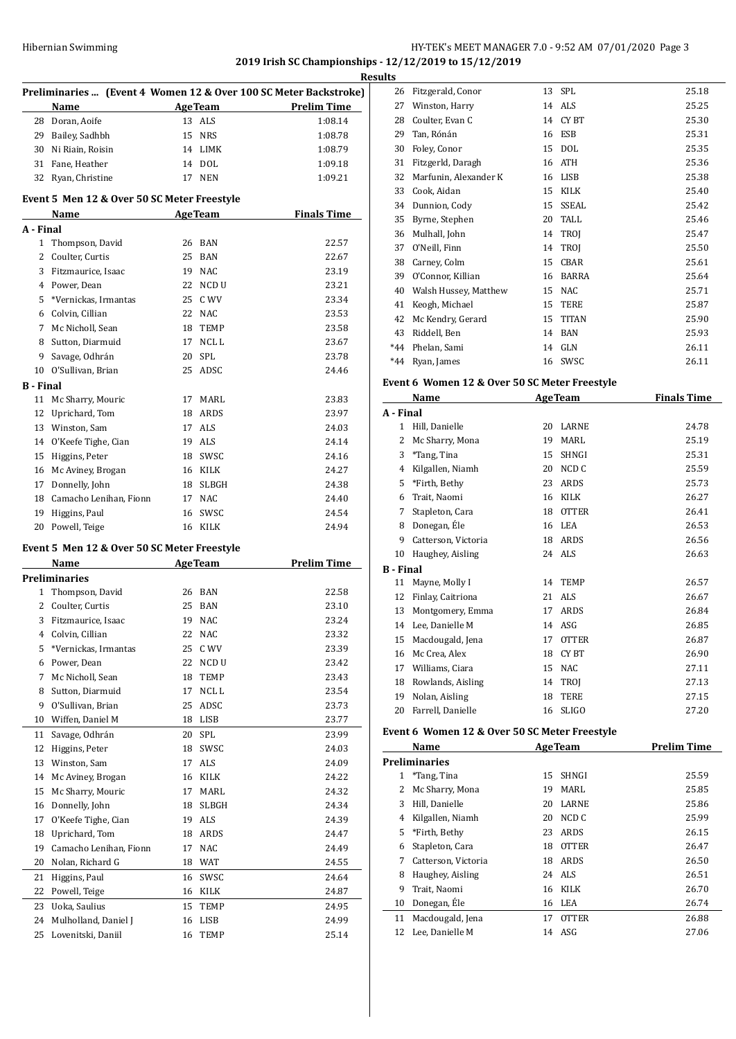## 2019 Irish SC Championships - 12/12/2019 to 15/12/2019

### Results

### Preliminaries ... (Event 4 Women 12 & Over 100 SC Meter Backstroke)

| | Name | Age | Team | Prelim Time |
|---|---|---|---|---|
| 28 | Doran, Aoife | 13 | ALS | 1:08.14 |
| 29 | Bailey, Sadhbh | 15 | NRS | 1:08.78 |
| 30 | Ni Riain, Roisin | 14 | LIMK | 1:08.79 |
| 31 | Fane, Heather | 14 | DOL | 1:09.18 |
| 32 | Ryan, Christine | 17 | NEN | 1:09.21 |

### Event 5 Men 12 & Over 50 SC Meter Freestyle

| | Name | Age | Team | Finals Time |
|---|---|---|---|---|
| **A - Final** | | | | |
| 1 | Thompson, David | 26 | BAN | 22.57 |
| 2 | Coulter, Curtis | 25 | BAN | 22.67 |
| 3 | Fitzmaurice, Isaac | 19 | NAC | 23.19 |
| 4 | Power, Dean | 22 | NCD U | 23.21 |
| 5 | *Vernickas, Irmantas | 25 | C WV | 23.34 |
| 6 | Colvin, Cillian | 22 | NAC | 23.53 |
| 7 | Mc Nicholl, Sean | 18 | TEMP | 23.58 |
| 8 | Sutton, Diarmuid | 17 | NCL L | 23.67 |
| 9 | Savage, Odhrán | 20 | SPL | 23.78 |
| 10 | O'Sullivan, Brian | 25 | ADSC | 24.46 |
| **B - Final** | | | | |
| 11 | Mc Sharry, Mouric | 17 | MARL | 23.83 |
| 12 | Uprichard, Tom | 18 | ARDS | 23.97 |
| 13 | Winston, Sam | 17 | ALS | 24.03 |
| 14 | O'Keefe Tighe, Cian | 19 | ALS | 24.14 |
| 15 | Higgins, Peter | 18 | SWSC | 24.16 |
| 16 | Mc Aviney, Brogan | 16 | KILK | 24.27 |
| 17 | Donnelly, John | 18 | SLBGH | 24.38 |
| 18 | Camacho Lenihan, Fionn | 17 | NAC | 24.40 |
| 19 | Higgins, Paul | 16 | SWSC | 24.54 |
| 20 | Powell, Teige | 16 | KILK | 24.94 |

### Event 5 Men 12 & Over 50 SC Meter Freestyle

| | Name | Age | Team | Prelim Time |
|---|---|---|---|---|
| **Preliminaries** | | | | |
| 1 | Thompson, David | 26 | BAN | 22.58 |
| 2 | Coulter, Curtis | 25 | BAN | 23.10 |
| 3 | Fitzmaurice, Isaac | 19 | NAC | 23.24 |
| 4 | Colvin, Cillian | 22 | NAC | 23.32 |
| 5 | *Vernickas, Irmantas | 25 | C WV | 23.39 |
| 6 | Power, Dean | 22 | NCD U | 23.42 |
| 7 | Mc Nicholl, Sean | 18 | TEMP | 23.43 |
| 8 | Sutton, Diarmuid | 17 | NCL L | 23.54 |
| 9 | O'Sullivan, Brian | 25 | ADSC | 23.73 |
| 10 | Wiffen, Daniel M | 18 | LISB | 23.77 |
| 11 | Savage, Odhrán | 20 | SPL | 23.99 |
| 12 | Higgins, Peter | 18 | SWSC | 24.03 |
| 13 | Winston, Sam | 17 | ALS | 24.09 |
| 14 | Mc Aviney, Brogan | 16 | KILK | 24.22 |
| 15 | Mc Sharry, Mouric | 17 | MARL | 24.32 |
| 16 | Donnelly, John | 18 | SLBGH | 24.34 |
| 17 | O'Keefe Tighe, Cian | 19 | ALS | 24.39 |
| 18 | Uprichard, Tom | 18 | ARDS | 24.47 |
| 19 | Camacho Lenihan, Fionn | 17 | NAC | 24.49 |
| 20 | Nolan, Richard G | 18 | WAT | 24.55 |
| 21 | Higgins, Paul | 16 | SWSC | 24.64 |
| 22 | Powell, Teige | 16 | KILK | 24.87 |
| 23 | Uoka, Saulius | 15 | TEMP | 24.95 |
| 24 | Mulholland, Daniel J | 16 | LISB | 24.99 |
| 25 | Lovenitski, Daniil | 16 | TEMP | 25.14 |
| 26 | Fitzgerald, Conor | 13 | SPL | 25.18 |
| 27 | Winston, Harry | 14 | ALS | 25.25 |
| 28 | Coulter, Evan C | 14 | CY BT | 25.30 |
| 29 | Tan, Rónán | 16 | ESB | 25.31 |
| 30 | Foley, Conor | 15 | DOL | 25.35 |
| 31 | Fitzgerld, Daragh | 16 | ATH | 25.36 |
| 32 | Marfunin, Alexander K | 16 | LISB | 25.38 |
| 33 | Cook, Aidan | 15 | KILK | 25.40 |
| 34 | Dunnion, Cody | 15 | SSEAL | 25.42 |
| 35 | Byrne, Stephen | 20 | TALL | 25.46 |
| 36 | Mulhall, John | 14 | TROJ | 25.47 |
| 37 | O'Neill, Finn | 14 | TROJ | 25.50 |
| 38 | Carney, Colm | 15 | CBAR | 25.61 |
| 39 | O'Connor, Killian | 16 | BARRA | 25.64 |
| 40 | Walsh Hussey, Matthew | 15 | NAC | 25.71 |
| 41 | Keogh, Michael | 15 | TERE | 25.87 |
| 42 | Mc Kendry, Gerard | 15 | TITAN | 25.90 |
| 43 | Riddell, Ben | 14 | BAN | 25.93 |
| *44 | Phelan, Sami | 14 | GLN | 26.11 |
| *44 | Ryan, James | 16 | SWSC | 26.11 |

### Event 6 Women 12 & Over 50 SC Meter Freestyle

| | Name | Age | Team | Finals Time |
|---|---|---|---|---|
| **A - Final** | | | | |
| 1 | Hill, Danielle | 20 | LARNE | 24.78 |
| 2 | Mc Sharry, Mona | 19 | MARL | 25.19 |
| 3 | *Tang, Tina | 15 | SHNGI | 25.31 |
| 4 | Kilgallen, Niamh | 20 | NCD C | 25.59 |
| 5 | *Firth, Bethy | 23 | ARDS | 25.73 |
| 6 | Trait, Naomi | 16 | KILK | 26.27 |
| 7 | Stapleton, Cara | 18 | OTTER | 26.41 |
| 8 | Donegan, Éle | 16 | LEA | 26.53 |
| 9 | Catterson, Victoria | 18 | ARDS | 26.56 |
| 10 | Haughey, Aisling | 24 | ALS | 26.63 |
| **B - Final** | | | | |
| 11 | Mayne, Molly I | 14 | TEMP | 26.57 |
| 12 | Finlay, Caitriona | 21 | ALS | 26.67 |
| 13 | Montgomery, Emma | 17 | ARDS | 26.84 |
| 14 | Lee, Danielle M | 14 | ASG | 26.85 |
| 15 | Macdougald, Jena | 17 | OTTER | 26.87 |
| 16 | Mc Crea, Alex | 18 | CY BT | 26.90 |
| 17 | Williams, Ciara | 15 | NAC | 27.11 |
| 18 | Rowlands, Aisling | 14 | TROJ | 27.13 |
| 19 | Nolan, Aisling | 18 | TERE | 27.15 |
| 20 | Farrell, Danielle | 16 | SLIGO | 27.20 |

### Event 6 Women 12 & Over 50 SC Meter Freestyle

| | Name | Age | Team | Prelim Time |
|---|---|---|---|---|
| **Preliminaries** | | | | |
| 1 | *Tang, Tina | 15 | SHNGI | 25.59 |
| 2 | Mc Sharry, Mona | 19 | MARL | 25.85 |
| 3 | Hill, Danielle | 20 | LARNE | 25.86 |
| 4 | Kilgallen, Niamh | 20 | NCD C | 25.99 |
| 5 | *Firth, Bethy | 23 | ARDS | 26.15 |
| 6 | Stapleton, Cara | 18 | OTTER | 26.47 |
| 7 | Catterson, Victoria | 18 | ARDS | 26.50 |
| 8 | Haughey, Aisling | 24 | ALS | 26.51 |
| 9 | Trait, Naomi | 16 | KILK | 26.70 |
| 10 | Donegan, Éle | 16 | LEA | 26.74 |
| 11 | Macdougald, Jena | 17 | OTTER | 26.88 |
| 12 | Lee, Danielle M | 14 | ASG | 27.06 |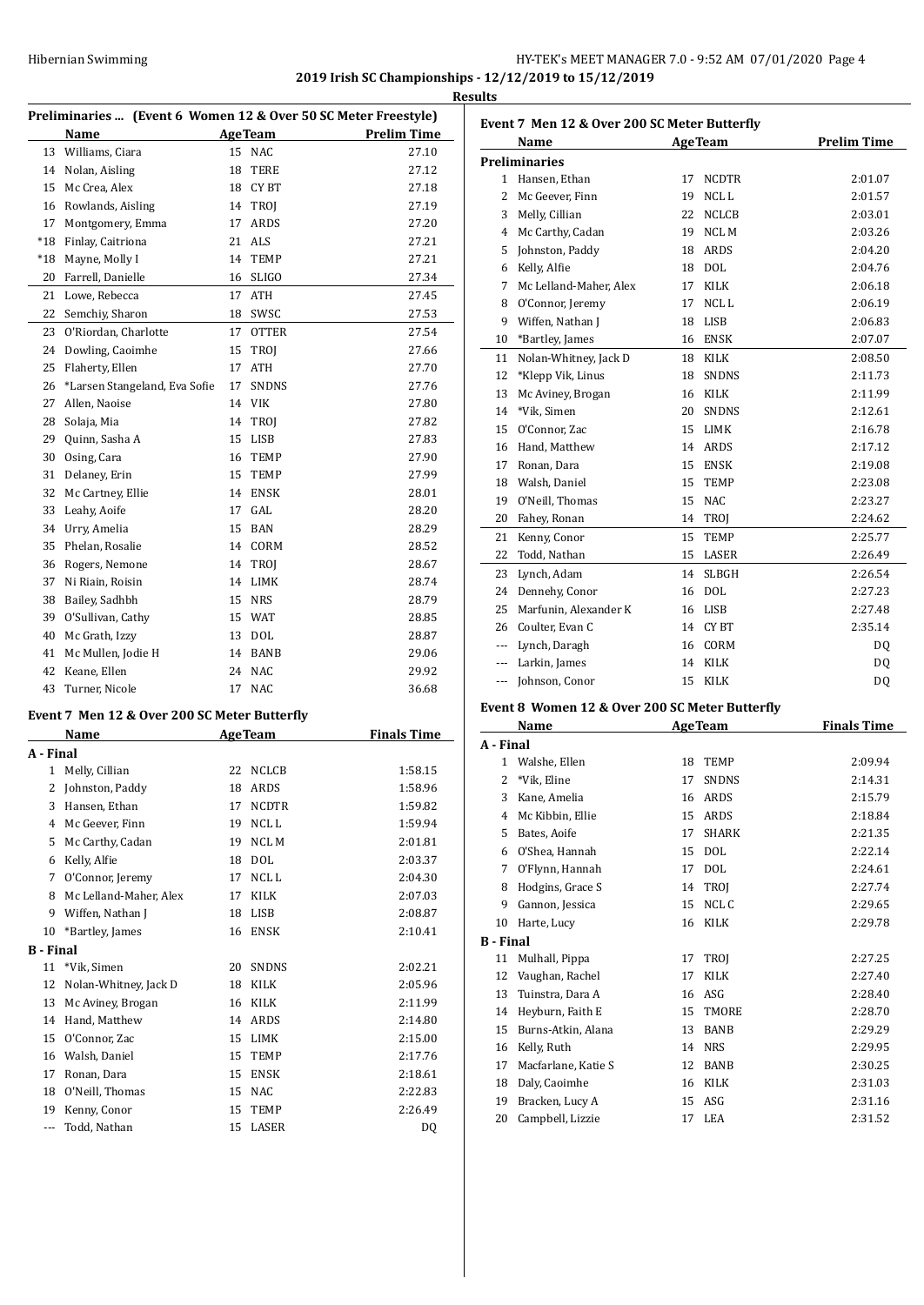**2019 Irish SC Championships - 12/12/2019 to 15/12/2019**

**Results**

### Preliminaries ... (Event 6 Women 12 & Over 50 SC Meter Freestyle)

| | Name | Age | Team | Prelim Time |
|---|---|---|---|---|
| 13 | Williams, Ciara | 15 | NAC | 27.10 |
| 14 | Nolan, Aisling | 18 | TERE | 27.12 |
| 15 | Mc Crea, Alex | 18 | CY BT | 27.18 |
| 16 | Rowlands, Aisling | 14 | TROJ | 27.19 |
| 17 | Montgomery, Emma | 17 | ARDS | 27.20 |
| *18 | Finlay, Caitriona | 21 | ALS | 27.21 |
| *18 | Mayne, Molly I | 14 | TEMP | 27.21 |
| 20 | Farrell, Danielle | 16 | SLIGO | 27.34 |
| 21 | Lowe, Rebecca | 17 | ATH | 27.45 |
| 22 | Semchiy, Sharon | 18 | SWSC | 27.53 |
| 23 | O'Riordan, Charlotte | 17 | OTTER | 27.54 |
| 24 | Dowling, Caoimhe | 15 | TROJ | 27.66 |
| 25 | Flaherty, Ellen | 17 | ATH | 27.70 |
| 26 | *Larsen Stangeland, Eva Sofie | 17 | SNDNS | 27.76 |
| 27 | Allen, Naoise | 14 | VIK | 27.80 |
| 28 | Solaja, Mia | 14 | TROJ | 27.82 |
| 29 | Quinn, Sasha A | 15 | LISB | 27.83 |
| 30 | Osing, Cara | 16 | TEMP | 27.90 |
| 31 | Delaney, Erin | 15 | TEMP | 27.99 |
| 32 | Mc Cartney, Ellie | 14 | ENSK | 28.01 |
| 33 | Leahy, Aoife | 17 | GAL | 28.20 |
| 34 | Urry, Amelia | 15 | BAN | 28.29 |
| 35 | Phelan, Rosalie | 14 | CORM | 28.52 |
| 36 | Rogers, Nemone | 14 | TROJ | 28.67 |
| 37 | Ni Riain, Roisin | 14 | LIMK | 28.74 |
| 38 | Bailey, Sadhbh | 15 | NRS | 28.79 |
| 39 | O'Sullivan, Cathy | 15 | WAT | 28.85 |
| 40 | Mc Grath, Izzy | 13 | DOL | 28.87 |
| 41 | Mc Mullen, Jodie H | 14 | BANB | 29.06 |
| 42 | Keane, Ellen | 24 | NAC | 29.92 |
| 43 | Turner, Nicole | 17 | NAC | 36.68 |

### Event 7 Men 12 & Over 200 SC Meter Butterfly

| | Name | Age | Team | Finals Time |
|---|---|---|---|---|
| **A - Final** | | | | |
| 1 | Melly, Cillian | 22 | NCLCB | 1:58.15 |
| 2 | Johnston, Paddy | 18 | ARDS | 1:58.96 |
| 3 | Hansen, Ethan | 17 | NCDTR | 1:59.82 |
| 4 | Mc Geever, Finn | 19 | NCL L | 1:59.94 |
| 5 | Mc Carthy, Cadan | 19 | NCL M | 2:01.81 |
| 6 | Kelly, Alfie | 18 | DOL | 2:03.37 |
| 7 | O'Connor, Jeremy | 17 | NCL L | 2:04.30 |
| 8 | Mc Lelland-Maher, Alex | 17 | KILK | 2:07.03 |
| 9 | Wiffen, Nathan J | 18 | LISB | 2:08.87 |
| 10 | *Bartley, James | 16 | ENSK | 2:10.41 |
| **B - Final** | | | | |
| 11 | *Vik, Simen | 20 | SNDNS | 2:02.21 |
| 12 | Nolan-Whitney, Jack D | 18 | KILK | 2:05.96 |
| 13 | Mc Aviney, Brogan | 16 | KILK | 2:11.99 |
| 14 | Hand, Matthew | 14 | ARDS | 2:14.80 |
| 15 | O'Connor, Zac | 15 | LIMK | 2:15.00 |
| 16 | Walsh, Daniel | 15 | TEMP | 2:17.76 |
| 17 | Ronan, Dara | 15 | ENSK | 2:18.61 |
| 18 | O'Neill, Thomas | 15 | NAC | 2:22.83 |
| 19 | Kenny, Conor | 15 | TEMP | 2:26.49 |
| --- | Todd, Nathan | 15 | LASER | DQ |

### Event 7 Men 12 & Over 200 SC Meter Butterfly

| | Name | Age | Team | Prelim Time |
|---|---|---|---|---|
| **Preliminaries** | | | | |
| 1 | Hansen, Ethan | 17 | NCDTR | 2:01.07 |
| 2 | Mc Geever, Finn | 19 | NCL L | 2:01.57 |
| 3 | Melly, Cillian | 22 | NCLCB | 2:03.01 |
| 4 | Mc Carthy, Cadan | 19 | NCL M | 2:03.26 |
| 5 | Johnston, Paddy | 18 | ARDS | 2:04.20 |
| 6 | Kelly, Alfie | 18 | DOL | 2:04.76 |
| 7 | Mc Lelland-Maher, Alex | 17 | KILK | 2:06.18 |
| 8 | O'Connor, Jeremy | 17 | NCL L | 2:06.19 |
| 9 | Wiffen, Nathan J | 18 | LISB | 2:06.83 |
| 10 | *Bartley, James | 16 | ENSK | 2:07.07 |
| 11 | Nolan-Whitney, Jack D | 18 | KILK | 2:08.50 |
| 12 | *Klepp Vik, Linus | 18 | SNDNS | 2:11.73 |
| 13 | Mc Aviney, Brogan | 16 | KILK | 2:11.99 |
| 14 | *Vik, Simen | 20 | SNDNS | 2:12.61 |
| 15 | O'Connor, Zac | 15 | LIMK | 2:16.78 |
| 16 | Hand, Matthew | 14 | ARDS | 2:17.12 |
| 17 | Ronan, Dara | 15 | ENSK | 2:19.08 |
| 18 | Walsh, Daniel | 15 | TEMP | 2:23.08 |
| 19 | O'Neill, Thomas | 15 | NAC | 2:23.27 |
| 20 | Fahey, Ronan | 14 | TROJ | 2:24.62 |
| 21 | Kenny, Conor | 15 | TEMP | 2:25.77 |
| 22 | Todd, Nathan | 15 | LASER | 2:26.49 |
| 23 | Lynch, Adam | 14 | SLBGH | 2:26.54 |
| 24 | Dennehy, Conor | 16 | DOL | 2:27.23 |
| 25 | Marfunin, Alexander K | 16 | LISB | 2:27.48 |
| 26 | Coulter, Evan C | 14 | CY BT | 2:35.14 |
| --- | Lynch, Daragh | 16 | CORM | DQ |
| --- | Larkin, James | 14 | KILK | DQ |
| --- | Johnson, Conor | 15 | KILK | DQ |

### Event 8 Women 12 & Over 200 SC Meter Butterfly

| | Name | Age | Team | Finals Time |
|---|---|---|---|---|
| **A - Final** | | | | |
| 1 | Walshe, Ellen | 18 | TEMP | 2:09.94 |
| 2 | *Vik, Eline | 17 | SNDNS | 2:14.31 |
| 3 | Kane, Amelia | 16 | ARDS | 2:15.79 |
| 4 | Mc Kibbin, Ellie | 15 | ARDS | 2:18.84 |
| 5 | Bates, Aoife | 17 | SHARK | 2:21.35 |
| 6 | O'Shea, Hannah | 15 | DOL | 2:22.14 |
| 7 | O'Flynn, Hannah | 17 | DOL | 2:24.61 |
| 8 | Hodgins, Grace S | 14 | TROJ | 2:27.74 |
| 9 | Gannon, Jessica | 15 | NCL C | 2:29.65 |
| 10 | Harte, Lucy | 16 | KILK | 2:29.78 |
| **B - Final** | | | | |
| 11 | Mulhall, Pippa | 17 | TROJ | 2:27.25 |
| 12 | Vaughan, Rachel | 17 | KILK | 2:27.40 |
| 13 | Tuinstra, Dara A | 16 | ASG | 2:28.40 |
| 14 | Heyburn, Faith E | 15 | TMORE | 2:28.70 |
| 15 | Burns-Atkin, Alana | 13 | BANB | 2:29.29 |
| 16 | Kelly, Ruth | 14 | NRS | 2:29.95 |
| 17 | Macfarlane, Katie S | 12 | BANB | 2:30.25 |
| 18 | Daly, Caoimhe | 16 | KILK | 2:31.03 |
| 19 | Bracken, Lucy A | 15 | ASG | 2:31.16 |
| 20 | Campbell, Lizzie | 17 | LEA | 2:31.52 |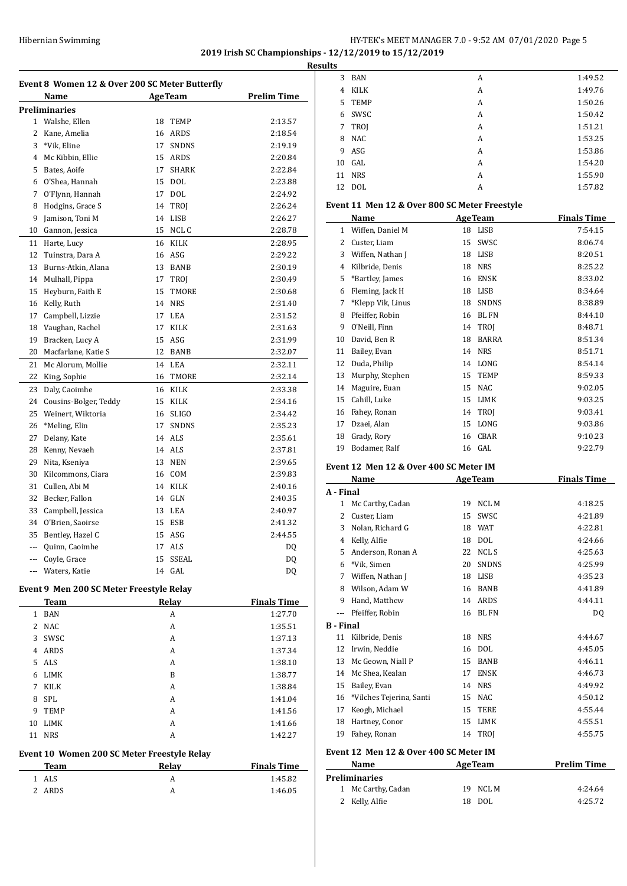## 2019 Irish SC Championships - 12/12/2019 to 15/12/2019

### Results

#### Event 8 Women 12 & Over 200 SC Meter Butterfly

| | Name | Age | Team | Prelim Time |
|---|---|---|---|---|
| **Preliminaries** | | | | |
| 1 | Walshe, Ellen | 18 | TEMP | 2:13.57 |
| 2 | Kane, Amelia | 16 | ARDS | 2:18.54 |
| 3 | *Vik, Eline | 17 | SNDNS | 2:19.19 |
| 4 | Mc Kibbin, Ellie | 15 | ARDS | 2:20.84 |
| 5 | Bates, Aoife | 17 | SHARK | 2:22.84 |
| 6 | O'Shea, Hannah | 15 | DOL | 2:23.88 |
| 7 | O'Flynn, Hannah | 17 | DOL | 2:24.92 |
| 8 | Hodgins, Grace S | 14 | TROJ | 2:26.24 |
| 9 | Jamison, Toni M | 14 | LISB | 2:26.27 |
| 10 | Gannon, Jessica | 15 | NCL C | 2:28.78 |
| 11 | Harte, Lucy | 16 | KILK | 2:28.95 |
| 12 | Tuinstra, Dara A | 16 | ASG | 2:29.22 |
| 13 | Burns-Atkin, Alana | 13 | BANB | 2:30.19 |
| 14 | Mulhall, Pippa | 17 | TROJ | 2:30.49 |
| 15 | Heyburn, Faith E | 15 | TMORE | 2:30.68 |
| 16 | Kelly, Ruth | 14 | NRS | 2:31.40 |
| 17 | Campbell, Lizzie | 17 | LEA | 2:31.52 |
| 18 | Vaughan, Rachel | 17 | KILK | 2:31.63 |
| 19 | Bracken, Lucy A | 15 | ASG | 2:31.99 |
| 20 | Macfarlane, Katie S | 12 | BANB | 2:32.07 |
| 21 | Mc Alorum, Mollie | 14 | LEA | 2:32.11 |
| 22 | King, Sophie | 16 | TMORE | 2:32.14 |
| 23 | Daly, Caoimhe | 16 | KILK | 2:33.38 |
| 24 | Cousins-Bolger, Teddy | 15 | KILK | 2:34.16 |
| 25 | Weinert, Wiktoria | 16 | SLIGO | 2:34.42 |
| 26 | *Meling, Elin | 17 | SNDNS | 2:35.23 |
| 27 | Delany, Kate | 14 | ALS | 2:35.61 |
| 28 | Kenny, Nevaeh | 14 | ALS | 2:37.81 |
| 29 | Nita, Kseniya | 13 | NEN | 2:39.65 |
| 30 | Kilcommons, Ciara | 16 | COM | 2:39.83 |
| 31 | Cullen, Abi M | 14 | KILK | 2:40.16 |
| 32 | Becker, Fallon | 14 | GLN | 2:40.35 |
| 33 | Campbell, Jessica | 13 | LEA | 2:40.97 |
| 34 | O'Brien, Saoirse | 15 | ESB | 2:41.32 |
| 35 | Bentley, Hazel C | 15 | ASG | 2:44.55 |
| --- | Quinn, Caoimhe | 17 | ALS | DQ |
| --- | Coyle, Grace | 15 | SSEAL | DQ |
| --- | Waters, Katie | 14 | GAL | DQ |

#### Event 9 Men 200 SC Meter Freestyle Relay

| | Team | Relay | Finals Time |
|---|---|---|---|
| 1 | BAN | A | 1:27.70 |
| 2 | NAC | A | 1:35.51 |
| 3 | SWSC | A | 1:37.13 |
| 4 | ARDS | A | 1:37.34 |
| 5 | ALS | A | 1:38.10 |
| 6 | LIMK | B | 1:38.77 |
| 7 | KILK | A | 1:38.84 |
| 8 | SPL | A | 1:41.04 |
| 9 | TEMP | A | 1:41.56 |
| 10 | LIMK | A | 1:41.66 |
| 11 | NRS | A | 1:42.27 |

#### Event 10 Women 200 SC Meter Freestyle Relay

| | Team | Relay | Finals Time |
|---|---|---|---|
| 1 | ALS | A | 1:45.82 |
| 2 | ARDS | A | 1:46.05 |
| 3 | BAN | A | 1:49.52 |
| 4 | KILK | A | 1:49.76 |
| 5 | TEMP | A | 1:50.26 |
| 6 | SWSC | A | 1:50.42 |
| 7 | TROJ | A | 1:51.21 |
| 8 | NAC | A | 1:53.25 |
| 9 | ASG | A | 1:53.86 |
| 10 | GAL | A | 1:54.20 |
| 11 | NRS | A | 1:55.90 |
| 12 | DOL | A | 1:57.82 |

#### Event 11 Men 12 & Over 800 SC Meter Freestyle

| | Name | Age | Team | Finals Time |
|---|---|---|---|---|
| 1 | Wiffen, Daniel M | 18 | LISB | 7:54.15 |
| 2 | Custer, Liam | 15 | SWSC | 8:06.74 |
| 3 | Wiffen, Nathan J | 18 | LISB | 8:20.51 |
| 4 | Kilbride, Denis | 18 | NRS | 8:25.22 |
| 5 | *Bartley, James | 16 | ENSK | 8:33.02 |
| 6 | Fleming, Jack H | 18 | LISB | 8:34.64 |
| 7 | *Klepp Vik, Linus | 18 | SNDNS | 8:38.89 |
| 8 | Pfeiffer, Robin | 16 | BL FN | 8:44.10 |
| 9 | O'Neill, Finn | 14 | TROJ | 8:48.71 |
| 10 | David, Ben R | 18 | BARRA | 8:51.34 |
| 11 | Bailey, Evan | 14 | NRS | 8:51.71 |
| 12 | Duda, Philip | 14 | LONG | 8:54.14 |
| 13 | Murphy, Stephen | 15 | TEMP | 8:59.33 |
| 14 | Maguire, Euan | 15 | NAC | 9:02.05 |
| 15 | Cahill, Luke | 15 | LIMK | 9:03.25 |
| 16 | Fahey, Ronan | 14 | TROJ | 9:03.41 |
| 17 | Dzaei, Alan | 15 | LONG | 9:03.86 |
| 18 | Grady, Rory | 16 | CBAR | 9:10.23 |
| 19 | Bodamer, Ralf | 16 | GAL | 9:22.79 |

#### Event 12 Men 12 & Over 400 SC Meter IM

| | Name | Age | Team | Finals Time |
|---|---|---|---|---|
| **A - Final** | | | | |
| 1 | Mc Carthy, Cadan | 19 | NCL M | 4:18.25 |
| 2 | Custer, Liam | 15 | SWSC | 4:21.89 |
| 3 | Nolan, Richard G | 18 | WAT | 4:22.81 |
| 4 | Kelly, Alfie | 18 | DOL | 4:24.66 |
| 5 | Anderson, Ronan A | 22 | NCL S | 4:25.63 |
| 6 | *Vik, Simen | 20 | SNDNS | 4:25.99 |
| 7 | Wiffen, Nathan J | 18 | LISB | 4:35.23 |
| 8 | Wilson, Adam W | 16 | BANB | 4:41.89 |
| 9 | Hand, Matthew | 14 | ARDS | 4:44.11 |
| --- | Pfeiffer, Robin | 16 | BL FN | DQ |
| **B - Final** | | | | |
| 11 | Kilbride, Denis | 18 | NRS | 4:44.67 |
| 12 | Irwin, Neddie | 16 | DOL | 4:45.05 |
| 13 | Mc Geown, Niall P | 15 | BANB | 4:46.11 |
| 14 | Mc Shea, Kealan | 17 | ENSK | 4:46.73 |
| 15 | Bailey, Evan | 14 | NRS | 4:49.92 |
| 16 | *Vilches Tejerina, Santi | 15 | NAC | 4:50.12 |
| 17 | Keogh, Michael | 15 | TERE | 4:55.44 |
| 18 | Hartney, Conor | 15 | LIMK | 4:55.51 |
| 19 | Fahey, Ronan | 14 | TROJ | 4:55.75 |

#### Event 12 Men 12 & Over 400 SC Meter IM

| | Name | Age | Team | Prelim Time |
|---|---|---|---|---|
| **Preliminaries** | | | | |
| 1 | Mc Carthy, Cadan | 19 | NCL M | 4:24.64 |
| 2 | Kelly, Alfie | 18 | DOL | 4:25.72 |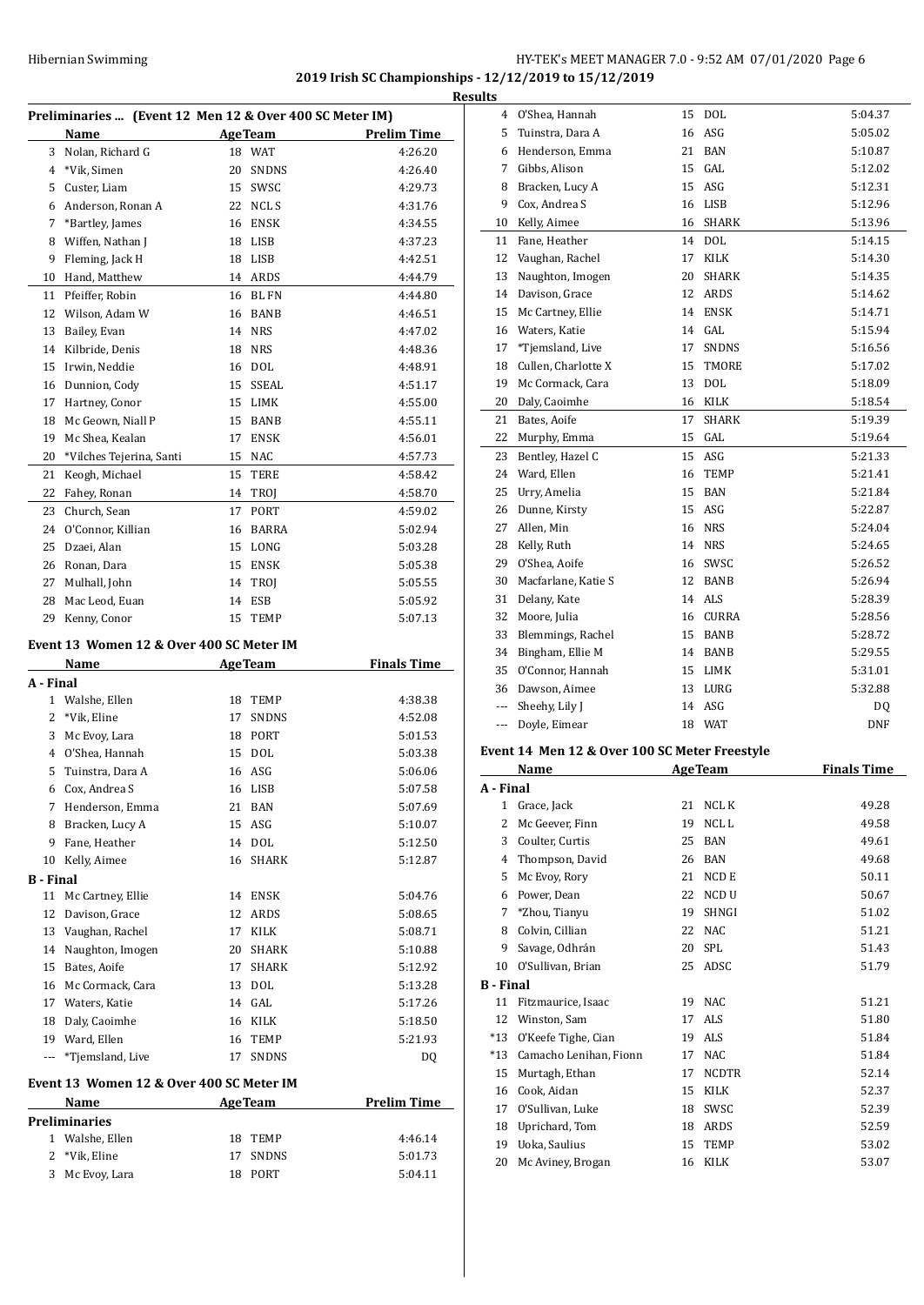## Preliminaries ... (Event 12 Men 12 & Over 400 SC Meter IM)

| | Name | Age | Team | Prelim Time |
|---|---|---|---|---|
| 3 | Nolan, Richard G | 18 | WAT | 4:26.20 |
| 4 | *Vik, Simen | 20 | SNDNS | 4:26.40 |
| 5 | Custer, Liam | 15 | SWSC | 4:29.73 |
| 6 | Anderson, Ronan A | 22 | NCL S | 4:31.76 |
| 7 | *Bartley, James | 16 | ENSK | 4:34.55 |
| 8 | Wiffen, Nathan J | 18 | LISB | 4:37.23 |
| 9 | Fleming, Jack H | 18 | LISB | 4:42.51 |
| 10 | Hand, Matthew | 14 | ARDS | 4:44.79 |
| 11 | Pfeiffer, Robin | 16 | BL FN | 4:44.80 |
| 12 | Wilson, Adam W | 16 | BANB | 4:46.51 |
| 13 | Bailey, Evan | 14 | NRS | 4:47.02 |
| 14 | Kilbride, Denis | 18 | NRS | 4:48.36 |
| 15 | Irwin, Neddie | 16 | DOL | 4:48.91 |
| 16 | Dunnion, Cody | 15 | SSEAL | 4:51.17 |
| 17 | Hartney, Conor | 15 | LIMK | 4:55.00 |
| 18 | Mc Geown, Niall P | 15 | BANB | 4:55.11 |
| 19 | Mc Shea, Kealan | 17 | ENSK | 4:56.01 |
| 20 | *Vilches Tejerina, Santi | 15 | NAC | 4:57.73 |
| 21 | Keogh, Michael | 15 | TERE | 4:58.42 |
| 22 | Fahey, Ronan | 14 | TROJ | 4:58.70 |
| 23 | Church, Sean | 17 | PORT | 4:59.02 |
| 24 | O'Connor, Killian | 16 | BARRA | 5:02.94 |
| 25 | Dzaei, Alan | 15 | LONG | 5:03.28 |
| 26 | Ronan, Dara | 15 | ENSK | 5:05.38 |
| 27 | Mulhall, John | 14 | TROJ | 5:05.55 |
| 28 | Mac Leod, Euan | 14 | ESB | 5:05.92 |
| 29 | Kenny, Conor | 15 | TEMP | 5:07.13 |

## Event 13 Women 12 & Over 400 SC Meter IM

| | Name | Age | Team | Finals Time |
|---|---|---|---|---|
| **A - Final** | | | | |
| 1 | Walshe, Ellen | 18 | TEMP | 4:38.38 |
| 2 | *Vik, Eline | 17 | SNDNS | 4:52.08 |
| 3 | Mc Evoy, Lara | 18 | PORT | 5:01.53 |
| 4 | O'Shea, Hannah | 15 | DOL | 5:03.38 |
| 5 | Tuinstra, Dara A | 16 | ASG | 5:06.06 |
| 6 | Cox, Andrea S | 16 | LISB | 5:07.58 |
| 7 | Henderson, Emma | 21 | BAN | 5:07.69 |
| 8 | Bracken, Lucy A | 15 | ASG | 5:10.07 |
| 9 | Fane, Heather | 14 | DOL | 5:12.50 |
| 10 | Kelly, Aimee | 16 | SHARK | 5:12.87 |
| **B - Final** | | | | |
| 11 | Mc Cartney, Ellie | 14 | ENSK | 5:04.76 |
| 12 | Davison, Grace | 12 | ARDS | 5:08.65 |
| 13 | Vaughan, Rachel | 17 | KILK | 5:08.71 |
| 14 | Naughton, Imogen | 20 | SHARK | 5:10.88 |
| 15 | Bates, Aoife | 17 | SHARK | 5:12.92 |
| 16 | Mc Cormack, Cara | 13 | DOL | 5:13.28 |
| 17 | Waters, Katie | 14 | GAL | 5:17.26 |
| 18 | Daly, Caoimhe | 16 | KILK | 5:18.50 |
| 19 | Ward, Ellen | 16 | TEMP | 5:21.93 |
| --- | *Tjemsland, Live | 17 | SNDNS | DQ |

## Event 13 Women 12 & Over 400 SC Meter IM

| | Name | Age | Team | Prelim Time |
|---|---|---|---|---|
| **Preliminaries** | | | | |
| 1 | Walshe, Ellen | 18 | TEMP | 4:46.14 |
| 2 | *Vik, Eline | 17 | SNDNS | 5:01.73 |
| 3 | Mc Evoy, Lara | 18 | PORT | 5:04.11 |
| 4 | O'Shea, Hannah | 15 | DOL | 5:04.37 |
| 5 | Tuinstra, Dara A | 16 | ASG | 5:05.02 |
| 6 | Henderson, Emma | 21 | BAN | 5:10.87 |
| 7 | Gibbs, Alison | 15 | GAL | 5:12.02 |
| 8 | Bracken, Lucy A | 15 | ASG | 5:12.31 |
| 9 | Cox, Andrea S | 16 | LISB | 5:12.96 |
| 10 | Kelly, Aimee | 16 | SHARK | 5:13.96 |
| 11 | Fane, Heather | 14 | DOL | 5:14.15 |
| 12 | Vaughan, Rachel | 17 | KILK | 5:14.30 |
| 13 | Naughton, Imogen | 20 | SHARK | 5:14.35 |
| 14 | Davison, Grace | 12 | ARDS | 5:14.62 |
| 15 | Mc Cartney, Ellie | 14 | ENSK | 5:14.71 |
| 16 | Waters, Katie | 14 | GAL | 5:15.94 |
| 17 | *Tjemsland, Live | 17 | SNDNS | 5:16.56 |
| 18 | Cullen, Charlotte X | 15 | TMORE | 5:17.02 |
| 19 | Mc Cormack, Cara | 13 | DOL | 5:18.09 |
| 20 | Daly, Caoimhe | 16 | KILK | 5:18.54 |
| 21 | Bates, Aoife | 17 | SHARK | 5:19.39 |
| 22 | Murphy, Emma | 15 | GAL | 5:19.64 |
| 23 | Bentley, Hazel C | 15 | ASG | 5:21.33 |
| 24 | Ward, Ellen | 16 | TEMP | 5:21.41 |
| 25 | Urry, Amelia | 15 | BAN | 5:21.84 |
| 26 | Dunne, Kirsty | 15 | ASG | 5:22.87 |
| 27 | Allen, Min | 16 | NRS | 5:24.04 |
| 28 | Kelly, Ruth | 14 | NRS | 5:24.65 |
| 29 | O'Shea, Aoife | 16 | SWSC | 5:26.52 |
| 30 | Macfarlane, Katie S | 12 | BANB | 5:26.94 |
| 31 | Delany, Kate | 14 | ALS | 5:28.39 |
| 32 | Moore, Julia | 16 | CURRA | 5:28.56 |
| 33 | Blemmings, Rachel | 15 | BANB | 5:28.72 |
| 34 | Bingham, Ellie M | 14 | BANB | 5:29.55 |
| 35 | O'Connor, Hannah | 15 | LIMK | 5:31.01 |
| 36 | Dawson, Aimee | 13 | LURG | 5:32.88 |
| --- | Sheehy, Lily J | 14 | ASG | DQ |
| --- | Doyle, Eimear | 18 | WAT | DNF |

## Event 14 Men 12 & Over 100 SC Meter Freestyle

| | Name | Age | Team | Finals Time |
|---|---|---|---|---|
| **A - Final** | | | | |
| 1 | Grace, Jack | 21 | NCL K | 49.28 |
| 2 | Mc Geever, Finn | 19 | NCL L | 49.58 |
| 3 | Coulter, Curtis | 25 | BAN | 49.61 |
| 4 | Thompson, David | 26 | BAN | 49.68 |
| 5 | Mc Evoy, Rory | 21 | NCD E | 50.11 |
| 6 | Power, Dean | 22 | NCD U | 50.67 |
| 7 | *Zhou, Tianyu | 19 | SHNGI | 51.02 |
| 8 | Colvin, Cillian | 22 | NAC | 51.21 |
| 9 | Savage, Odhrán | 20 | SPL | 51.43 |
| 10 | O'Sullivan, Brian | 25 | ADSC | 51.79 |
| **B - Final** | | | | |
| 11 | Fitzmaurice, Isaac | 19 | NAC | 51.21 |
| 12 | Winston, Sam | 17 | ALS | 51.80 |
| *13 | O'Keefe Tighe, Cian | 19 | ALS | 51.84 |
| *13 | Camacho Lenihan, Fionn | 17 | NAC | 51.84 |
| 15 | Murtagh, Ethan | 17 | NCDTR | 52.14 |
| 16 | Cook, Aidan | 15 | KILK | 52.37 |
| 17 | O'Sullivan, Luke | 18 | SWSC | 52.39 |
| 18 | Uprichard, Tom | 18 | ARDS | 52.59 |
| 19 | Uoka, Saulius | 15 | TEMP | 53.02 |
| 20 | Mc Aviney, Brogan | 16 | KILK | 53.07 |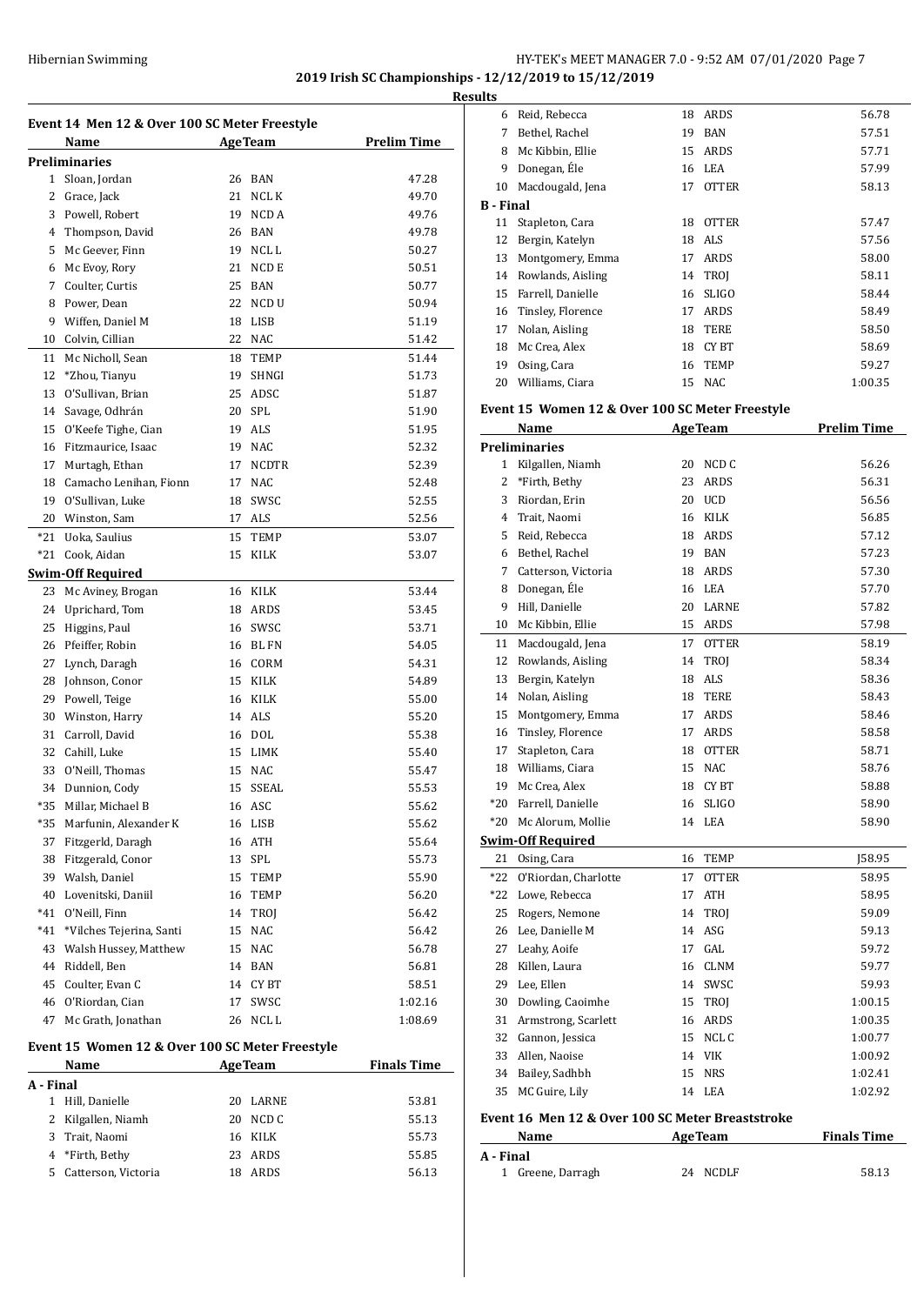## 2019 Irish SC Championships - 12/12/2019 to 15/12/2019

### Results

### Event 14 Men 12 & Over 100 SC Meter Freestyle

| | Name | Age | Team | Prelim Time |
|---|---|---|---|---|
| **Preliminaries** | | | | |
| 1 | Sloan, Jordan | 26 | BAN | 47.28 |
| 2 | Grace, Jack | 21 | NCL K | 49.70 |
| 3 | Powell, Robert | 19 | NCD A | 49.76 |
| 4 | Thompson, David | 26 | BAN | 49.78 |
| 5 | Mc Geever, Finn | 19 | NCL L | 50.27 |
| 6 | Mc Evoy, Rory | 21 | NCD E | 50.51 |
| 7 | Coulter, Curtis | 25 | BAN | 50.77 |
| 8 | Power, Dean | 22 | NCD U | 50.94 |
| 9 | Wiffen, Daniel M | 18 | LISB | 51.19 |
| 10 | Colvin, Cillian | 22 | NAC | 51.42 |
| 11 | Mc Nicholl, Sean | 18 | TEMP | 51.44 |
| 12 | *Zhou, Tianyu | 19 | SHNGI | 51.73 |
| 13 | O'Sullivan, Brian | 25 | ADSC | 51.87 |
| 14 | Savage, Odhrán | 20 | SPL | 51.90 |
| 15 | O'Keefe Tighe, Cian | 19 | ALS | 51.95 |
| 16 | Fitzmaurice, Isaac | 19 | NAC | 52.32 |
| 17 | Murtagh, Ethan | 17 | NCDTR | 52.39 |
| 18 | Camacho Lenihan, Fionn | 17 | NAC | 52.48 |
| 19 | O'Sullivan, Luke | 18 | SWSC | 52.55 |
| 20 | Winston, Sam | 17 | ALS | 52.56 |
| *21 | Uoka, Saulius | 15 | TEMP | 53.07 |
| *21 | Cook, Aidan | 15 | KILK | 53.07 |
| **Swim-Off Required** | | | | |
| 23 | Mc Aviney, Brogan | 16 | KILK | 53.44 |
| 24 | Uprichard, Tom | 18 | ARDS | 53.45 |
| 25 | Higgins, Paul | 16 | SWSC | 53.71 |
| 26 | Pfeiffer, Robin | 16 | BL FN | 54.05 |
| 27 | Lynch, Daragh | 16 | CORM | 54.31 |
| 28 | Johnson, Conor | 15 | KILK | 54.89 |
| 29 | Powell, Teige | 16 | KILK | 55.00 |
| 30 | Winston, Harry | 14 | ALS | 55.20 |
| 31 | Carroll, David | 16 | DOL | 55.38 |
| 32 | Cahill, Luke | 15 | LIMK | 55.40 |
| 33 | O'Neill, Thomas | 15 | NAC | 55.47 |
| 34 | Dunnion, Cody | 15 | SSEAL | 55.53 |
| *35 | Millar, Michael B | 16 | ASC | 55.62 |
| *35 | Marfunin, Alexander K | 16 | LISB | 55.62 |
| 37 | Fitzgerld, Daragh | 16 | ATH | 55.64 |
| 38 | Fitzgerald, Conor | 13 | SPL | 55.73 |
| 39 | Walsh, Daniel | 15 | TEMP | 55.90 |
| 40 | Lovenitski, Daniil | 16 | TEMP | 56.20 |
| *41 | O'Neill, Finn | 14 | TROJ | 56.42 |
| *41 | *Vilches Tejerina, Santi | 15 | NAC | 56.42 |
| 43 | Walsh Hussey, Matthew | 15 | NAC | 56.78 |
| 44 | Riddell, Ben | 14 | BAN | 56.81 |
| 45 | Coulter, Evan C | 14 | CY BT | 58.51 |
| 46 | O'Riordan, Cian | 17 | SWSC | 1:02.16 |
| 47 | Mc Grath, Jonathan | 26 | NCL L | 1:08.69 |

### Event 15 Women 12 & Over 100 SC Meter Freestyle

| | Name | Age | Team | Finals Time |
|---|---|---|---|---|
| **A - Final** | | | | |
| 1 | Hill, Danielle | 20 | LARNE | 53.81 |
| 2 | Kilgallen, Niamh | 20 | NCD C | 55.13 |
| 3 | Trait, Naomi | 16 | KILK | 55.73 |
| 4 | *Firth, Bethy | 23 | ARDS | 55.85 |
| 5 | Catterson, Victoria | 18 | ARDS | 56.13 |
| 6 | Reid, Rebecca | 18 | ARDS | 56.78 |
| 7 | Bethel, Rachel | 19 | BAN | 57.51 |
| 8 | Mc Kibbin, Ellie | 15 | ARDS | 57.71 |
| 9 | Donegan, Éle | 16 | LEA | 57.99 |
| 10 | Macdougald, Jena | 17 | OTTER | 58.13 |
| **B - Final** | | | | |
| 11 | Stapleton, Cara | 18 | OTTER | 57.47 |
| 12 | Bergin, Katelyn | 18 | ALS | 57.56 |
| 13 | Montgomery, Emma | 17 | ARDS | 58.00 |
| 14 | Rowlands, Aisling | 14 | TROJ | 58.11 |
| 15 | Farrell, Danielle | 16 | SLIGO | 58.44 |
| 16 | Tinsley, Florence | 17 | ARDS | 58.49 |
| 17 | Nolan, Aisling | 18 | TERE | 58.50 |
| 18 | Mc Crea, Alex | 18 | CY BT | 58.69 |
| 19 | Osing, Cara | 16 | TEMP | 59.27 |
| 20 | Williams, Ciara | 15 | NAC | 1:00.35 |

### Event 15 Women 12 & Over 100 SC Meter Freestyle

| | Name | Age | Team | Prelim Time |
|---|---|---|---|---|
| **Preliminaries** | | | | |
| 1 | Kilgallen, Niamh | 20 | NCD C | 56.26 |
| 2 | *Firth, Bethy | 23 | ARDS | 56.31 |
| 3 | Riordan, Erin | 20 | UCD | 56.56 |
| 4 | Trait, Naomi | 16 | KILK | 56.85 |
| 5 | Reid, Rebecca | 18 | ARDS | 57.12 |
| 6 | Bethel, Rachel | 19 | BAN | 57.23 |
| 7 | Catterson, Victoria | 18 | ARDS | 57.30 |
| 8 | Donegan, Éle | 16 | LEA | 57.70 |
| 9 | Hill, Danielle | 20 | LARNE | 57.82 |
| 10 | Mc Kibbin, Ellie | 15 | ARDS | 57.98 |
| 11 | Macdougald, Jena | 17 | OTTER | 58.19 |
| 12 | Rowlands, Aisling | 14 | TROJ | 58.34 |
| 13 | Bergin, Katelyn | 18 | ALS | 58.36 |
| 14 | Nolan, Aisling | 18 | TERE | 58.43 |
| 15 | Montgomery, Emma | 17 | ARDS | 58.46 |
| 16 | Tinsley, Florence | 17 | ARDS | 58.58 |
| 17 | Stapleton, Cara | 18 | OTTER | 58.71 |
| 18 | Williams, Ciara | 15 | NAC | 58.76 |
| 19 | Mc Crea, Alex | 18 | CY BT | 58.88 |
| *20 | Farrell, Danielle | 16 | SLIGO | 58.90 |
| *20 | Mc Alorum, Mollie | 14 | LEA | 58.90 |
| **Swim-Off Required** | | | | |
| 21 | Osing, Cara | 16 | TEMP | J58.95 |
| *22 | O'Riordan, Charlotte | 17 | OTTER | 58.95 |
| *22 | Lowe, Rebecca | 17 | ATH | 58.95 |
| 25 | Rogers, Nemone | 14 | TROJ | 59.09 |
| 26 | Lee, Danielle M | 14 | ASG | 59.13 |
| 27 | Leahy, Aoife | 17 | GAL | 59.72 |
| 28 | Killen, Laura | 16 | CLNM | 59.77 |
| 29 | Lee, Ellen | 14 | SWSC | 59.93 |
| 30 | Dowling, Caoimhe | 15 | TROJ | 1:00.15 |
| 31 | Armstrong, Scarlett | 16 | ARDS | 1:00.35 |
| 32 | Gannon, Jessica | 15 | NCL C | 1:00.77 |
| 33 | Allen, Naoise | 14 | VIK | 1:00.92 |
| 34 | Bailey, Sadhbh | 15 | NRS | 1:02.41 |
| 35 | MC Guire, Lily | 14 | LEA | 1:02.92 |

### Event 16 Men 12 & Over 100 SC Meter Breaststroke

| | Name | Age | Team | Finals Time |
|---|---|---|---|---|
| **A - Final** | | | | |
| 1 | Greene, Darragh | 24 | NCDLF | 58.13 |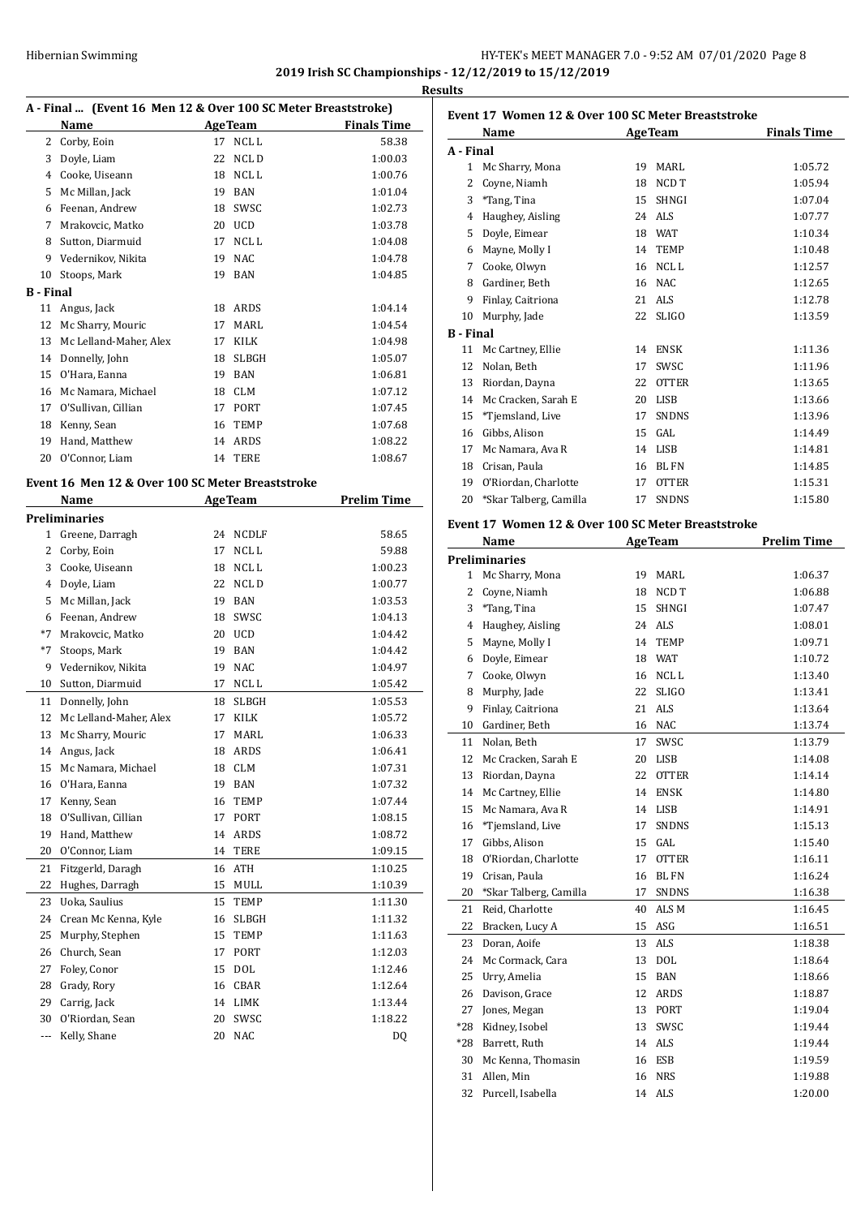## 2019 Irish SC Championships - 12/12/2019 to 15/12/2019

### Results

#### A - Final ... (Event 16 Men 12 & Over 100 SC Meter Breaststroke)

| | Name | Age | Team | Finals Time |
|---|---|---|---|---|
| 2 | Corby, Eoin | 17 | NCL L | 58.38 |
| 3 | Doyle, Liam | 22 | NCL D | 1:00.03 |
| 4 | Cooke, Uiseann | 18 | NCL L | 1:00.76 |
| 5 | Mc Millan, Jack | 19 | BAN | 1:01.04 |
| 6 | Feenan, Andrew | 18 | SWSC | 1:02.73 |
| 7 | Mrakovcic, Matko | 20 | UCD | 1:03.78 |
| 8 | Sutton, Diarmuid | 17 | NCL L | 1:04.08 |
| 9 | Vedernikov, Nikita | 19 | NAC | 1:04.78 |
| 10 | Stoops, Mark | 19 | BAN | 1:04.85 |
| **B - Final** | | | | |
| 11 | Angus, Jack | 18 | ARDS | 1:04.14 |
| 12 | Mc Sharry, Mouric | 17 | MARL | 1:04.54 |
| 13 | Mc Lelland-Maher, Alex | 17 | KILK | 1:04.98 |
| 14 | Donnelly, John | 18 | SLBGH | 1:05.07 |
| 15 | O'Hara, Eanna | 19 | BAN | 1:06.81 |
| 16 | Mc Namara, Michael | 18 | CLM | 1:07.12 |
| 17 | O'Sullivan, Cillian | 17 | PORT | 1:07.45 |
| 18 | Kenny, Sean | 16 | TEMP | 1:07.68 |
| 19 | Hand, Matthew | 14 | ARDS | 1:08.22 |
| 20 | O'Connor, Liam | 14 | TERE | 1:08.67 |

#### Event 16 Men 12 & Over 100 SC Meter Breaststroke

| | Name | Age | Team | Prelim Time |
|---|---|---|---|---|
| **Preliminaries** | | | | |
| 1 | Greene, Darragh | 24 | NCDLF | 58.65 |
| 2 | Corby, Eoin | 17 | NCL L | 59.88 |
| 3 | Cooke, Uiseann | 18 | NCL L | 1:00.23 |
| 4 | Doyle, Liam | 22 | NCL D | 1:00.77 |
| 5 | Mc Millan, Jack | 19 | BAN | 1:03.53 |
| 6 | Feenan, Andrew | 18 | SWSC | 1:04.13 |
| *7 | Mrakovcic, Matko | 20 | UCD | 1:04.42 |
| *7 | Stoops, Mark | 19 | BAN | 1:04.42 |
| 9 | Vedernikov, Nikita | 19 | NAC | 1:04.97 |
| 10 | Sutton, Diarmuid | 17 | NCL L | 1:05.42 |
| 11 | Donnelly, John | 18 | SLBGH | 1:05.53 |
| 12 | Mc Lelland-Maher, Alex | 17 | KILK | 1:05.72 |
| 13 | Mc Sharry, Mouric | 17 | MARL | 1:06.33 |
| 14 | Angus, Jack | 18 | ARDS | 1:06.41 |
| 15 | Mc Namara, Michael | 18 | CLM | 1:07.31 |
| 16 | O'Hara, Eanna | 19 | BAN | 1:07.32 |
| 17 | Kenny, Sean | 16 | TEMP | 1:07.44 |
| 18 | O'Sullivan, Cillian | 17 | PORT | 1:08.15 |
| 19 | Hand, Matthew | 14 | ARDS | 1:08.72 |
| 20 | O'Connor, Liam | 14 | TERE | 1:09.15 |
| 21 | Fitzgerld, Daragh | 16 | ATH | 1:10.25 |
| 22 | Hughes, Darragh | 15 | MULL | 1:10.39 |
| 23 | Uoka, Saulius | 15 | TEMP | 1:11.30 |
| 24 | Crean Mc Kenna, Kyle | 16 | SLBGH | 1:11.32 |
| 25 | Murphy, Stephen | 15 | TEMP | 1:11.63 |
| 26 | Church, Sean | 17 | PORT | 1:12.03 |
| 27 | Foley, Conor | 15 | DOL | 1:12.46 |
| 28 | Grady, Rory | 16 | CBAR | 1:12.64 |
| 29 | Carrig, Jack | 14 | LIMK | 1:13.44 |
| 30 | O'Riordan, Sean | 20 | SWSC | 1:18.22 |
| --- | Kelly, Shane | 20 | NAC | DQ |

#### Event 17 Women 12 & Over 100 SC Meter Breaststroke

| | Name | Age | Team | Finals Time |
|---|---|---|---|---|
| **A - Final** | | | | |
| 1 | Mc Sharry, Mona | 19 | MARL | 1:05.72 |
| 2 | Coyne, Niamh | 18 | NCD T | 1:05.94 |
| 3 | *Tang, Tina | 15 | SHNGI | 1:07.04 |
| 4 | Haughey, Aisling | 24 | ALS | 1:07.77 |
| 5 | Doyle, Eimear | 18 | WAT | 1:10.34 |
| 6 | Mayne, Molly I | 14 | TEMP | 1:10.48 |
| 7 | Cooke, Olwyn | 16 | NCL L | 1:12.57 |
| 8 | Gardiner, Beth | 16 | NAC | 1:12.65 |
| 9 | Finlay, Caitriona | 21 | ALS | 1:12.78 |
| 10 | Murphy, Jade | 22 | SLIGO | 1:13.59 |
| **B - Final** | | | | |
| 11 | Mc Cartney, Ellie | 14 | ENSK | 1:11.36 |
| 12 | Nolan, Beth | 17 | SWSC | 1:11.96 |
| 13 | Riordan, Dayna | 22 | OTTER | 1:13.65 |
| 14 | Mc Cracken, Sarah E | 20 | LISB | 1:13.66 |
| 15 | *Tjemsland, Live | 17 | SNDNS | 1:13.96 |
| 16 | Gibbs, Alison | 15 | GAL | 1:14.49 |
| 17 | Mc Namara, Ava R | 14 | LISB | 1:14.81 |
| 18 | Crisan, Paula | 16 | BL FN | 1:14.85 |
| 19 | O'Riordan, Charlotte | 17 | OTTER | 1:15.31 |
| 20 | *Skar Talberg, Camilla | 17 | SNDNS | 1:15.80 |

#### Event 17 Women 12 & Over 100 SC Meter Breaststroke

| | Name | Age | Team | Prelim Time |
|---|---|---|---|---|
| **Preliminaries** | | | | |
| 1 | Mc Sharry, Mona | 19 | MARL | 1:06.37 |
| 2 | Coyne, Niamh | 18 | NCD T | 1:06.88 |
| 3 | *Tang, Tina | 15 | SHNGI | 1:07.47 |
| 4 | Haughey, Aisling | 24 | ALS | 1:08.01 |
| 5 | Mayne, Molly I | 14 | TEMP | 1:09.71 |
| 6 | Doyle, Eimear | 18 | WAT | 1:10.72 |
| 7 | Cooke, Olwyn | 16 | NCL L | 1:13.40 |
| 8 | Murphy, Jade | 22 | SLIGO | 1:13.41 |
| 9 | Finlay, Caitriona | 21 | ALS | 1:13.64 |
| 10 | Gardiner, Beth | 16 | NAC | 1:13.74 |
| 11 | Nolan, Beth | 17 | SWSC | 1:13.79 |
| 12 | Mc Cracken, Sarah E | 20 | LISB | 1:14.08 |
| 13 | Riordan, Dayna | 22 | OTTER | 1:14.14 |
| 14 | Mc Cartney, Ellie | 14 | ENSK | 1:14.80 |
| 15 | Mc Namara, Ava R | 14 | LISB | 1:14.91 |
| 16 | *Tjemsland, Live | 17 | SNDNS | 1:15.13 |
| 17 | Gibbs, Alison | 15 | GAL | 1:15.40 |
| 18 | O'Riordan, Charlotte | 17 | OTTER | 1:16.11 |
| 19 | Crisan, Paula | 16 | BL FN | 1:16.24 |
| 20 | *Skar Talberg, Camilla | 17 | SNDNS | 1:16.38 |
| 21 | Reid, Charlotte | 40 | ALS M | 1:16.45 |
| 22 | Bracken, Lucy A | 15 | ASG | 1:16.51 |
| 23 | Doran, Aoife | 13 | ALS | 1:18.38 |
| 24 | Mc Cormack, Cara | 13 | DOL | 1:18.64 |
| 25 | Urry, Amelia | 15 | BAN | 1:18.66 |
| 26 | Davison, Grace | 12 | ARDS | 1:18.87 |
| 27 | Jones, Megan | 13 | PORT | 1:19.04 |
| *28 | Kidney, Isobel | 13 | SWSC | 1:19.44 |
| *28 | Barrett, Ruth | 14 | ALS | 1:19.44 |
| 30 | Mc Kenna, Thomasin | 16 | ESB | 1:19.59 |
| 31 | Allen, Min | 16 | NRS | 1:19.88 |
| 32 | Purcell, Isabella | 14 | ALS | 1:20.00 |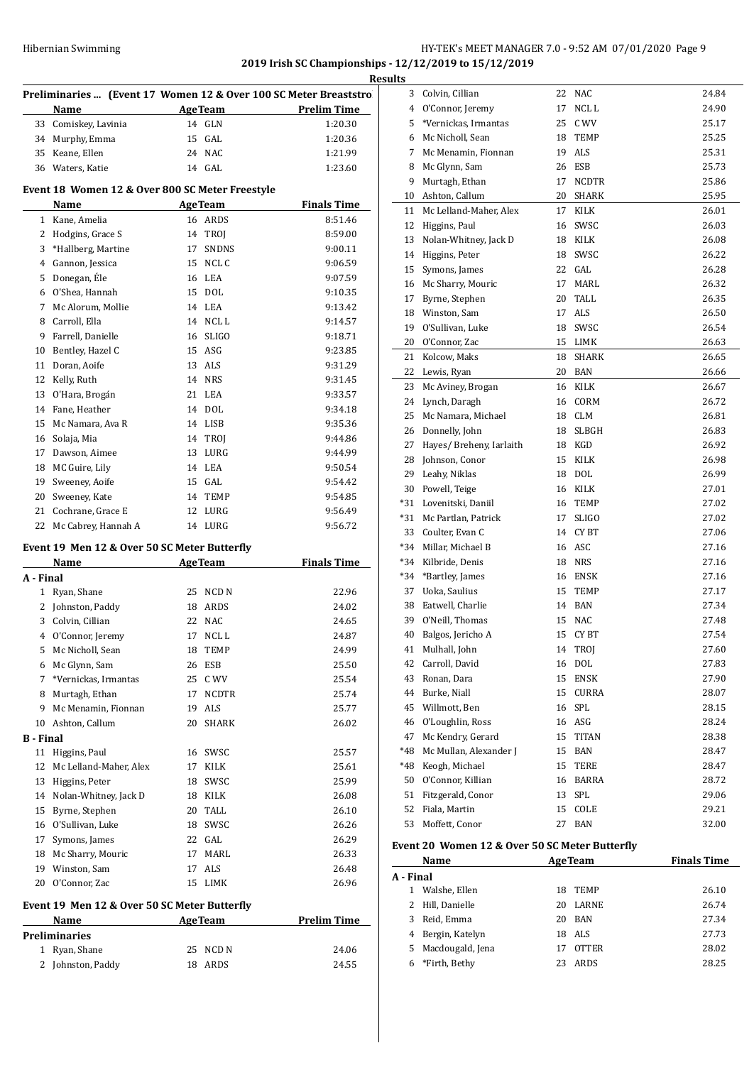## 2019 Irish SC Championships - 12/12/2019 to 15/12/2019

### Results

**Preliminaries ... (Event 17 Women 12 & Over 100 SC Meter Breaststroke)**

| | Name | Age | Team | Prelim Time |
|---|---|---|---|---|
| 33 | Comiskey, Lavinia | 14 | GLN | 1:20.30 |
| 34 | Murphy, Emma | 15 | GAL | 1:20.36 |
| 35 | Keane, Ellen | 24 | NAC | 1:21.99 |
| 36 | Waters, Katie | 14 | GAL | 1:23.60 |

### Event 18 Women 12 & Over 800 SC Meter Freestyle

| | Name | Age | Team | Finals Time |
|---|---|---|---|---|
| 1 | Kane, Amelia | 16 | ARDS | 8:51.46 |
| 2 | Hodgins, Grace S | 14 | TROJ | 8:59.00 |
| 3 | *Hallberg, Martine | 17 | SNDNS | 9:00.11 |
| 4 | Gannon, Jessica | 15 | NCL C | 9:06.59 |
| 5 | Donegan, Éle | 16 | LEA | 9:07.59 |
| 6 | O'Shea, Hannah | 15 | DOL | 9:10.35 |
| 7 | Mc Alorum, Mollie | 14 | LEA | 9:13.42 |
| 8 | Carroll, Ella | 14 | NCL L | 9:14.57 |
| 9 | Farrell, Danielle | 16 | SLIGO | 9:18.71 |
| 10 | Bentley, Hazel C | 15 | ASG | 9:23.85 |
| 11 | Doran, Aoife | 13 | ALS | 9:31.29 |
| 12 | Kelly, Ruth | 14 | NRS | 9:31.45 |
| 13 | O'Hara, Brogán | 21 | LEA | 9:33.57 |
| 14 | Fane, Heather | 14 | DOL | 9:34.18 |
| 15 | Mc Namara, Ava R | 14 | LISB | 9:35.36 |
| 16 | Solaja, Mia | 14 | TROJ | 9:44.86 |
| 17 | Dawson, Aimee | 13 | LURG | 9:44.99 |
| 18 | MC Guire, Lily | 14 | LEA | 9:50.54 |
| 19 | Sweeney, Aoife | 15 | GAL | 9:54.42 |
| 20 | Sweeney, Kate | 14 | TEMP | 9:54.85 |
| 21 | Cochrane, Grace E | 12 | LURG | 9:56.49 |
| 22 | Mc Cabrey, Hannah A | 14 | LURG | 9:56.72 |

### Event 19 Men 12 & Over 50 SC Meter Butterfly

| | Name | Age | Team | Finals Time |
|---|---|---|---|---|
| **A - Final** | | | | |
| 1 | Ryan, Shane | 25 | NCD N | 22.96 |
| 2 | Johnston, Paddy | 18 | ARDS | 24.02 |
| 3 | Colvin, Cillian | 22 | NAC | 24.65 |
| 4 | O'Connor, Jeremy | 17 | NCL L | 24.87 |
| 5 | Mc Nicholl, Sean | 18 | TEMP | 24.99 |
| 6 | Mc Glynn, Sam | 26 | ESB | 25.50 |
| 7 | *Vernickas, Irmantas | 25 | C WV | 25.54 |
| 8 | Murtagh, Ethan | 17 | NCDTR | 25.74 |
| 9 | Mc Menamin, Fionnan | 19 | ALS | 25.77 |
| 10 | Ashton, Callum | 20 | SHARK | 26.02 |
| **B - Final** | | | | |
| 11 | Higgins, Paul | 16 | SWSC | 25.57 |
| 12 | Mc Lelland-Maher, Alex | 17 | KILK | 25.61 |
| 13 | Higgins, Peter | 18 | SWSC | 25.99 |
| 14 | Nolan-Whitney, Jack D | 18 | KILK | 26.08 |
| 15 | Byrne, Stephen | 20 | TALL | 26.10 |
| 16 | O'Sullivan, Luke | 18 | SWSC | 26.26 |
| 17 | Symons, James | 22 | GAL | 26.29 |
| 18 | Mc Sharry, Mouric | 17 | MARL | 26.33 |
| 19 | Winston, Sam | 17 | ALS | 26.48 |
| 20 | O'Connor, Zac | 15 | LIMK | 26.96 |

### Event 19 Men 12 & Over 50 SC Meter Butterfly

| | Name | Age | Team | Prelim Time |
|---|---|---|---|---|
| **Preliminaries** | | | | |
| 1 | Ryan, Shane | 25 | NCD N | 24.06 |
| 2 | Johnston, Paddy | 18 | ARDS | 24.55 |
| 3 | Colvin, Cillian | 22 | NAC | 24.84 |
| 4 | O'Connor, Jeremy | 17 | NCL L | 24.90 |
| 5 | *Vernickas, Irmantas | 25 | C WV | 25.17 |
| 6 | Mc Nicholl, Sean | 18 | TEMP | 25.25 |
| 7 | Mc Menamin, Fionnan | 19 | ALS | 25.31 |
| 8 | Mc Glynn, Sam | 26 | ESB | 25.73 |
| 9 | Murtagh, Ethan | 17 | NCDTR | 25.86 |
| 10 | Ashton, Callum | 20 | SHARK | 25.95 |
| 11 | Mc Lelland-Maher, Alex | 17 | KILK | 26.01 |
| 12 | Higgins, Paul | 16 | SWSC | 26.03 |
| 13 | Nolan-Whitney, Jack D | 18 | KILK | 26.08 |
| 14 | Higgins, Peter | 18 | SWSC | 26.22 |
| 15 | Symons, James | 22 | GAL | 26.28 |
| 16 | Mc Sharry, Mouric | 17 | MARL | 26.32 |
| 17 | Byrne, Stephen | 20 | TALL | 26.35 |
| 18 | Winston, Sam | 17 | ALS | 26.50 |
| 19 | O'Sullivan, Luke | 18 | SWSC | 26.54 |
| 20 | O'Connor, Zac | 15 | LIMK | 26.63 |
| 21 | Kolcow, Maks | 18 | SHARK | 26.65 |
| 22 | Lewis, Ryan | 20 | BAN | 26.66 |
| 23 | Mc Aviney, Brogan | 16 | KILK | 26.67 |
| 24 | Lynch, Daragh | 16 | CORM | 26.72 |
| 25 | Mc Namara, Michael | 18 | CLM | 26.81 |
| 26 | Donnelly, John | 18 | SLBGH | 26.83 |
| 27 | Hayes/ Breheny, Iarlaith | 18 | KGD | 26.92 |
| 28 | Johnson, Conor | 15 | KILK | 26.98 |
| 29 | Leahy, Niklas | 18 | DOL | 26.99 |
| 30 | Powell, Teige | 16 | KILK | 27.01 |
| *31 | Lovenitski, Daniil | 16 | TEMP | 27.02 |
| *31 | Mc Partlan, Patrick | 17 | SLIGO | 27.02 |
| 33 | Coulter, Evan C | 14 | CY BT | 27.06 |
| *34 | Millar, Michael B | 16 | ASC | 27.16 |
| *34 | Kilbride, Denis | 18 | NRS | 27.16 |
| *34 | *Bartley, James | 16 | ENSK | 27.16 |
| 37 | Uoka, Saulius | 15 | TEMP | 27.17 |
| 38 | Eatwell, Charlie | 14 | BAN | 27.34 |
| 39 | O'Neill, Thomas | 15 | NAC | 27.48 |
| 40 | Balgos, Jericho A | 15 | CY BT | 27.54 |
| 41 | Mulhall, John | 14 | TROJ | 27.60 |
| 42 | Carroll, David | 16 | DOL | 27.83 |
| 43 | Ronan, Dara | 15 | ENSK | 27.90 |
| 44 | Burke, Niall | 15 | CURRA | 28.07 |
| 45 | Willmott, Ben | 16 | SPL | 28.15 |
| 46 | O'Loughlin, Ross | 16 | ASG | 28.24 |
| 47 | Mc Kendry, Gerard | 15 | TITAN | 28.38 |
| *48 | Mc Mullan, Alexander J | 15 | BAN | 28.47 |
| *48 | Keogh, Michael | 15 | TERE | 28.47 |
| 50 | O'Connor, Killian | 16 | BARRA | 28.72 |
| 51 | Fitzgerald, Conor | 13 | SPL | 29.06 |
| 52 | Fiala, Martin | 15 | COLE | 29.21 |
| 53 | Moffett, Conor | 27 | BAN | 32.00 |

### Event 20 Women 12 & Over 50 SC Meter Butterfly

| | Name | Age | Team | Finals Time |
|---|---|---|---|---|
| **A - Final** | | | | |
| 1 | Walshe, Ellen | 18 | TEMP | 26.10 |
| 2 | Hill, Danielle | 20 | LARNE | 26.74 |
| 3 | Reid, Emma | 20 | BAN | 27.34 |
| 4 | Bergin, Katelyn | 18 | ALS | 27.73 |
| 5 | Macdougald, Jena | 17 | OTTER | 28.02 |
| 6 | *Firth, Bethy | 23 | ARDS | 28.25 |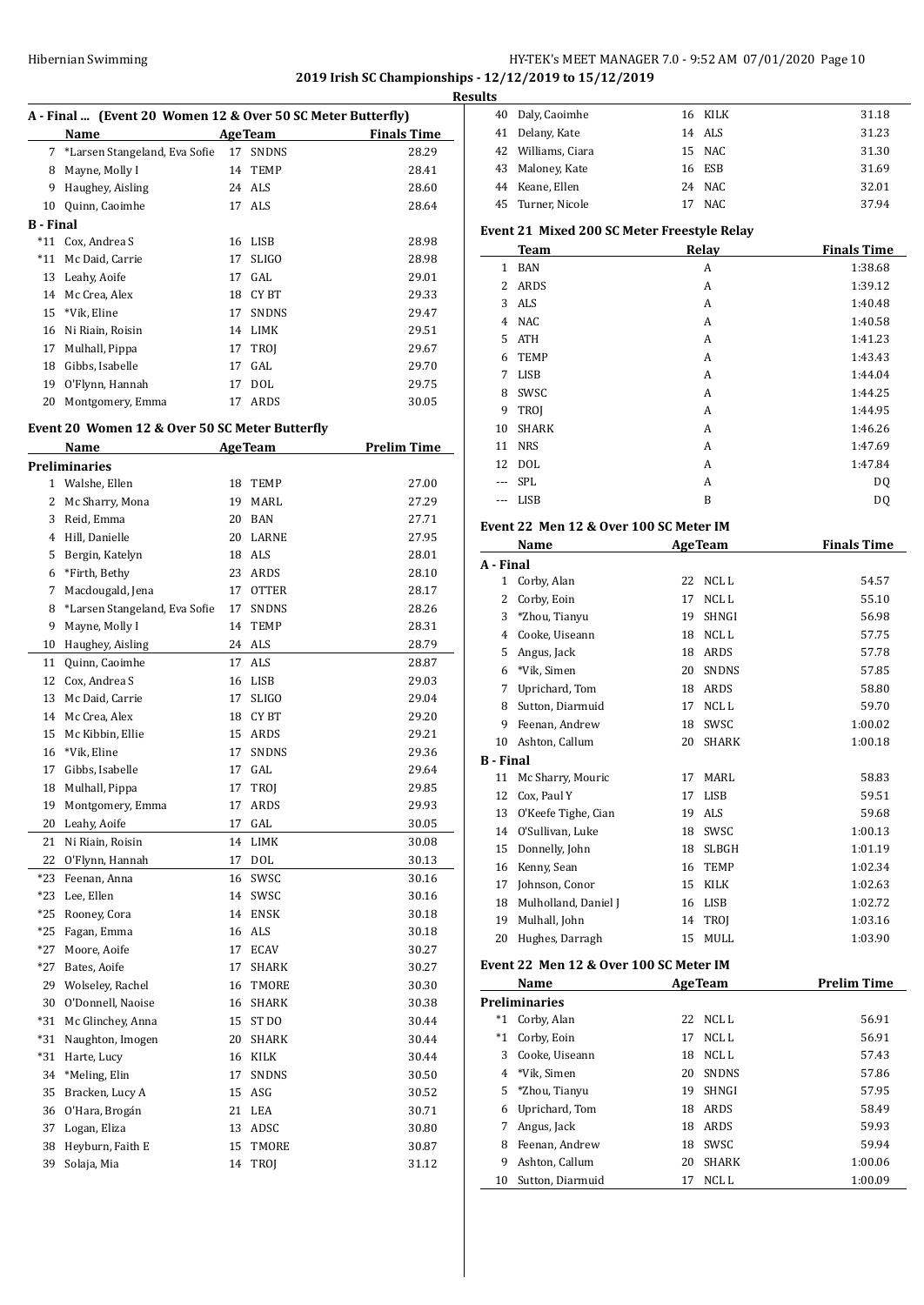**2019 Irish SC Championships - 12/12/2019 to 15/12/2019**

**Results**

### A - Final ... (Event 20 Women 12 & Over 50 SC Meter Butterfly)

| | Name | Age | Team | Finals Time |
|---|---|---|---|---|
| 7 | *Larsen Stangeland, Eva Sofie | 17 | SNDNS | 28.29 |
| 8 | Mayne, Molly I | 14 | TEMP | 28.41 |
| 9 | Haughey, Aisling | 24 | ALS | 28.60 |
| 10 | Quinn, Caoimhe | 17 | ALS | 28.64 |
| **B - Final** | | | | |
| *11 | Cox, Andrea S | 16 | LISB | 28.98 |
| *11 | Mc Daid, Carrie | 17 | SLIGO | 28.98 |
| 13 | Leahy, Aoife | 17 | GAL | 29.01 |
| 14 | Mc Crea, Alex | 18 | CY BT | 29.33 |
| 15 | *Vik, Eline | 17 | SNDNS | 29.47 |
| 16 | Ni Riain, Roisin | 14 | LIMK | 29.51 |
| 17 | Mulhall, Pippa | 17 | TROJ | 29.67 |
| 18 | Gibbs, Isabelle | 17 | GAL | 29.70 |
| 19 | O'Flynn, Hannah | 17 | DOL | 29.75 |
| 20 | Montgomery, Emma | 17 | ARDS | 30.05 |

### Event 20 Women 12 & Over 50 SC Meter Butterfly

| | Name | Age | Team | Prelim Time |
|---|---|---|---|---|
| **Preliminaries** | | | | |
| 1 | Walshe, Ellen | 18 | TEMP | 27.00 |
| 2 | Mc Sharry, Mona | 19 | MARL | 27.29 |
| 3 | Reid, Emma | 20 | BAN | 27.71 |
| 4 | Hill, Danielle | 20 | LARNE | 27.95 |
| 5 | Bergin, Katelyn | 18 | ALS | 28.01 |
| 6 | *Firth, Bethy | 23 | ARDS | 28.10 |
| 7 | Macdougald, Jena | 17 | OTTER | 28.17 |
| 8 | *Larsen Stangeland, Eva Sofie | 17 | SNDNS | 28.26 |
| 9 | Mayne, Molly I | 14 | TEMP | 28.31 |
| 10 | Haughey, Aisling | 24 | ALS | 28.79 |
| 11 | Quinn, Caoimhe | 17 | ALS | 28.87 |
| 12 | Cox, Andrea S | 16 | LISB | 29.03 |
| 13 | Mc Daid, Carrie | 17 | SLIGO | 29.04 |
| 14 | Mc Crea, Alex | 18 | CY BT | 29.20 |
| 15 | Mc Kibbin, Ellie | 15 | ARDS | 29.21 |
| 16 | *Vik, Eline | 17 | SNDNS | 29.36 |
| 17 | Gibbs, Isabelle | 17 | GAL | 29.64 |
| 18 | Mulhall, Pippa | 17 | TROJ | 29.85 |
| 19 | Montgomery, Emma | 17 | ARDS | 29.93 |
| 20 | Leahy, Aoife | 17 | GAL | 30.05 |
| 21 | Ni Riain, Roisin | 14 | LIMK | 30.08 |
| 22 | O'Flynn, Hannah | 17 | DOL | 30.13 |
| *23 | Feenan, Anna | 16 | SWSC | 30.16 |
| *23 | Lee, Ellen | 14 | SWSC | 30.16 |
| *25 | Rooney, Cora | 14 | ENSK | 30.18 |
| *25 | Fagan, Emma | 16 | ALS | 30.18 |
| *27 | Moore, Aoife | 17 | ECAV | 30.27 |
| *27 | Bates, Aoife | 17 | SHARK | 30.27 |
| 29 | Wolseley, Rachel | 16 | TMORE | 30.30 |
| 30 | O'Donnell, Naoise | 16 | SHARK | 30.38 |
| *31 | Mc Glinchey, Anna | 15 | ST DO | 30.44 |
| *31 | Naughton, Imogen | 20 | SHARK | 30.44 |
| *31 | Harte, Lucy | 16 | KILK | 30.44 |
| 34 | *Meling, Elin | 17 | SNDNS | 30.50 |
| 35 | Bracken, Lucy A | 15 | ASG | 30.52 |
| 36 | O'Hara, Brogán | 21 | LEA | 30.71 |
| 37 | Logan, Eliza | 13 | ADSC | 30.80 |
| 38 | Heyburn, Faith E | 15 | TMORE | 30.87 |
| 39 | Solaja, Mia | 14 | TROJ | 31.12 |
| 40 | Daly, Caoimhe | 16 | KILK | 31.18 |
| 41 | Delany, Kate | 14 | ALS | 31.23 |
| 42 | Williams, Ciara | 15 | NAC | 31.30 |
| 43 | Maloney, Kate | 16 | ESB | 31.69 |
| 44 | Keane, Ellen | 24 | NAC | 32.01 |
| 45 | Turner, Nicole | 17 | NAC | 37.94 |

### Event 21 Mixed 200 SC Meter Freestyle Relay

| | Team | Relay | Finals Time |
|---|---|---|---|
| 1 | BAN | A | 1:38.68 |
| 2 | ARDS | A | 1:39.12 |
| 3 | ALS | A | 1:40.48 |
| 4 | NAC | A | 1:40.58 |
| 5 | ATH | A | 1:41.23 |
| 6 | TEMP | A | 1:43.43 |
| 7 | LISB | A | 1:44.04 |
| 8 | SWSC | A | 1:44.25 |
| 9 | TROJ | A | 1:44.95 |
| 10 | SHARK | A | 1:46.26 |
| 11 | NRS | A | 1:47.69 |
| 12 | DOL | A | 1:47.84 |
| --- | SPL | A | DQ |
| --- | LISB | B | DQ |

### Event 22 Men 12 & Over 100 SC Meter IM

| | Name | Age | Team | Finals Time |
|---|---|---|---|---|
| **A - Final** | | | | |
| 1 | Corby, Alan | 22 | NCL L | 54.57 |
| 2 | Corby, Eoin | 17 | NCL L | 55.10 |
| 3 | *Zhou, Tianyu | 19 | SHNGI | 56.98 |
| 4 | Cooke, Uiseann | 18 | NCL L | 57.75 |
| 5 | Angus, Jack | 18 | ARDS | 57.78 |
| 6 | *Vik, Simen | 20 | SNDNS | 57.85 |
| 7 | Uprichard, Tom | 18 | ARDS | 58.80 |
| 8 | Sutton, Diarmuid | 17 | NCL L | 59.70 |
| 9 | Feenan, Andrew | 18 | SWSC | 1:00.02 |
| 10 | Ashton, Callum | 20 | SHARK | 1:00.18 |
| **B - Final** | | | | |
| 11 | Mc Sharry, Mouric | 17 | MARL | 58.83 |
| 12 | Cox, Paul Y | 17 | LISB | 59.51 |
| 13 | O'Keefe Tighe, Cian | 19 | ALS | 59.68 |
| 14 | O'Sullivan, Luke | 18 | SWSC | 1:00.13 |
| 15 | Donnelly, John | 18 | SLBGH | 1:01.19 |
| 16 | Kenny, Sean | 16 | TEMP | 1:02.34 |
| 17 | Johnson, Conor | 15 | KILK | 1:02.63 |
| 18 | Mulholland, Daniel J | 16 | LISB | 1:02.72 |
| 19 | Mulhall, John | 14 | TROJ | 1:03.16 |
| 20 | Hughes, Darragh | 15 | MULL | 1:03.90 |

### Event 22 Men 12 & Over 100 SC Meter IM

| | Name | Age | Team | Prelim Time |
|---|---|---|---|---|
| **Preliminaries** | | | | |
| *1 | Corby, Alan | 22 | NCL L | 56.91 |
| *1 | Corby, Eoin | 17 | NCL L | 56.91 |
| 3 | Cooke, Uiseann | 18 | NCL L | 57.43 |
| 4 | *Vik, Simen | 20 | SNDNS | 57.86 |
| 5 | *Zhou, Tianyu | 19 | SHNGI | 57.95 |
| 6 | Uprichard, Tom | 18 | ARDS | 58.49 |
| 7 | Angus, Jack | 18 | ARDS | 59.93 |
| 8 | Feenan, Andrew | 18 | SWSC | 59.94 |
| 9 | Ashton, Callum | 20 | SHARK | 1:00.06 |
| 10 | Sutton, Diarmuid | 17 | NCL L | 1:00.09 |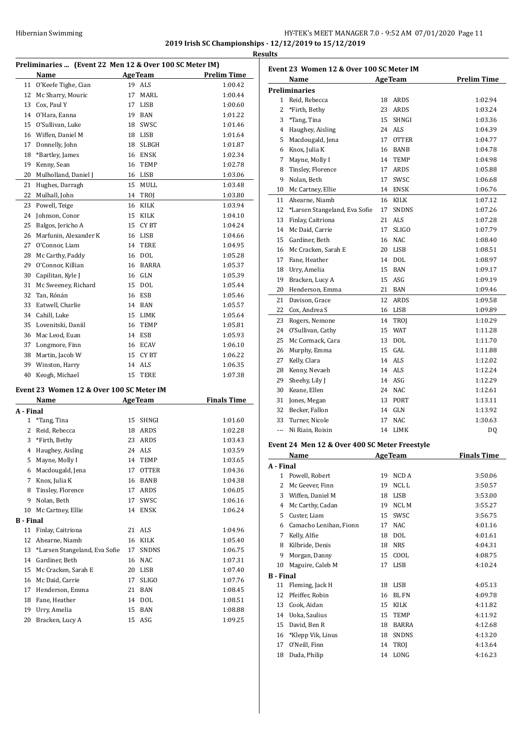**2019 Irish SC Championships - 12/12/2019 to 15/12/2019**

**Results**

### Preliminaries ... (Event 22 Men 12 & Over 100 SC Meter IM)

| | Name | Age | Team | Prelim Time |
|---|---|---|---|---|
| 11 | O'Keefe Tighe, Cian | 19 | ALS | 1:00.42 |
| 12 | Mc Sharry, Mouric | 17 | MARL | 1:00.44 |
| 13 | Cox, Paul Y | 17 | LISB | 1:00.60 |
| 14 | O'Hara, Eanna | 19 | BAN | 1:01.22 |
| 15 | O'Sullivan, Luke | 18 | SWSC | 1:01.46 |
| 16 | Wiffen, Daniel M | 18 | LISB | 1:01.64 |
| 17 | Donnelly, John | 18 | SLBGH | 1:01.87 |
| 18 | *Bartley, James | 16 | ENSK | 1:02.34 |
| 19 | Kenny, Sean | 16 | TEMP | 1:02.78 |
| 20 | Mulholland, Daniel J | 16 | LISB | 1:03.06 |
| 21 | Hughes, Darragh | 15 | MULL | 1:03.48 |
| 22 | Mulhall, John | 14 | TROJ | 1:03.80 |
| 23 | Powell, Teige | 16 | KILK | 1:03.94 |
| 24 | Johnson, Conor | 15 | KILK | 1:04.10 |
| 25 | Balgos, Jericho A | 15 | CY BT | 1:04.24 |
| 26 | Marfunin, Alexander K | 16 | LISB | 1:04.66 |
| 27 | O'Connor, Liam | 14 | TERE | 1:04.95 |
| 28 | Mc Carthy, Paddy | 16 | DOL | 1:05.28 |
| 29 | O'Connor, Killian | 16 | BARRA | 1:05.37 |
| 30 | Capilitan, Kyle J | 16 | GLN | 1:05.39 |
| 31 | Mc Sweeney, Richard | 15 | DOL | 1:05.44 |
| 32 | Tan, Rónán | 16 | ESB | 1:05.46 |
| 33 | Eatwell, Charlie | 14 | BAN | 1:05.57 |
| 34 | Cahill, Luke | 15 | LIMK | 1:05.64 |
| 35 | Lovenitski, Daniil | 16 | TEMP | 1:05.81 |
| 36 | Mac Leod, Euan | 14 | ESB | 1:05.93 |
| 37 | Longmore, Finn | 16 | ECAV | 1:06.10 |
| 38 | Martin, Jacob W | 15 | CY BT | 1:06.22 |
| 39 | Winston, Harry | 14 | ALS | 1:06.35 |
| 40 | Keogh, Michael | 15 | TERE | 1:07.38 |

### Event 23 Women 12 & Over 100 SC Meter IM

| | Name | Age | Team | Finals Time |
|---|---|---|---|---|
| **A - Final** | | | | |
| 1 | *Tang, Tina | 15 | SHNGI | 1:01.60 |
| 2 | Reid, Rebecca | 18 | ARDS | 1:02.28 |
| 3 | *Firth, Bethy | 23 | ARDS | 1:03.43 |
| 4 | Haughey, Aisling | 24 | ALS | 1:03.59 |
| 5 | Mayne, Molly I | 14 | TEMP | 1:03.65 |
| 6 | Macdougald, Jena | 17 | OTTER | 1:04.36 |
| 7 | Knox, Julia K | 16 | BANB | 1:04.38 |
| 8 | Tinsley, Florence | 17 | ARDS | 1:06.05 |
| 9 | Nolan, Beth | 17 | SWSC | 1:06.16 |
| 10 | Mc Cartney, Ellie | 14 | ENSK | 1:06.24 |
| **B - Final** | | | | |
| 11 | Finlay, Caitriona | 21 | ALS | 1:04.96 |
| 12 | Ahearne, Niamh | 16 | KILK | 1:05.40 |
| 13 | *Larsen Stangeland, Eva Sofie | 17 | SNDNS | 1:06.75 |
| 14 | Gardiner, Beth | 16 | NAC | 1:07.31 |
| 15 | Mc Cracken, Sarah E | 20 | LISB | 1:07.40 |
| 16 | Mc Daid, Carrie | 17 | SLIGO | 1:07.76 |
| 17 | Henderson, Emma | 21 | BAN | 1:08.45 |
| 18 | Fane, Heather | 14 | DOL | 1:08.51 |
| 19 | Urry, Amelia | 15 | BAN | 1:08.88 |
| 20 | Bracken, Lucy A | 15 | ASG | 1:09.25 |

### Event 23 Women 12 & Over 100 SC Meter IM

| | Name | Age | Team | Prelim Time |
|---|---|---|---|---|
| **Preliminaries** | | | | |
| 1 | Reid, Rebecca | 18 | ARDS | 1:02.94 |
| 2 | *Firth, Bethy | 23 | ARDS | 1:03.24 |
| 3 | *Tang, Tina | 15 | SHNGI | 1:03.36 |
| 4 | Haughey, Aisling | 24 | ALS | 1:04.39 |
| 5 | Macdougald, Jena | 17 | OTTER | 1:04.77 |
| 6 | Knox, Julia K | 16 | BANB | 1:04.78 |
| 7 | Mayne, Molly I | 14 | TEMP | 1:04.98 |
| 8 | Tinsley, Florence | 17 | ARDS | 1:05.88 |
| 9 | Nolan, Beth | 17 | SWSC | 1:06.68 |
| 10 | Mc Cartney, Ellie | 14 | ENSK | 1:06.76 |
| 11 | Ahearne, Niamh | 16 | KILK | 1:07.12 |
| 12 | *Larsen Stangeland, Eva Sofie | 17 | SNDNS | 1:07.26 |
| 13 | Finlay, Caitriona | 21 | ALS | 1:07.28 |
| 14 | Mc Daid, Carrie | 17 | SLIGO | 1:07.79 |
| 15 | Gardiner, Beth | 16 | NAC | 1:08.40 |
| 16 | Mc Cracken, Sarah E | 20 | LISB | 1:08.51 |
| 17 | Fane, Heather | 14 | DOL | 1:08.97 |
| 18 | Urry, Amelia | 15 | BAN | 1:09.17 |
| 19 | Bracken, Lucy A | 15 | ASG | 1:09.19 |
| 20 | Henderson, Emma | 21 | BAN | 1:09.46 |
| 21 | Davison, Grace | 12 | ARDS | 1:09.58 |
| 22 | Cox, Andrea S | 16 | LISB | 1:09.89 |
| 23 | Rogers, Nemone | 14 | TROJ | 1:10.29 |
| 24 | O'Sullivan, Cathy | 15 | WAT | 1:11.28 |
| 25 | Mc Cormack, Cara | 13 | DOL | 1:11.70 |
| 26 | Murphy, Emma | 15 | GAL | 1:11.88 |
| 27 | Kelly, Clara | 14 | ALS | 1:12.02 |
| 28 | Kenny, Nevaeh | 14 | ALS | 1:12.24 |
| 29 | Sheehy, Lily J | 14 | ASG | 1:12.29 |
| 30 | Keane, Ellen | 24 | NAC | 1:12.61 |
| 31 | Jones, Megan | 13 | PORT | 1:13.11 |
| 32 | Becker, Fallon | 14 | GLN | 1:13.92 |
| 33 | Turner, Nicole | 17 | NAC | 1:30.63 |
| --- | Ni Riain, Roisin | 14 | LIMK | DQ |

### Event 24 Men 12 & Over 400 SC Meter Freestyle

| | Name | Age | Team | Finals Time |
|---|---|---|---|---|
| **A - Final** | | | | |
| 1 | Powell, Robert | 19 | NCD A | 3:50.06 |
| 2 | Mc Geever, Finn | 19 | NCL L | 3:50.57 |
| 3 | Wiffen, Daniel M | 18 | LISB | 3:53.00 |
| 4 | Mc Carthy, Cadan | 19 | NCL M | 3:55.27 |
| 5 | Custer, Liam | 15 | SWSC | 3:56.75 |
| 6 | Camacho Lenihan, Fionn | 17 | NAC | 4:01.16 |
| 7 | Kelly, Alfie | 18 | DOL | 4:01.61 |
| 8 | Kilbride, Denis | 18 | NRS | 4:04.31 |
| 9 | Morgan, Danny | 15 | COOL | 4:08.75 |
| 10 | Maguire, Caleb M | 17 | LISB | 4:10.24 |
| **B - Final** | | | | |
| 11 | Fleming, Jack H | 18 | LISB | 4:05.13 |
| 12 | Pfeiffer, Robin | 16 | BL FN | 4:09.78 |
| 13 | Cook, Aidan | 15 | KILK | 4:11.82 |
| 14 | Uoka, Saulius | 15 | TEMP | 4:11.92 |
| 15 | David, Ben R | 18 | BARRA | 4:12.68 |
| 16 | *Klepp Vik, Linus | 18 | SNDNS | 4:13.20 |
| 17 | O'Neill, Finn | 14 | TROJ | 4:13.64 |
| 18 | Duda, Philip | 14 | LONG | 4:16.23 |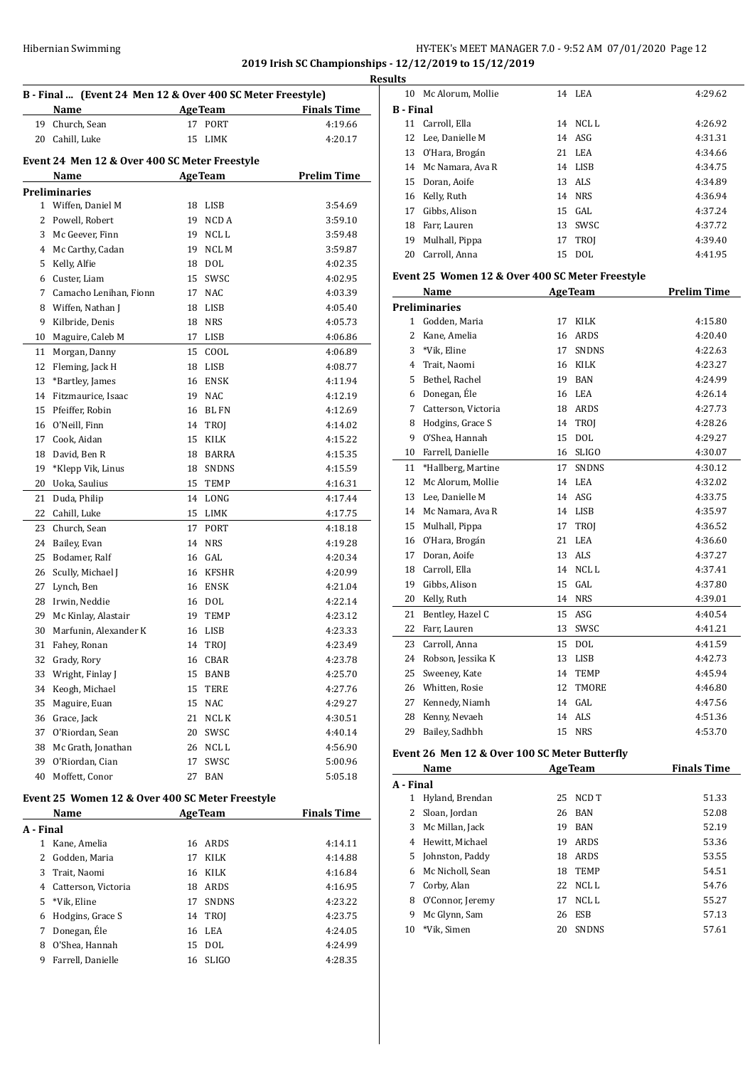**2019 Irish SC Championships - 12/12/2019 to 15/12/2019**

**Results**

### B - Final ... (Event 24 Men 12 & Over 400 SC Meter Freestyle)

| | Name | Age | Team | Finals Time |
|---|---|---|---|---|
| 19 | Church, Sean | 17 | PORT | 4:19.66 |
| 20 | Cahill, Luke | 15 | LIMK | 4:20.17 |

### Event 24 Men 12 & Over 400 SC Meter Freestyle

| | Name | Age | Team | Prelim Time |
|---|---|---|---|---|
| **Preliminaries** | | | | |
| 1 | Wiffen, Daniel M | 18 | LISB | 3:54.69 |
| 2 | Powell, Robert | 19 | NCD A | 3:59.10 |
| 3 | Mc Geever, Finn | 19 | NCL L | 3:59.48 |
| 4 | Mc Carthy, Cadan | 19 | NCL M | 3:59.87 |
| 5 | Kelly, Alfie | 18 | DOL | 4:02.35 |
| 6 | Custer, Liam | 15 | SWSC | 4:02.95 |
| 7 | Camacho Lenihan, Fionn | 17 | NAC | 4:03.39 |
| 8 | Wiffen, Nathan J | 18 | LISB | 4:05.40 |
| 9 | Kilbride, Denis | 18 | NRS | 4:05.73 |
| 10 | Maguire, Caleb M | 17 | LISB | 4:06.86 |
| 11 | Morgan, Danny | 15 | COOL | 4:06.89 |
| 12 | Fleming, Jack H | 18 | LISB | 4:08.77 |
| 13 | *Bartley, James | 16 | ENSK | 4:11.94 |
| 14 | Fitzmaurice, Isaac | 19 | NAC | 4:12.19 |
| 15 | Pfeiffer, Robin | 16 | BL FN | 4:12.69 |
| 16 | O'Neill, Finn | 14 | TROJ | 4:14.02 |
| 17 | Cook, Aidan | 15 | KILK | 4:15.22 |
| 18 | David, Ben R | 18 | BARRA | 4:15.35 |
| 19 | *Klepp Vik, Linus | 18 | SNDNS | 4:15.59 |
| 20 | Uoka, Saulius | 15 | TEMP | 4:16.31 |
| 21 | Duda, Philip | 14 | LONG | 4:17.44 |
| 22 | Cahill, Luke | 15 | LIMK | 4:17.75 |
| 23 | Church, Sean | 17 | PORT | 4:18.18 |
| 24 | Bailey, Evan | 14 | NRS | 4:19.28 |
| 25 | Bodamer, Ralf | 16 | GAL | 4:20.34 |
| 26 | Scully, Michael J | 16 | KFSHR | 4:20.99 |
| 27 | Lynch, Ben | 16 | ENSK | 4:21.04 |
| 28 | Irwin, Neddie | 16 | DOL | 4:22.14 |
| 29 | Mc Kinlay, Alastair | 19 | TEMP | 4:23.12 |
| 30 | Marfunin, Alexander K | 16 | LISB | 4:23.33 |
| 31 | Fahey, Ronan | 14 | TROJ | 4:23.49 |
| 32 | Grady, Rory | 16 | CBAR | 4:23.78 |
| 33 | Wright, Finlay J | 15 | BANB | 4:25.70 |
| 34 | Keogh, Michael | 15 | TERE | 4:27.76 |
| 35 | Maguire, Euan | 15 | NAC | 4:29.27 |
| 36 | Grace, Jack | 21 | NCL K | 4:30.51 |
| 37 | O'Riordan, Sean | 20 | SWSC | 4:40.14 |
| 38 | Mc Grath, Jonathan | 26 | NCL L | 4:56.90 |
| 39 | O'Riordan, Cian | 17 | SWSC | 5:00.96 |
| 40 | Moffett, Conor | 27 | BAN | 5:05.18 |

### Event 25 Women 12 & Over 400 SC Meter Freestyle

| | Name | Age | Team | Finals Time |
|---|---|---|---|---|
| **A - Final** | | | | |
| 1 | Kane, Amelia | 16 | ARDS | 4:14.11 |
| 2 | Godden, Maria | 17 | KILK | 4:14.88 |
| 3 | Trait, Naomi | 16 | KILK | 4:16.84 |
| 4 | Catterson, Victoria | 18 | ARDS | 4:16.95 |
| 5 | *Vik, Eline | 17 | SNDNS | 4:23.22 |
| 6 | Hodgins, Grace S | 14 | TROJ | 4:23.75 |
| 7 | Donegan, Éle | 16 | LEA | 4:24.05 |
| 8 | O'Shea, Hannah | 15 | DOL | 4:24.99 |
| 9 | Farrell, Danielle | 16 | SLIGO | 4:28.35 |
| 10 | Mc Alorum, Mollie | 14 | LEA | 4:29.62 |
| **B - Final** | | | | |
| 11 | Carroll, Ella | 14 | NCL L | 4:26.92 |
| 12 | Lee, Danielle M | 14 | ASG | 4:31.31 |
| 13 | O'Hara, Brogán | 21 | LEA | 4:34.66 |
| 14 | Mc Namara, Ava R | 14 | LISB | 4:34.75 |
| 15 | Doran, Aoife | 13 | ALS | 4:34.89 |
| 16 | Kelly, Ruth | 14 | NRS | 4:36.94 |
| 17 | Gibbs, Alison | 15 | GAL | 4:37.24 |
| 18 | Farr, Lauren | 13 | SWSC | 4:37.72 |
| 19 | Mulhall, Pippa | 17 | TROJ | 4:39.40 |
| 20 | Carroll, Anna | 15 | DOL | 4:41.95 |

### Event 25 Women 12 & Over 400 SC Meter Freestyle

| | Name | Age | Team | Prelim Time |
|---|---|---|---|---|
| **Preliminaries** | | | | |
| 1 | Godden, Maria | 17 | KILK | 4:15.80 |
| 2 | Kane, Amelia | 16 | ARDS | 4:20.40 |
| 3 | *Vik, Eline | 17 | SNDNS | 4:22.63 |
| 4 | Trait, Naomi | 16 | KILK | 4:23.27 |
| 5 | Bethel, Rachel | 19 | BAN | 4:24.99 |
| 6 | Donegan, Éle | 16 | LEA | 4:26.14 |
| 7 | Catterson, Victoria | 18 | ARDS | 4:27.73 |
| 8 | Hodgins, Grace S | 14 | TROJ | 4:28.26 |
| 9 | O'Shea, Hannah | 15 | DOL | 4:29.27 |
| 10 | Farrell, Danielle | 16 | SLIGO | 4:30.07 |
| 11 | *Hallberg, Martine | 17 | SNDNS | 4:30.12 |
| 12 | Mc Alorum, Mollie | 14 | LEA | 4:32.02 |
| 13 | Lee, Danielle M | 14 | ASG | 4:33.75 |
| 14 | Mc Namara, Ava R | 14 | LISB | 4:35.97 |
| 15 | Mulhall, Pippa | 17 | TROJ | 4:36.52 |
| 16 | O'Hara, Brogán | 21 | LEA | 4:36.60 |
| 17 | Doran, Aoife | 13 | ALS | 4:37.27 |
| 18 | Carroll, Ella | 14 | NCL L | 4:37.41 |
| 19 | Gibbs, Alison | 15 | GAL | 4:37.80 |
| 20 | Kelly, Ruth | 14 | NRS | 4:39.01 |
| 21 | Bentley, Hazel C | 15 | ASG | 4:40.54 |
| 22 | Farr, Lauren | 13 | SWSC | 4:41.21 |
| 23 | Carroll, Anna | 15 | DOL | 4:41.59 |
| 24 | Robson, Jessika K | 13 | LISB | 4:42.73 |
| 25 | Sweeney, Kate | 14 | TEMP | 4:45.94 |
| 26 | Whitten, Rosie | 12 | TMORE | 4:46.80 |
| 27 | Kennedy, Niamh | 14 | GAL | 4:47.56 |
| 28 | Kenny, Nevaeh | 14 | ALS | 4:51.36 |
| 29 | Bailey, Sadhbh | 15 | NRS | 4:53.70 |

### Event 26 Men 12 & Over 100 SC Meter Butterfly

| | Name | Age | Team | Finals Time |
|---|---|---|---|---|
| **A - Final** | | | | |
| 1 | Hyland, Brendan | 25 | NCD T | 51.33 |
| 2 | Sloan, Jordan | 26 | BAN | 52.08 |
| 3 | Mc Millan, Jack | 19 | BAN | 52.19 |
| 4 | Hewitt, Michael | 19 | ARDS | 53.36 |
| 5 | Johnston, Paddy | 18 | ARDS | 53.55 |
| 6 | Mc Nicholl, Sean | 18 | TEMP | 54.51 |
| 7 | Corby, Alan | 22 | NCL L | 54.76 |
| 8 | O'Connor, Jeremy | 17 | NCL L | 55.27 |
| 9 | Mc Glynn, Sam | 26 | ESB | 57.13 |
| 10 | *Vik, Simen | 20 | SNDNS | 57.61 |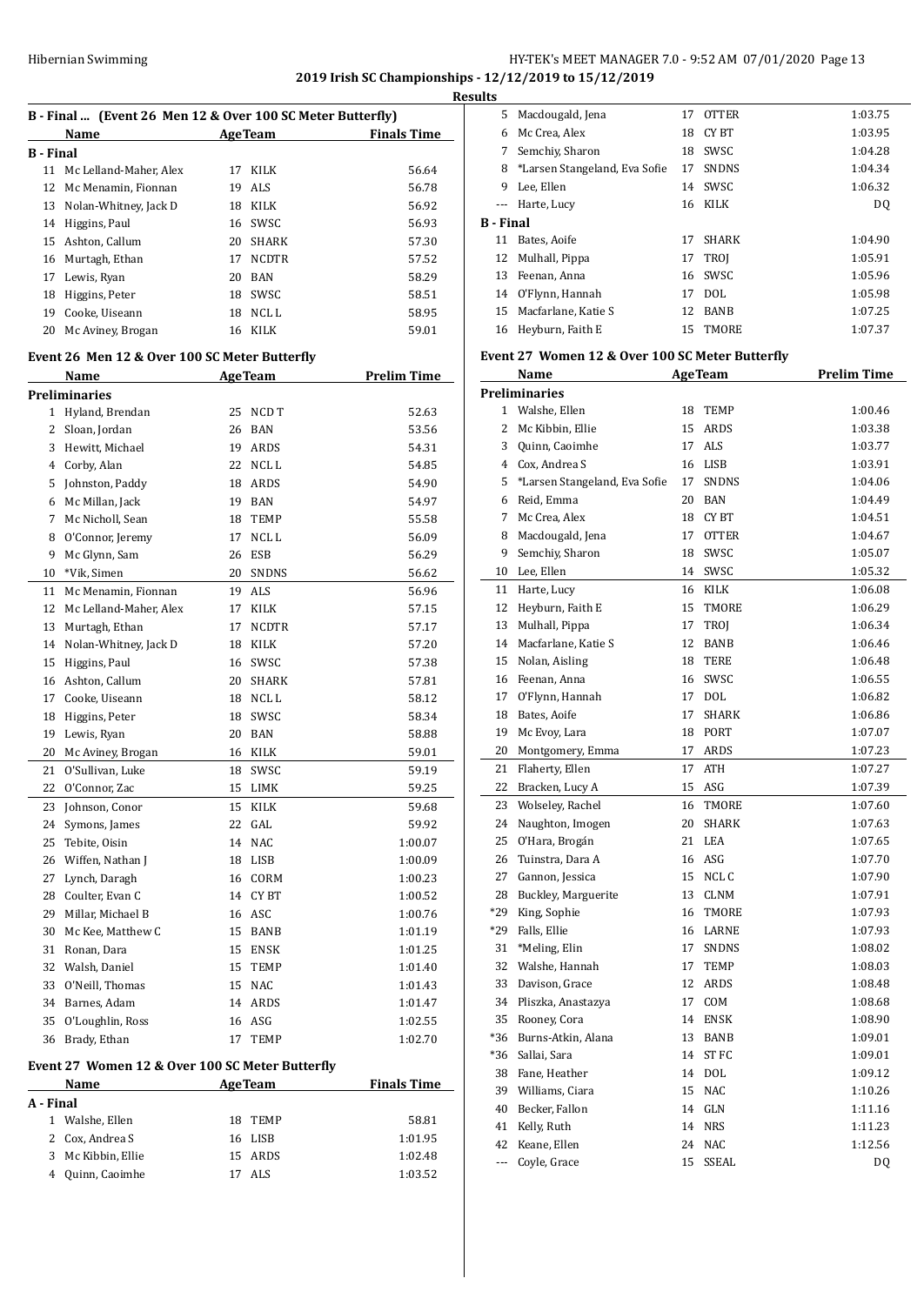## 2019 Irish SC Championships - 12/12/2019 to 15/12/2019

### Results

**B - Final ... (Event 26 Men 12 & Over 100 SC Meter Butterfly)**

| | Name | Age | Team | Finals Time |
|---|---|---|---|---|
| **B - Final** | | | | |
| 11 | Mc Lelland-Maher, Alex | 17 | KILK | 56.64 |
| 12 | Mc Menamin, Fionnan | 19 | ALS | 56.78 |
| 13 | Nolan-Whitney, Jack D | 18 | KILK | 56.92 |
| 14 | Higgins, Paul | 16 | SWSC | 56.93 |
| 15 | Ashton, Callum | 20 | SHARK | 57.30 |
| 16 | Murtagh, Ethan | 17 | NCDTR | 57.52 |
| 17 | Lewis, Ryan | 20 | BAN | 58.29 |
| 18 | Higgins, Peter | 18 | SWSC | 58.51 |
| 19 | Cooke, Uiseann | 18 | NCL L | 58.95 |
| 20 | Mc Aviney, Brogan | 16 | KILK | 59.01 |

### Event 26 Men 12 & Over 100 SC Meter Butterfly

| | Name | Age | Team | Prelim Time |
|---|---|---|---|---|
| **Preliminaries** | | | | |
| 1 | Hyland, Brendan | 25 | NCD T | 52.63 |
| 2 | Sloan, Jordan | 26 | BAN | 53.56 |
| 3 | Hewitt, Michael | 19 | ARDS | 54.31 |
| 4 | Corby, Alan | 22 | NCL L | 54.85 |
| 5 | Johnston, Paddy | 18 | ARDS | 54.90 |
| 6 | Mc Millan, Jack | 19 | BAN | 54.97 |
| 7 | Mc Nicholl, Sean | 18 | TEMP | 55.58 |
| 8 | O'Connor, Jeremy | 17 | NCL L | 56.09 |
| 9 | Mc Glynn, Sam | 26 | ESB | 56.29 |
| 10 | *Vik, Simen | 20 | SNDNS | 56.62 |
| 11 | Mc Menamin, Fionnan | 19 | ALS | 56.96 |
| 12 | Mc Lelland-Maher, Alex | 17 | KILK | 57.15 |
| 13 | Murtagh, Ethan | 17 | NCDTR | 57.17 |
| 14 | Nolan-Whitney, Jack D | 18 | KILK | 57.20 |
| 15 | Higgins, Paul | 16 | SWSC | 57.38 |
| 16 | Ashton, Callum | 20 | SHARK | 57.81 |
| 17 | Cooke, Uiseann | 18 | NCL L | 58.12 |
| 18 | Higgins, Peter | 18 | SWSC | 58.34 |
| 19 | Lewis, Ryan | 20 | BAN | 58.88 |
| 20 | Mc Aviney, Brogan | 16 | KILK | 59.01 |
| 21 | O'Sullivan, Luke | 18 | SWSC | 59.19 |
| 22 | O'Connor, Zac | 15 | LIMK | 59.25 |
| 23 | Johnson, Conor | 15 | KILK | 59.68 |
| 24 | Symons, James | 22 | GAL | 59.92 |
| 25 | Tebite, Oisin | 14 | NAC | 1:00.07 |
| 26 | Wiffen, Nathan J | 18 | LISB | 1:00.09 |
| 27 | Lynch, Daragh | 16 | CORM | 1:00.23 |
| 28 | Coulter, Evan C | 14 | CY BT | 1:00.52 |
| 29 | Millar, Michael B | 16 | ASC | 1:00.76 |
| 30 | Mc Kee, Matthew C | 15 | BANB | 1:01.19 |
| 31 | Ronan, Dara | 15 | ENSK | 1:01.25 |
| 32 | Walsh, Daniel | 15 | TEMP | 1:01.40 |
| 33 | O'Neill, Thomas | 15 | NAC | 1:01.43 |
| 34 | Barnes, Adam | 14 | ARDS | 1:01.47 |
| 35 | O'Loughlin, Ross | 16 | ASG | 1:02.55 |
| 36 | Brady, Ethan | 17 | TEMP | 1:02.70 |

### Event 27 Women 12 & Over 100 SC Meter Butterfly

| | Name | Age | Team | Finals Time |
|---|---|---|---|---|
| **A - Final** | | | | |
| 1 | Walshe, Ellen | 18 | TEMP | 58.81 |
| 2 | Cox, Andrea S | 16 | LISB | 1:01.95 |
| 3 | Mc Kibbin, Ellie | 15 | ARDS | 1:02.48 |
| 4 | Quinn, Caoimhe | 17 | ALS | 1:03.52 |
| 5 | Macdougald, Jena | 17 | OTTER | 1:03.75 |
| 6 | Mc Crea, Alex | 18 | CY BT | 1:03.95 |
| 7 | Semchiy, Sharon | 18 | SWSC | 1:04.28 |
| 8 | *Larsen Stangeland, Eva Sofie | 17 | SNDNS | 1:04.34 |
| 9 | Lee, Ellen | 14 | SWSC | 1:06.32 |
| --- | Harte, Lucy | 16 | KILK | DQ |
| **B - Final** | | | | |
| 11 | Bates, Aoife | 17 | SHARK | 1:04.90 |
| 12 | Mulhall, Pippa | 17 | TROJ | 1:05.91 |
| 13 | Feenan, Anna | 16 | SWSC | 1:05.96 |
| 14 | O'Flynn, Hannah | 17 | DOL | 1:05.98 |
| 15 | Macfarlane, Katie S | 12 | BANB | 1:07.25 |
| 16 | Heyburn, Faith E | 15 | TMORE | 1:07.37 |

### Event 27 Women 12 & Over 100 SC Meter Butterfly

| | Name | Age | Team | Prelim Time |
|---|---|---|---|---|
| **Preliminaries** | | | | |
| 1 | Walshe, Ellen | 18 | TEMP | 1:00.46 |
| 2 | Mc Kibbin, Ellie | 15 | ARDS | 1:03.38 |
| 3 | Quinn, Caoimhe | 17 | ALS | 1:03.77 |
| 4 | Cox, Andrea S | 16 | LISB | 1:03.91 |
| 5 | *Larsen Stangeland, Eva Sofie | 17 | SNDNS | 1:04.06 |
| 6 | Reid, Emma | 20 | BAN | 1:04.49 |
| 7 | Mc Crea, Alex | 18 | CY BT | 1:04.51 |
| 8 | Macdougald, Jena | 17 | OTTER | 1:04.67 |
| 9 | Semchiy, Sharon | 18 | SWSC | 1:05.07 |
| 10 | Lee, Ellen | 14 | SWSC | 1:05.32 |
| 11 | Harte, Lucy | 16 | KILK | 1:06.08 |
| 12 | Heyburn, Faith E | 15 | TMORE | 1:06.29 |
| 13 | Mulhall, Pippa | 17 | TROJ | 1:06.34 |
| 14 | Macfarlane, Katie S | 12 | BANB | 1:06.46 |
| 15 | Nolan, Aisling | 18 | TERE | 1:06.48 |
| 16 | Feenan, Anna | 16 | SWSC | 1:06.55 |
| 17 | O'Flynn, Hannah | 17 | DOL | 1:06.82 |
| 18 | Bates, Aoife | 17 | SHARK | 1:06.86 |
| 19 | Mc Evoy, Lara | 18 | PORT | 1:07.07 |
| 20 | Montgomery, Emma | 17 | ARDS | 1:07.23 |
| 21 | Flaherty, Ellen | 17 | ATH | 1:07.27 |
| 22 | Bracken, Lucy A | 15 | ASG | 1:07.39 |
| 23 | Wolseley, Rachel | 16 | TMORE | 1:07.60 |
| 24 | Naughton, Imogen | 20 | SHARK | 1:07.63 |
| 25 | O'Hara, Brogán | 21 | LEA | 1:07.65 |
| 26 | Tuinstra, Dara A | 16 | ASG | 1:07.70 |
| 27 | Gannon, Jessica | 15 | NCL C | 1:07.90 |
| 28 | Buckley, Marguerite | 13 | CLNM | 1:07.91 |
| *29 | King, Sophie | 16 | TMORE | 1:07.93 |
| *29 | Falls, Ellie | 16 | LARNE | 1:07.93 |
| 31 | *Meling, Elin | 17 | SNDNS | 1:08.02 |
| 32 | Walshe, Hannah | 17 | TEMP | 1:08.03 |
| 33 | Davison, Grace | 12 | ARDS | 1:08.48 |
| 34 | Pliszka, Anastazya | 17 | COM | 1:08.68 |
| 35 | Rooney, Cora | 14 | ENSK | 1:08.90 |
| *36 | Burns-Atkin, Alana | 13 | BANB | 1:09.01 |
| *36 | Sallai, Sara | 14 | ST FC | 1:09.01 |
| 38 | Fane, Heather | 14 | DOL | 1:09.12 |
| 39 | Williams, Ciara | 15 | NAC | 1:10.26 |
| 40 | Becker, Fallon | 14 | GLN | 1:11.16 |
| 41 | Kelly, Ruth | 14 | NRS | 1:11.23 |
| 42 | Keane, Ellen | 24 | NAC | 1:12.56 |
| --- | Coyle, Grace | 15 | SSEAL | DQ |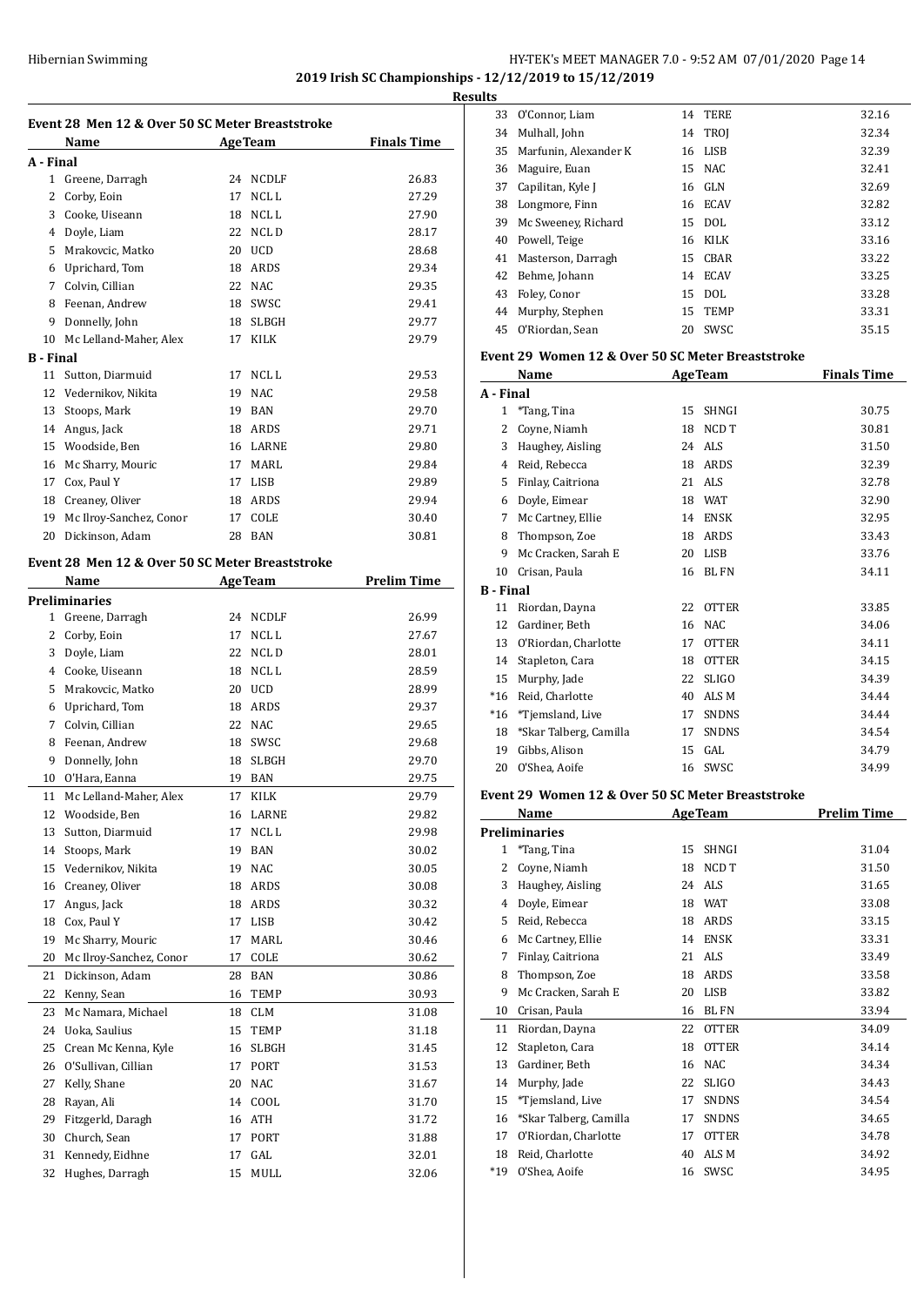**2019 Irish SC Championships - 12/12/2019 to 15/12/2019**

**Results**

### Event 28 Men 12 & Over 50 SC Meter Breaststroke

| | Name | Age | Team | Finals Time |
|---|---|---|---|---|
| **A - Final** | | | | |
| 1 | Greene, Darragh | 24 | NCDLF | 26.83 |
| 2 | Corby, Eoin | 17 | NCL L | 27.29 |
| 3 | Cooke, Uiseann | 18 | NCL L | 27.90 |
| 4 | Doyle, Liam | 22 | NCL D | 28.17 |
| 5 | Mrakovcic, Matko | 20 | UCD | 28.68 |
| 6 | Uprichard, Tom | 18 | ARDS | 29.34 |
| 7 | Colvin, Cillian | 22 | NAC | 29.35 |
| 8 | Feenan, Andrew | 18 | SWSC | 29.41 |
| 9 | Donnelly, John | 18 | SLBGH | 29.77 |
| 10 | Mc Lelland-Maher, Alex | 17 | KILK | 29.79 |
| **B - Final** | | | | |
| 11 | Sutton, Diarmuid | 17 | NCL L | 29.53 |
| 12 | Vedernikov, Nikita | 19 | NAC | 29.58 |
| 13 | Stoops, Mark | 19 | BAN | 29.70 |
| 14 | Angus, Jack | 18 | ARDS | 29.71 |
| 15 | Woodside, Ben | 16 | LARNE | 29.80 |
| 16 | Mc Sharry, Mouric | 17 | MARL | 29.84 |
| 17 | Cox, Paul Y | 17 | LISB | 29.89 |
| 18 | Creaney, Oliver | 18 | ARDS | 29.94 |
| 19 | Mc Ilroy-Sanchez, Conor | 17 | COLE | 30.40 |
| 20 | Dickinson, Adam | 28 | BAN | 30.81 |

### Event 28 Men 12 & Over 50 SC Meter Breaststroke

| | Name | Age | Team | Prelim Time |
|---|---|---|---|---|
| **Preliminaries** | | | | |
| 1 | Greene, Darragh | 24 | NCDLF | 26.99 |
| 2 | Corby, Eoin | 17 | NCL L | 27.67 |
| 3 | Doyle, Liam | 22 | NCL D | 28.01 |
| 4 | Cooke, Uiseann | 18 | NCL L | 28.59 |
| 5 | Mrakovcic, Matko | 20 | UCD | 28.99 |
| 6 | Uprichard, Tom | 18 | ARDS | 29.37 |
| 7 | Colvin, Cillian | 22 | NAC | 29.65 |
| 8 | Feenan, Andrew | 18 | SWSC | 29.68 |
| 9 | Donnelly, John | 18 | SLBGH | 29.70 |
| 10 | O'Hara, Eanna | 19 | BAN | 29.75 |
| 11 | Mc Lelland-Maher, Alex | 17 | KILK | 29.79 |
| 12 | Woodside, Ben | 16 | LARNE | 29.82 |
| 13 | Sutton, Diarmuid | 17 | NCL L | 29.98 |
| 14 | Stoops, Mark | 19 | BAN | 30.02 |
| 15 | Vedernikov, Nikita | 19 | NAC | 30.05 |
| 16 | Creaney, Oliver | 18 | ARDS | 30.08 |
| 17 | Angus, Jack | 18 | ARDS | 30.32 |
| 18 | Cox, Paul Y | 17 | LISB | 30.42 |
| 19 | Mc Sharry, Mouric | 17 | MARL | 30.46 |
| 20 | Mc Ilroy-Sanchez, Conor | 17 | COLE | 30.62 |
| 21 | Dickinson, Adam | 28 | BAN | 30.86 |
| 22 | Kenny, Sean | 16 | TEMP | 30.93 |
| 23 | Mc Namara, Michael | 18 | CLM | 31.08 |
| 24 | Uoka, Saulius | 15 | TEMP | 31.18 |
| 25 | Crean Mc Kenna, Kyle | 16 | SLBGH | 31.45 |
| 26 | O'Sullivan, Cillian | 17 | PORT | 31.53 |
| 27 | Kelly, Shane | 20 | NAC | 31.67 |
| 28 | Rayan, Ali | 14 | COOL | 31.70 |
| 29 | Fitzgerld, Daragh | 16 | ATH | 31.72 |
| 30 | Church, Sean | 17 | PORT | 31.88 |
| 31 | Kennedy, Eidhne | 17 | GAL | 32.01 |
| 32 | Hughes, Darragh | 15 | MULL | 32.06 |
| 33 | O'Connor, Liam | 14 | TERE | 32.16 |
| 34 | Mulhall, John | 14 | TROJ | 32.34 |
| 35 | Marfunin, Alexander K | 16 | LISB | 32.39 |
| 36 | Maguire, Euan | 15 | NAC | 32.41 |
| 37 | Capilitan, Kyle J | 16 | GLN | 32.69 |
| 38 | Longmore, Finn | 16 | ECAV | 32.82 |
| 39 | Mc Sweeney, Richard | 15 | DOL | 33.12 |
| 40 | Powell, Teige | 16 | KILK | 33.16 |
| 41 | Masterson, Darragh | 15 | CBAR | 33.22 |
| 42 | Behme, Johann | 14 | ECAV | 33.25 |
| 43 | Foley, Conor | 15 | DOL | 33.28 |
| 44 | Murphy, Stephen | 15 | TEMP | 33.31 |
| 45 | O'Riordan, Sean | 20 | SWSC | 35.15 |

### Event 29 Women 12 & Over 50 SC Meter Breaststroke

| | Name | Age | Team | Finals Time |
|---|---|---|---|---|
| **A - Final** | | | | |
| 1 | *Tang, Tina | 15 | SHNGI | 30.75 |
| 2 | Coyne, Niamh | 18 | NCD T | 30.81 |
| 3 | Haughey, Aisling | 24 | ALS | 31.50 |
| 4 | Reid, Rebecca | 18 | ARDS | 32.39 |
| 5 | Finlay, Caitriona | 21 | ALS | 32.78 |
| 6 | Doyle, Eimear | 18 | WAT | 32.90 |
| 7 | Mc Cartney, Ellie | 14 | ENSK | 32.95 |
| 8 | Thompson, Zoe | 18 | ARDS | 33.43 |
| 9 | Mc Cracken, Sarah E | 20 | LISB | 33.76 |
| 10 | Crisan, Paula | 16 | BL FN | 34.11 |
| **B - Final** | | | | |
| 11 | Riordan, Dayna | 22 | OTTER | 33.85 |
| 12 | Gardiner, Beth | 16 | NAC | 34.06 |
| 13 | O'Riordan, Charlotte | 17 | OTTER | 34.11 |
| 14 | Stapleton, Cara | 18 | OTTER | 34.15 |
| 15 | Murphy, Jade | 22 | SLIGO | 34.39 |
| *16 | Reid, Charlotte | 40 | ALS M | 34.44 |
| *16 | *Tjemsland, Live | 17 | SNDNS | 34.44 |
| 18 | *Skar Talberg, Camilla | 17 | SNDNS | 34.54 |
| 19 | Gibbs, Alison | 15 | GAL | 34.79 |
| 20 | O'Shea, Aoife | 16 | SWSC | 34.99 |

### Event 29 Women 12 & Over 50 SC Meter Breaststroke

| | Name | Age | Team | Prelim Time |
|---|---|---|---|---|
| **Preliminaries** | | | | |
| 1 | *Tang, Tina | 15 | SHNGI | 31.04 |
| 2 | Coyne, Niamh | 18 | NCD T | 31.50 |
| 3 | Haughey, Aisling | 24 | ALS | 31.65 |
| 4 | Doyle, Eimear | 18 | WAT | 33.08 |
| 5 | Reid, Rebecca | 18 | ARDS | 33.15 |
| 6 | Mc Cartney, Ellie | 14 | ENSK | 33.31 |
| 7 | Finlay, Caitriona | 21 | ALS | 33.49 |
| 8 | Thompson, Zoe | 18 | ARDS | 33.58 |
| 9 | Mc Cracken, Sarah E | 20 | LISB | 33.82 |
| 10 | Crisan, Paula | 16 | BL FN | 33.94 |
| 11 | Riordan, Dayna | 22 | OTTER | 34.09 |
| 12 | Stapleton, Cara | 18 | OTTER | 34.14 |
| 13 | Gardiner, Beth | 16 | NAC | 34.34 |
| 14 | Murphy, Jade | 22 | SLIGO | 34.43 |
| 15 | *Tjemsland, Live | 17 | SNDNS | 34.54 |
| 16 | *Skar Talberg, Camilla | 17 | SNDNS | 34.65 |
| 17 | O'Riordan, Charlotte | 17 | OTTER | 34.78 |
| 18 | Reid, Charlotte | 40 | ALS M | 34.92 |
| *19 | O'Shea, Aoife | 16 | SWSC | 34.95 |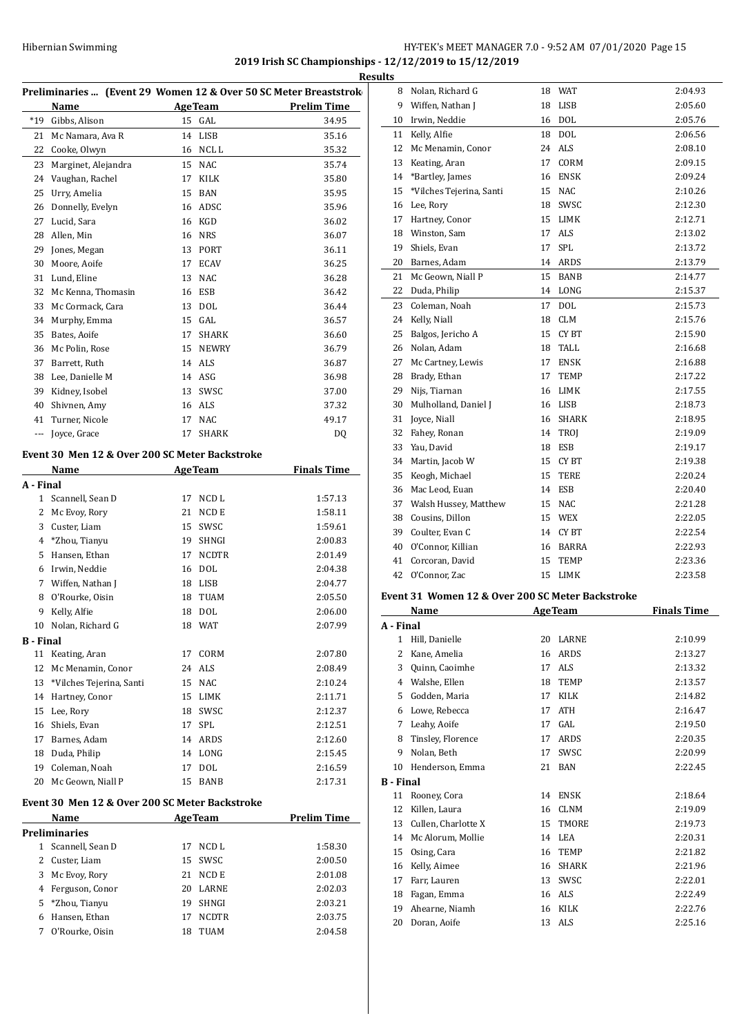## 2019 Irish SC Championships - 12/12/2019 to 15/12/2019

### Results

### Preliminaries ... (Event 29 Women 12 & Over 50 SC Meter Breaststroke)

| | Name | Age | Team | Prelim Time |
|---|---|---|---|---|
| *19 | Gibbs, Alison | 15 | GAL | 34.95 |
| 21 | Mc Namara, Ava R | 14 | LISB | 35.16 |
| 22 | Cooke, Olwyn | 16 | NCL L | 35.32 |
| 23 | Marginet, Alejandra | 15 | NAC | 35.74 |
| 24 | Vaughan, Rachel | 17 | KILK | 35.80 |
| 25 | Urry, Amelia | 15 | BAN | 35.95 |
| 26 | Donnelly, Evelyn | 16 | ADSC | 35.96 |
| 27 | Lucid, Sara | 16 | KGD | 36.02 |
| 28 | Allen, Min | 16 | NRS | 36.07 |
| 29 | Jones, Megan | 13 | PORT | 36.11 |
| 30 | Moore, Aoife | 17 | ECAV | 36.25 |
| 31 | Lund, Eline | 13 | NAC | 36.28 |
| 32 | Mc Kenna, Thomasin | 16 | ESB | 36.42 |
| 33 | Mc Cormack, Cara | 13 | DOL | 36.44 |
| 34 | Murphy, Emma | 15 | GAL | 36.57 |
| 35 | Bates, Aoife | 17 | SHARK | 36.60 |
| 36 | Mc Polin, Rose | 15 | NEWRY | 36.79 |
| 37 | Barrett, Ruth | 14 | ALS | 36.87 |
| 38 | Lee, Danielle M | 14 | ASG | 36.98 |
| 39 | Kidney, Isobel | 13 | SWSC | 37.00 |
| 40 | Shivnen, Amy | 16 | ALS | 37.32 |
| 41 | Turner, Nicole | 17 | NAC | 49.17 |
| --- | Joyce, Grace | 17 | SHARK | DQ |

### Event 30 Men 12 & Over 200 SC Meter Backstroke

| | Name | Age | Team | Finals Time |
|---|---|---|---|---|
| **A - Final** | | | | |
| 1 | Scannell, Sean D | 17 | NCD L | 1:57.13 |
| 2 | Mc Evoy, Rory | 21 | NCD E | 1:58.11 |
| 3 | Custer, Liam | 15 | SWSC | 1:59.61 |
| 4 | *Zhou, Tianyu | 19 | SHNGI | 2:00.83 |
| 5 | Hansen, Ethan | 17 | NCDTR | 2:01.49 |
| 6 | Irwin, Neddie | 16 | DOL | 2:04.38 |
| 7 | Wiffen, Nathan J | 18 | LISB | 2:04.77 |
| 8 | O'Rourke, Oisin | 18 | TUAM | 2:05.50 |
| 9 | Kelly, Alfie | 18 | DOL | 2:06.00 |
| 10 | Nolan, Richard G | 18 | WAT | 2:07.99 |
| **B - Final** | | | | |
| 11 | Keating, Aran | 17 | CORM | 2:07.80 |
| 12 | Mc Menamin, Conor | 24 | ALS | 2:08.49 |
| 13 | *Vilches Tejerina, Santi | 15 | NAC | 2:10.24 |
| 14 | Hartney, Conor | 15 | LIMK | 2:11.71 |
| 15 | Lee, Rory | 18 | SWSC | 2:12.37 |
| 16 | Shiels, Evan | 17 | SPL | 2:12.51 |
| 17 | Barnes, Adam | 14 | ARDS | 2:12.60 |
| 18 | Duda, Philip | 14 | LONG | 2:15.45 |
| 19 | Coleman, Noah | 17 | DOL | 2:16.59 |
| 20 | Mc Geown, Niall P | 15 | BANB | 2:17.31 |

### Event 30 Men 12 & Over 200 SC Meter Backstroke

| | Name | Age | Team | Prelim Time |
|---|---|---|---|---|
| **Preliminaries** | | | | |
| 1 | Scannell, Sean D | 17 | NCD L | 1:58.30 |
| 2 | Custer, Liam | 15 | SWSC | 2:00.50 |
| 3 | Mc Evoy, Rory | 21 | NCD E | 2:01.08 |
| 4 | Ferguson, Conor | 20 | LARNE | 2:02.03 |
| 5 | *Zhou, Tianyu | 19 | SHNGI | 2:03.21 |
| 6 | Hansen, Ethan | 17 | NCDTR | 2:03.75 |
| 7 | O'Rourke, Oisin | 18 | TUAM | 2:04.58 |
| 8 | Nolan, Richard G | 18 | WAT | 2:04.93 |
| 9 | Wiffen, Nathan J | 18 | LISB | 2:05.60 |
| 10 | Irwin, Neddie | 16 | DOL | 2:05.76 |
| 11 | Kelly, Alfie | 18 | DOL | 2:06.56 |
| 12 | Mc Menamin, Conor | 24 | ALS | 2:08.10 |
| 13 | Keating, Aran | 17 | CORM | 2:09.15 |
| 14 | *Bartley, James | 16 | ENSK | 2:09.24 |
| 15 | *Vilches Tejerina, Santi | 15 | NAC | 2:10.26 |
| 16 | Lee, Rory | 18 | SWSC | 2:12.30 |
| 17 | Hartney, Conor | 15 | LIMK | 2:12.71 |
| 18 | Winston, Sam | 17 | ALS | 2:13.02 |
| 19 | Shiels, Evan | 17 | SPL | 2:13.72 |
| 20 | Barnes, Adam | 14 | ARDS | 2:13.79 |
| 21 | Mc Geown, Niall P | 15 | BANB | 2:14.77 |
| 22 | Duda, Philip | 14 | LONG | 2:15.37 |
| 23 | Coleman, Noah | 17 | DOL | 2:15.73 |
| 24 | Kelly, Niall | 18 | CLM | 2:15.76 |
| 25 | Balgos, Jericho A | 15 | CY BT | 2:15.90 |
| 26 | Nolan, Adam | 18 | TALL | 2:16.68 |
| 27 | Mc Cartney, Lewis | 17 | ENSK | 2:16.88 |
| 28 | Brady, Ethan | 17 | TEMP | 2:17.22 |
| 29 | Nijs, Tiarnan | 16 | LIMK | 2:17.55 |
| 30 | Mulholland, Daniel J | 16 | LISB | 2:18.73 |
| 31 | Joyce, Niall | 16 | SHARK | 2:18.95 |
| 32 | Fahey, Ronan | 14 | TROJ | 2:19.09 |
| 33 | Yau, David | 18 | ESB | 2:19.17 |
| 34 | Martin, Jacob W | 15 | CY BT | 2:19.38 |
| 35 | Keogh, Michael | 15 | TERE | 2:20.24 |
| 36 | Mac Leod, Euan | 14 | ESB | 2:20.40 |
| 37 | Walsh Hussey, Matthew | 15 | NAC | 2:21.28 |
| 38 | Cousins, Dillon | 15 | WEX | 2:22.05 |
| 39 | Coulter, Evan C | 14 | CY BT | 2:22.54 |
| 40 | O'Connor, Killian | 16 | BARRA | 2:22.93 |
| 41 | Corcoran, David | 15 | TEMP | 2:23.36 |
| 42 | O'Connor, Zac | 15 | LIMK | 2:23.58 |

### Event 31 Women 12 & Over 200 SC Meter Backstroke

| | Name | Age | Team | Finals Time |
|---|---|---|---|---|
| **A - Final** | | | | |
| 1 | Hill, Danielle | 20 | LARNE | 2:10.99 |
| 2 | Kane, Amelia | 16 | ARDS | 2:13.27 |
| 3 | Quinn, Caoimhe | 17 | ALS | 2:13.32 |
| 4 | Walshe, Ellen | 18 | TEMP | 2:13.57 |
| 5 | Godden, Maria | 17 | KILK | 2:14.82 |
| 6 | Lowe, Rebecca | 17 | ATH | 2:16.47 |
| 7 | Leahy, Aoife | 17 | GAL | 2:19.50 |
| 8 | Tinsley, Florence | 17 | ARDS | 2:20.35 |
| 9 | Nolan, Beth | 17 | SWSC | 2:20.99 |
| 10 | Henderson, Emma | 21 | BAN | 2:22.45 |
| **B - Final** | | | | |
| 11 | Rooney, Cora | 14 | ENSK | 2:18.64 |
| 12 | Killen, Laura | 16 | CLNM | 2:19.09 |
| 13 | Cullen, Charlotte X | 15 | TMORE | 2:19.73 |
| 14 | Mc Alorum, Mollie | 14 | LEA | 2:20.31 |
| 15 | Osing, Cara | 16 | TEMP | 2:21.82 |
| 16 | Kelly, Aimee | 16 | SHARK | 2:21.96 |
| 17 | Farr, Lauren | 13 | SWSC | 2:22.01 |
| 18 | Fagan, Emma | 16 | ALS | 2:22.49 |
| 19 | Ahearne, Niamh | 16 | KILK | 2:22.76 |
| 20 | Doran, Aoife | 13 | ALS | 2:25.16 |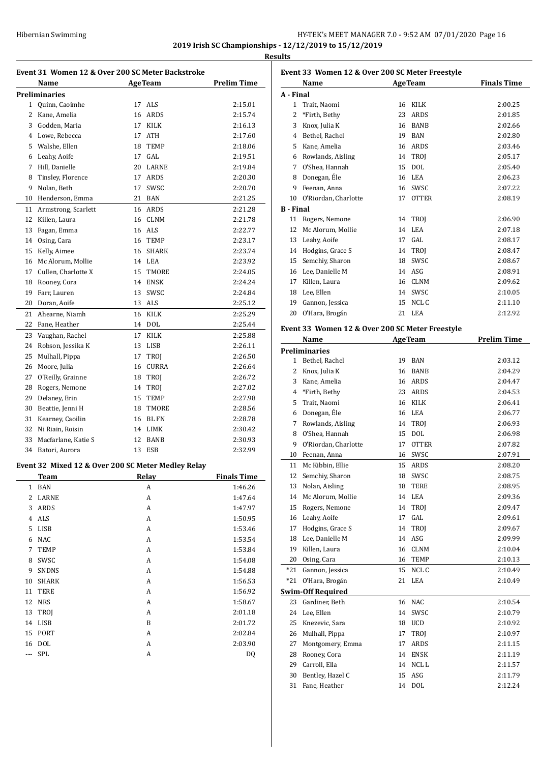**2019 Irish SC Championships - 12/12/2019 to 15/12/2019**

**Results**

### Event 31 Women 12 & Over 200 SC Meter Backstroke

| | Name | Age | Team | Prelim Time |
|---|---|---|---|---|
| **Preliminaries** | | | | |
| 1 | Quinn, Caoimhe | 17 | ALS | 2:15.01 |
| 2 | Kane, Amelia | 16 | ARDS | 2:15.74 |
| 3 | Godden, Maria | 17 | KILK | 2:16.13 |
| 4 | Lowe, Rebecca | 17 | ATH | 2:17.60 |
| 5 | Walshe, Ellen | 18 | TEMP | 2:18.06 |
| 6 | Leahy, Aoife | 17 | GAL | 2:19.51 |
| 7 | Hill, Danielle | 20 | LARNE | 2:19.84 |
| 8 | Tinsley, Florence | 17 | ARDS | 2:20.30 |
| 9 | Nolan, Beth | 17 | SWSC | 2:20.70 |
| 10 | Henderson, Emma | 21 | BAN | 2:21.25 |
| 11 | Armstrong, Scarlett | 16 | ARDS | 2:21.28 |
| 12 | Killen, Laura | 16 | CLNM | 2:21.78 |
| 13 | Fagan, Emma | 16 | ALS | 2:22.77 |
| 14 | Osing, Cara | 16 | TEMP | 2:23.17 |
| 15 | Kelly, Aimee | 16 | SHARK | 2:23.74 |
| 16 | Mc Alorum, Mollie | 14 | LEA | 2:23.92 |
| 17 | Cullen, Charlotte X | 15 | TMORE | 2:24.05 |
| 18 | Rooney, Cora | 14 | ENSK | 2:24.24 |
| 19 | Farr, Lauren | 13 | SWSC | 2:24.84 |
| 20 | Doran, Aoife | 13 | ALS | 2:25.12 |
| 21 | Ahearne, Niamh | 16 | KILK | 2:25.29 |
| 22 | Fane, Heather | 14 | DOL | 2:25.44 |
| 23 | Vaughan, Rachel | 17 | KILK | 2:25.88 |
| 24 | Robson, Jessika K | 13 | LISB | 2:26.11 |
| 25 | Mulhall, Pippa | 17 | TROJ | 2:26.50 |
| 26 | Moore, Julia | 16 | CURRA | 2:26.64 |
| 27 | O'Reilly, Grainne | 18 | TROJ | 2:26.72 |
| 28 | Rogers, Nemone | 14 | TROJ | 2:27.02 |
| 29 | Delaney, Erin | 15 | TEMP | 2:27.98 |
| 30 | Beattie, Jenni H | 18 | TMORE | 2:28.56 |
| 31 | Kearney, Caoilin | 16 | BL FN | 2:28.78 |
| 32 | Ni Riain, Roisin | 14 | LIMK | 2:30.42 |
| 33 | Macfarlane, Katie S | 12 | BANB | 2:30.93 |
| 34 | Batori, Aurora | 13 | ESB | 2:32.99 |

### Event 32 Mixed 12 & Over 200 SC Meter Medley Relay

| | Team | Relay | Finals Time |
|---|---|---|---|
| 1 | BAN | A | 1:46.26 |
| 2 | LARNE | A | 1:47.64 |
| 3 | ARDS | A | 1:47.97 |
| 4 | ALS | A | 1:50.95 |
| 5 | LISB | A | 1:53.46 |
| 6 | NAC | A | 1:53.54 |
| 7 | TEMP | A | 1:53.84 |
| 8 | SWSC | A | 1:54.08 |
| 9 | SNDNS | A | 1:54.88 |
| 10 | SHARK | A | 1:56.53 |
| 11 | TERE | A | 1:56.92 |
| 12 | NRS | A | 1:58.67 |
| 13 | TROJ | A | 2:01.18 |
| 14 | LISB | B | 2:01.72 |
| 15 | PORT | A | 2:02.84 |
| 16 | DOL | A | 2:03.90 |
| --- | SPL | A | DQ |

### Event 33 Women 12 & Over 200 SC Meter Freestyle

| | Name | Age | Team | Finals Time |
|---|---|---|---|---|
| **A - Final** | | | | |
| 1 | Trait, Naomi | 16 | KILK | 2:00.25 |
| 2 | *Firth, Bethy | 23 | ARDS | 2:01.85 |
| 3 | Knox, Julia K | 16 | BANB | 2:02.66 |
| 4 | Bethel, Rachel | 19 | BAN | 2:02.80 |
| 5 | Kane, Amelia | 16 | ARDS | 2:03.46 |
| 6 | Rowlands, Aisling | 14 | TROJ | 2:05.17 |
| 7 | O'Shea, Hannah | 15 | DOL | 2:05.40 |
| 8 | Donegan, Éle | 16 | LEA | 2:06.23 |
| 9 | Feenan, Anna | 16 | SWSC | 2:07.22 |
| 10 | O'Riordan, Charlotte | 17 | OTTER | 2:08.19 |
| **B - Final** | | | | |
| 11 | Rogers, Nemone | 14 | TROJ | 2:06.90 |
| 12 | Mc Alorum, Mollie | 14 | LEA | 2:07.18 |
| 13 | Leahy, Aoife | 17 | GAL | 2:08.17 |
| 14 | Hodgins, Grace S | 14 | TROJ | 2:08.47 |
| 15 | Semchiy, Sharon | 18 | SWSC | 2:08.67 |
| 16 | Lee, Danielle M | 14 | ASG | 2:08.91 |
| 17 | Killen, Laura | 16 | CLNM | 2:09.62 |
| 18 | Lee, Ellen | 14 | SWSC | 2:10.05 |
| 19 | Gannon, Jessica | 15 | NCL C | 2:11.10 |
| 20 | O'Hara, Brogán | 21 | LEA | 2:12.92 |

### Event 33 Women 12 & Over 200 SC Meter Freestyle

| | Name | Age | Team | Prelim Time |
|---|---|---|---|---|
| **Preliminaries** | | | | |
| 1 | Bethel, Rachel | 19 | BAN | 2:03.12 |
| 2 | Knox, Julia K | 16 | BANB | 2:04.29 |
| 3 | Kane, Amelia | 16 | ARDS | 2:04.47 |
| 4 | *Firth, Bethy | 23 | ARDS | 2:04.53 |
| 5 | Trait, Naomi | 16 | KILK | 2:06.41 |
| 6 | Donegan, Éle | 16 | LEA | 2:06.77 |
| 7 | Rowlands, Aisling | 14 | TROJ | 2:06.93 |
| 8 | O'Shea, Hannah | 15 | DOL | 2:06.98 |
| 9 | O'Riordan, Charlotte | 17 | OTTER | 2:07.82 |
| 10 | Feenan, Anna | 16 | SWSC | 2:07.91 |
| 11 | Mc Kibbin, Ellie | 15 | ARDS | 2:08.20 |
| 12 | Semchiy, Sharon | 18 | SWSC | 2:08.75 |
| 13 | Nolan, Aisling | 18 | TERE | 2:08.95 |
| 14 | Mc Alorum, Mollie | 14 | LEA | 2:09.36 |
| 15 | Rogers, Nemone | 14 | TROJ | 2:09.47 |
| 16 | Leahy, Aoife | 17 | GAL | 2:09.61 |
| 17 | Hodgins, Grace S | 14 | TROJ | 2:09.67 |
| 18 | Lee, Danielle M | 14 | ASG | 2:09.99 |
| 19 | Killen, Laura | 16 | CLNM | 2:10.04 |
| 20 | Osing, Cara | 16 | TEMP | 2:10.13 |
| *21 | Gannon, Jessica | 15 | NCL C | 2:10.49 |
| *21 | O'Hara, Brogán | 21 | LEA | 2:10.49 |
| **Swim-Off Required** | | | | |
| 23 | Gardiner, Beth | 16 | NAC | 2:10.54 |
| 24 | Lee, Ellen | 14 | SWSC | 2:10.79 |
| 25 | Knezevic, Sara | 18 | UCD | 2:10.92 |
| 26 | Mulhall, Pippa | 17 | TROJ | 2:10.97 |
| 27 | Montgomery, Emma | 17 | ARDS | 2:11.15 |
| 28 | Rooney, Cora | 14 | ENSK | 2:11.19 |
| 29 | Carroll, Ella | 14 | NCL L | 2:11.57 |
| 30 | Bentley, Hazel C | 15 | ASG | 2:11.79 |
| 31 | Fane, Heather | 14 | DOL | 2:12.24 |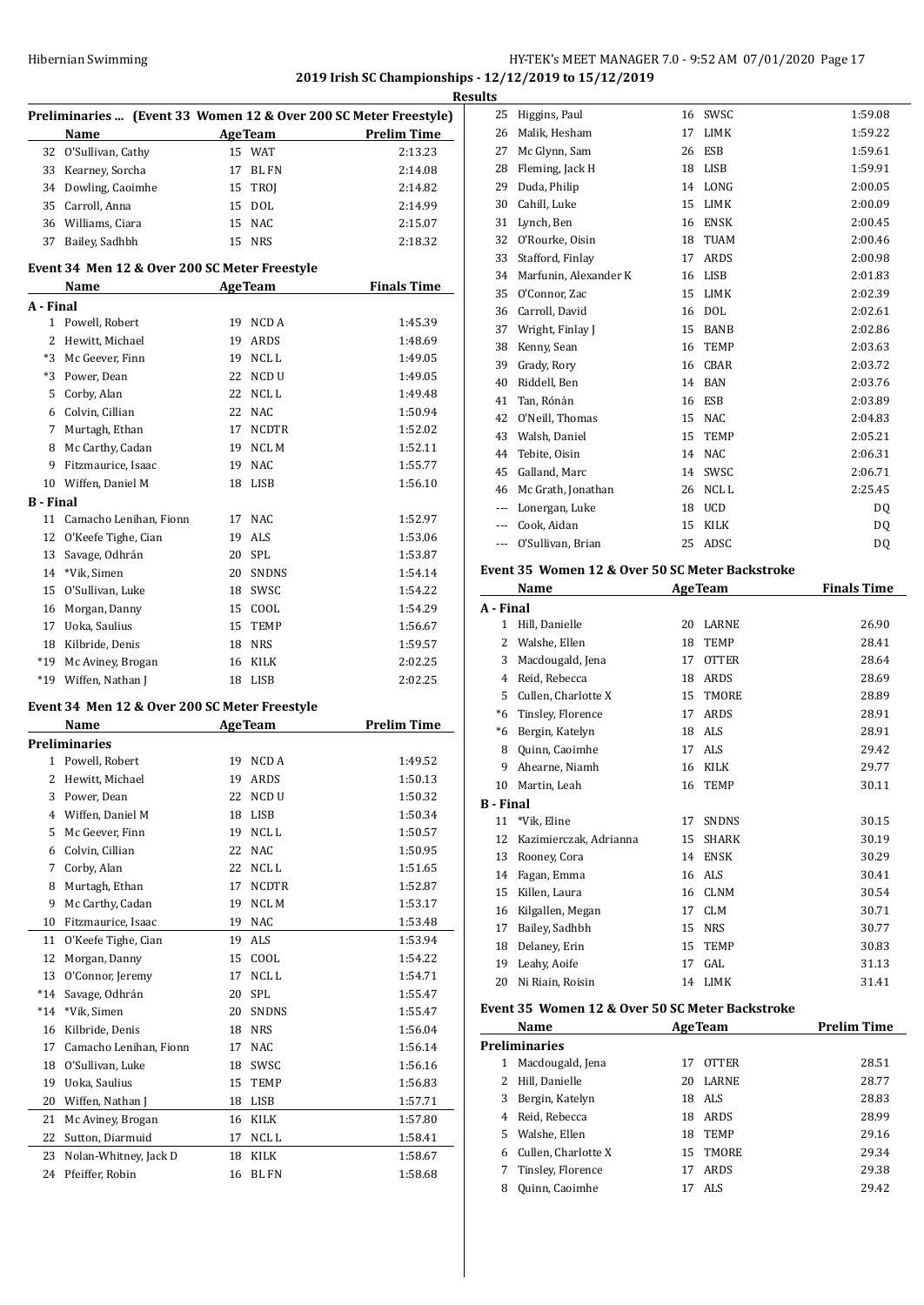**2019 Irish SC Championships - 12/12/2019 to 15/12/2019**

**Results**

### Preliminaries ... (Event 33 Women 12 & Over 200 SC Meter Freestyle)

| | Name | Age | Team | Prelim Time |
|---|---|---|---|---|
| 32 | O'Sullivan, Cathy | 15 | WAT | 2:13.23 |
| 33 | Kearney, Sorcha | 17 | BLFN | 2:14.08 |
| 34 | Dowling, Caoimhe | 15 | TROJ | 2:14.82 |
| 35 | Carroll, Anna | 15 | DOL | 2:14.99 |
| 36 | Williams, Ciara | 15 | NAC | 2:15.07 |
| 37 | Bailey, Sadhbh | 15 | NRS | 2:18.32 |

### Event 34 Men 12 & Over 200 SC Meter Freestyle

| | Name | Age | Team | Finals Time |
|---|---|---|---|---|
| **A - Final** | | | | |
| 1 | Powell, Robert | 19 | NCD A | 1:45.39 |
| 2 | Hewitt, Michael | 19 | ARDS | 1:48.69 |
| *3 | Mc Geever, Finn | 19 | NCL L | 1:49.05 |
| *3 | Power, Dean | 22 | NCD U | 1:49.05 |
| 5 | Corby, Alan | 22 | NCL L | 1:49.48 |
| 6 | Colvin, Cillian | 22 | NAC | 1:50.94 |
| 7 | Murtagh, Ethan | 17 | NCDTR | 1:52.02 |
| 8 | Mc Carthy, Cadan | 19 | NCL M | 1:52.11 |
| 9 | Fitzmaurice, Isaac | 19 | NAC | 1:55.77 |
| 10 | Wiffen, Daniel M | 18 | LISB | 1:56.10 |
| **B - Final** | | | | |
| 11 | Camacho Lenihan, Fionn | 17 | NAC | 1:52.97 |
| 12 | O'Keefe Tighe, Cian | 19 | ALS | 1:53.06 |
| 13 | Savage, Odhrán | 20 | SPL | 1:53.87 |
| 14 | *Vik, Simen | 20 | SNDNS | 1:54.14 |
| 15 | O'Sullivan, Luke | 18 | SWSC | 1:54.22 |
| 16 | Morgan, Danny | 15 | COOL | 1:54.29 |
| 17 | Uoka, Saulius | 15 | TEMP | 1:56.67 |
| 18 | Kilbride, Denis | 18 | NRS | 1:59.57 |
| *19 | Mc Aviney, Brogan | 16 | KILK | 2:02.25 |
| *19 | Wiffen, Nathan J | 18 | LISB | 2:02.25 |

### Event 34 Men 12 & Over 200 SC Meter Freestyle

| | Name | Age | Team | Prelim Time |
|---|---|---|---|---|
| **Preliminaries** | | | | |
| 1 | Powell, Robert | 19 | NCD A | 1:49.52 |
| 2 | Hewitt, Michael | 19 | ARDS | 1:50.13 |
| 3 | Power, Dean | 22 | NCD U | 1:50.32 |
| 4 | Wiffen, Daniel M | 18 | LISB | 1:50.34 |
| 5 | Mc Geever, Finn | 19 | NCL L | 1:50.57 |
| 6 | Colvin, Cillian | 22 | NAC | 1:50.95 |
| 7 | Corby, Alan | 22 | NCL L | 1:51.65 |
| 8 | Murtagh, Ethan | 17 | NCDTR | 1:52.87 |
| 9 | Mc Carthy, Cadan | 19 | NCL M | 1:53.17 |
| 10 | Fitzmaurice, Isaac | 19 | NAC | 1:53.48 |
| 11 | O'Keefe Tighe, Cian | 19 | ALS | 1:53.94 |
| 12 | Morgan, Danny | 15 | COOL | 1:54.22 |
| 13 | O'Connor, Jeremy | 17 | NCL L | 1:54.71 |
| *14 | Savage, Odhrán | 20 | SPL | 1:55.47 |
| *14 | *Vik, Simen | 20 | SNDNS | 1:55.47 |
| 16 | Kilbride, Denis | 18 | NRS | 1:56.04 |
| 17 | Camacho Lenihan, Fionn | 17 | NAC | 1:56.14 |
| 18 | O'Sullivan, Luke | 18 | SWSC | 1:56.16 |
| 19 | Uoka, Saulius | 15 | TEMP | 1:56.83 |
| 20 | Wiffen, Nathan J | 18 | LISB | 1:57.71 |
| 21 | Mc Aviney, Brogan | 16 | KILK | 1:57.80 |
| 22 | Sutton, Diarmuid | 17 | NCL L | 1:58.41 |
| 23 | Nolan-Whitney, Jack D | 18 | KILK | 1:58.67 |
| 24 | Pfeiffer, Robin | 16 | BLFN | 1:58.68 |
| 25 | Higgins, Paul | 16 | SWSC | 1:59.08 |
| 26 | Malik, Hesham | 17 | LIMK | 1:59.22 |
| 27 | Mc Glynn, Sam | 26 | ESB | 1:59.61 |
| 28 | Fleming, Jack H | 18 | LISB | 1:59.91 |
| 29 | Duda, Philip | 14 | LONG | 2:00.05 |
| 30 | Cahill, Luke | 15 | LIMK | 2:00.09 |
| 31 | Lynch, Ben | 16 | ENSK | 2:00.45 |
| 32 | O'Rourke, Oisin | 18 | TUAM | 2:00.46 |
| 33 | Stafford, Finlay | 17 | ARDS | 2:00.98 |
| 34 | Marfunin, Alexander K | 16 | LISB | 2:01.83 |
| 35 | O'Connor, Zac | 15 | LIMK | 2:02.39 |
| 36 | Carroll, David | 16 | DOL | 2:02.61 |
| 37 | Wright, Finlay J | 15 | BANB | 2:02.86 |
| 38 | Kenny, Sean | 16 | TEMP | 2:03.63 |
| 39 | Grady, Rory | 16 | CBAR | 2:03.72 |
| 40 | Riddell, Ben | 14 | BAN | 2:03.76 |
| 41 | Tan, Rónán | 16 | ESB | 2:03.89 |
| 42 | O'Neill, Thomas | 15 | NAC | 2:04.83 |
| 43 | Walsh, Daniel | 15 | TEMP | 2:05.21 |
| 44 | Tebite, Oisin | 14 | NAC | 2:06.31 |
| 45 | Galland, Marc | 14 | SWSC | 2:06.71 |
| 46 | Mc Grath, Jonathan | 26 | NCL L | 2:25.45 |
| --- | Lonergan, Luke | 18 | UCD | DQ |
| --- | Cook, Aidan | 15 | KILK | DQ |
| --- | O'Sullivan, Brian | 25 | ADSC | DQ |

### Event 35 Women 12 & Over 50 SC Meter Backstroke

| | Name | Age | Team | Finals Time |
|---|---|---|---|---|
| **A - Final** | | | | |
| 1 | Hill, Danielle | 20 | LARNE | 26.90 |
| 2 | Walshe, Ellen | 18 | TEMP | 28.41 |
| 3 | Macdougald, Jena | 17 | OTTER | 28.64 |
| 4 | Reid, Rebecca | 18 | ARDS | 28.69 |
| 5 | Cullen, Charlotte X | 15 | TMORE | 28.89 |
| *6 | Tinsley, Florence | 17 | ARDS | 28.91 |
| *6 | Bergin, Katelyn | 18 | ALS | 28.91 |
| 8 | Quinn, Caoimhe | 17 | ALS | 29.42 |
| 9 | Ahearne, Niamh | 16 | KILK | 29.77 |
| 10 | Martin, Leah | 16 | TEMP | 30.11 |
| **B - Final** | | | | |
| 11 | *Vik, Eline | 17 | SNDNS | 30.15 |
| 12 | Kazimierczak, Adrianna | 15 | SHARK | 30.19 |
| 13 | Rooney, Cora | 14 | ENSK | 30.29 |
| 14 | Fagan, Emma | 16 | ALS | 30.41 |
| 15 | Killen, Laura | 16 | CLNM | 30.54 |
| 16 | Kilgallen, Megan | 17 | CLM | 30.71 |
| 17 | Bailey, Sadhbh | 15 | NRS | 30.77 |
| 18 | Delaney, Erin | 15 | TEMP | 30.83 |
| 19 | Leahy, Aoife | 17 | GAL | 31.13 |
| 20 | Ni Riain, Roisin | 14 | LIMK | 31.41 |

### Event 35 Women 12 & Over 50 SC Meter Backstroke

| | Name | Age | Team | Prelim Time |
|---|---|---|---|---|
| **Preliminaries** | | | | |
| 1 | Macdougald, Jena | 17 | OTTER | 28.51 |
| 2 | Hill, Danielle | 20 | LARNE | 28.77 |
| 3 | Bergin, Katelyn | 18 | ALS | 28.83 |
| 4 | Reid, Rebecca | 18 | ARDS | 28.99 |
| 5 | Walshe, Ellen | 18 | TEMP | 29.16 |
| 6 | Cullen, Charlotte X | 15 | TMORE | 29.34 |
| 7 | Tinsley, Florence | 17 | ARDS | 29.38 |
| 8 | Quinn, Caoimhe | 17 | ALS | 29.42 |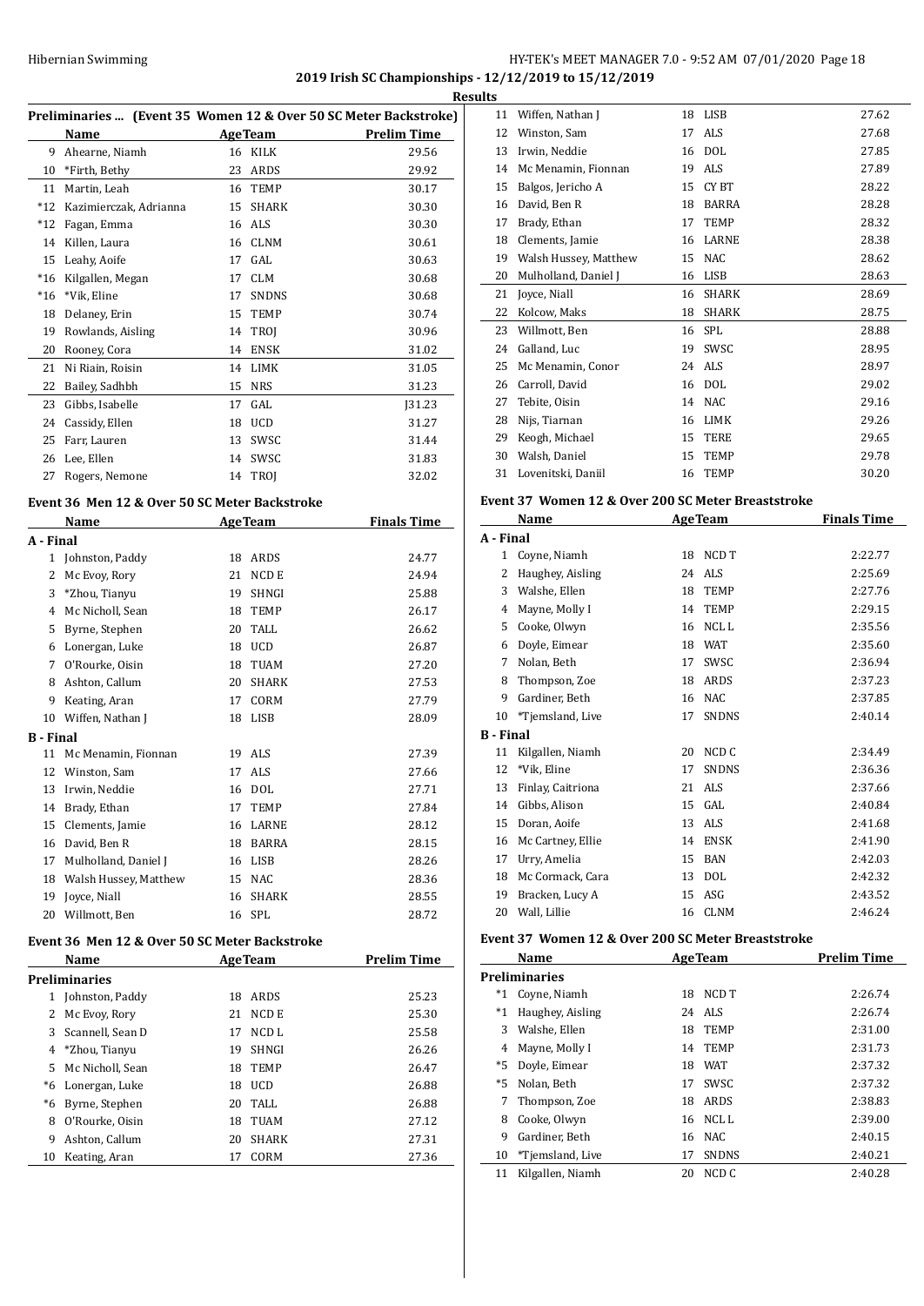## 2019 Irish SC Championships - 12/12/2019 to 15/12/2019

### Results

### Preliminaries ... (Event 35 Women 12 & Over 50 SC Meter Backstroke)

| | Name | Age | Team | Prelim Time |
|---|---|---|---|---|
| 9 | Ahearne, Niamh | 16 | KILK | 29.56 |
| 10 | *Firth, Bethy | 23 | ARDS | 29.92 |
| 11 | Martin, Leah | 16 | TEMP | 30.17 |
| *12 | Kazimierczak, Adrianna | 15 | SHARK | 30.30 |
| *12 | Fagan, Emma | 16 | ALS | 30.30 |
| 14 | Killen, Laura | 16 | CLNM | 30.61 |
| 15 | Leahy, Aoife | 17 | GAL | 30.63 |
| *16 | Kilgallen, Megan | 17 | CLM | 30.68 |
| *16 | *Vik, Eline | 17 | SNDNS | 30.68 |
| 18 | Delaney, Erin | 15 | TEMP | 30.74 |
| 19 | Rowlands, Aisling | 14 | TROJ | 30.96 |
| 20 | Rooney, Cora | 14 | ENSK | 31.02 |
| 21 | Ni Riain, Roisin | 14 | LIMK | 31.05 |
| 22 | Bailey, Sadhbh | 15 | NRS | 31.23 |
| 23 | Gibbs, Isabelle | 17 | GAL | J31.23 |
| 24 | Cassidy, Ellen | 18 | UCD | 31.27 |
| 25 | Farr, Lauren | 13 | SWSC | 31.44 |
| 26 | Lee, Ellen | 14 | SWSC | 31.83 |
| 27 | Rogers, Nemone | 14 | TROJ | 32.02 |

### Event 36 Men 12 & Over 50 SC Meter Backstroke

| | Name | Age | Team | Finals Time |
|---|---|---|---|---|
| **A - Final** | | | | |
| 1 | Johnston, Paddy | 18 | ARDS | 24.77 |
| 2 | Mc Evoy, Rory | 21 | NCD E | 24.94 |
| 3 | *Zhou, Tianyu | 19 | SHNGI | 25.88 |
| 4 | Mc Nicholl, Sean | 18 | TEMP | 26.17 |
| 5 | Byrne, Stephen | 20 | TALL | 26.62 |
| 6 | Lonergan, Luke | 18 | UCD | 26.87 |
| 7 | O'Rourke, Oisin | 18 | TUAM | 27.20 |
| 8 | Ashton, Callum | 20 | SHARK | 27.53 |
| 9 | Keating, Aran | 17 | CORM | 27.79 |
| 10 | Wiffen, Nathan J | 18 | LISB | 28.09 |
| **B - Final** | | | | |
| 11 | Mc Menamin, Fionnan | 19 | ALS | 27.39 |
| 12 | Winston, Sam | 17 | ALS | 27.66 |
| 13 | Irwin, Neddie | 16 | DOL | 27.71 |
| 14 | Brady, Ethan | 17 | TEMP | 27.84 |
| 15 | Clements, Jamie | 16 | LARNE | 28.12 |
| 16 | David, Ben R | 18 | BARRA | 28.15 |
| 17 | Mulholland, Daniel J | 16 | LISB | 28.26 |
| 18 | Walsh Hussey, Matthew | 15 | NAC | 28.36 |
| 19 | Joyce, Niall | 16 | SHARK | 28.55 |
| 20 | Willmott, Ben | 16 | SPL | 28.72 |

### Event 36 Men 12 & Over 50 SC Meter Backstroke

| | Name | Age | Team | Prelim Time |
|---|---|---|---|---|
| **Preliminaries** | | | | |
| 1 | Johnston, Paddy | 18 | ARDS | 25.23 |
| 2 | Mc Evoy, Rory | 21 | NCD E | 25.30 |
| 3 | Scannell, Sean D | 17 | NCD L | 25.58 |
| 4 | *Zhou, Tianyu | 19 | SHNGI | 26.26 |
| 5 | Mc Nicholl, Sean | 18 | TEMP | 26.47 |
| *6 | Lonergan, Luke | 18 | UCD | 26.88 |
| *6 | Byrne, Stephen | 20 | TALL | 26.88 |
| 8 | O'Rourke, Oisin | 18 | TUAM | 27.12 |
| 9 | Ashton, Callum | 20 | SHARK | 27.31 |
| 10 | Keating, Aran | 17 | CORM | 27.36 |
| 11 | Wiffen, Nathan J | 18 | LISB | 27.62 |
| 12 | Winston, Sam | 17 | ALS | 27.68 |
| 13 | Irwin, Neddie | 16 | DOL | 27.85 |
| 14 | Mc Menamin, Fionnan | 19 | ALS | 27.89 |
| 15 | Balgos, Jericho A | 15 | CY BT | 28.22 |
| 16 | David, Ben R | 18 | BARRA | 28.28 |
| 17 | Brady, Ethan | 17 | TEMP | 28.32 |
| 18 | Clements, Jamie | 16 | LARNE | 28.38 |
| 19 | Walsh Hussey, Matthew | 15 | NAC | 28.62 |
| 20 | Mulholland, Daniel J | 16 | LISB | 28.63 |
| 21 | Joyce, Niall | 16 | SHARK | 28.69 |
| 22 | Kolcow, Maks | 18 | SHARK | 28.75 |
| 23 | Willmott, Ben | 16 | SPL | 28.88 |
| 24 | Galland, Luc | 19 | SWSC | 28.95 |
| 25 | Mc Menamin, Conor | 24 | ALS | 28.97 |
| 26 | Carroll, David | 16 | DOL | 29.02 |
| 27 | Tebite, Oisin | 14 | NAC | 29.16 |
| 28 | Nijs, Tiarnan | 16 | LIMK | 29.26 |
| 29 | Keogh, Michael | 15 | TERE | 29.65 |
| 30 | Walsh, Daniel | 15 | TEMP | 29.78 |
| 31 | Lovenitski, Daniil | 16 | TEMP | 30.20 |

### Event 37 Women 12 & Over 200 SC Meter Breaststroke

| | Name | Age | Team | Finals Time |
|---|---|---|---|---|
| **A - Final** | | | | |
| 1 | Coyne, Niamh | 18 | NCD T | 2:22.77 |
| 2 | Haughey, Aisling | 24 | ALS | 2:25.69 |
| 3 | Walshe, Ellen | 18 | TEMP | 2:27.76 |
| 4 | Mayne, Molly I | 14 | TEMP | 2:29.15 |
| 5 | Cooke, Olwyn | 16 | NCL L | 2:35.56 |
| 6 | Doyle, Eimear | 18 | WAT | 2:35.60 |
| 7 | Nolan, Beth | 17 | SWSC | 2:36.94 |
| 8 | Thompson, Zoe | 18 | ARDS | 2:37.23 |
| 9 | Gardiner, Beth | 16 | NAC | 2:37.85 |
| 10 | *Tjemsland, Live | 17 | SNDNS | 2:40.14 |
| **B - Final** | | | | |
| 11 | Kilgallen, Niamh | 20 | NCD C | 2:34.49 |
| 12 | *Vik, Eline | 17 | SNDNS | 2:36.36 |
| 13 | Finlay, Caitriona | 21 | ALS | 2:37.66 |
| 14 | Gibbs, Alison | 15 | GAL | 2:40.84 |
| 15 | Doran, Aoife | 13 | ALS | 2:41.68 |
| 16 | Mc Cartney, Ellie | 14 | ENSK | 2:41.90 |
| 17 | Urry, Amelia | 15 | BAN | 2:42.03 |
| 18 | Mc Cormack, Cara | 13 | DOL | 2:42.32 |
| 19 | Bracken, Lucy A | 15 | ASG | 2:43.52 |
| 20 | Wall, Lillie | 16 | CLNM | 2:46.24 |

### Event 37 Women 12 & Over 200 SC Meter Breaststroke

| | Name | Age | Team | Prelim Time |
|---|---|---|---|---|
| **Preliminaries** | | | | |
| *1 | Coyne, Niamh | 18 | NCD T | 2:26.74 |
| *1 | Haughey, Aisling | 24 | ALS | 2:26.74 |
| 3 | Walshe, Ellen | 18 | TEMP | 2:31.00 |
| 4 | Mayne, Molly I | 14 | TEMP | 2:31.73 |
| *5 | Doyle, Eimear | 18 | WAT | 2:37.32 |
| *5 | Nolan, Beth | 17 | SWSC | 2:37.32 |
| 7 | Thompson, Zoe | 18 | ARDS | 2:38.83 |
| 8 | Cooke, Olwyn | 16 | NCL L | 2:39.00 |
| 9 | Gardiner, Beth | 16 | NAC | 2:40.15 |
| 10 | *Tjemsland, Live | 17 | SNDNS | 2:40.21 |
| 11 | Kilgallen, Niamh | 20 | NCD C | 2:40.28 |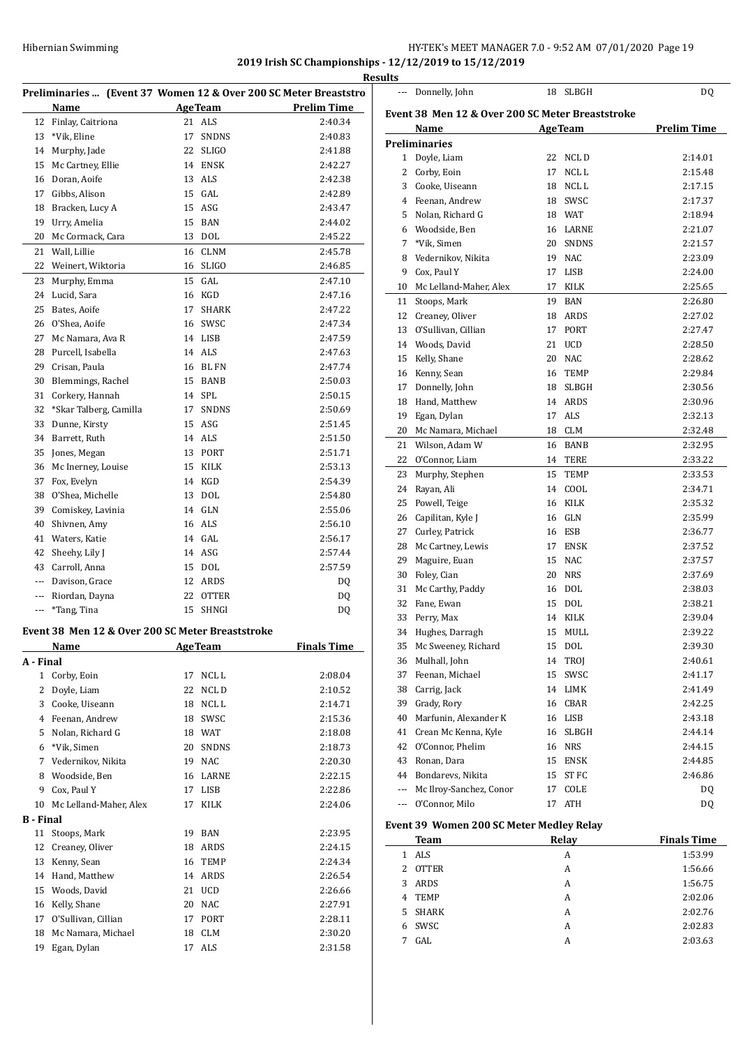2019 Irish SC Championships - 12/12/2019 to 15/12/2019

Results

### Preliminaries ... (Event 37 Women 12 & Over 200 SC Meter Breaststroke)

| | Name | Age | Team | Prelim Time |
|---|---|---|---|---|
| 12 | Finlay, Caitriona | 21 | ALS | 2:40.34 |
| 13 | *Vik, Eline | 17 | SNDNS | 2:40.83 |
| 14 | Murphy, Jade | 22 | SLIGO | 2:41.88 |
| 15 | Mc Cartney, Ellie | 14 | ENSK | 2:42.27 |
| 16 | Doran, Aoife | 13 | ALS | 2:42.38 |
| 17 | Gibbs, Alison | 15 | GAL | 2:42.89 |
| 18 | Bracken, Lucy A | 15 | ASG | 2:43.47 |
| 19 | Urry, Amelia | 15 | BAN | 2:44.02 |
| 20 | Mc Cormack, Cara | 13 | DOL | 2:45.22 |
| 21 | Wall, Lillie | 16 | CLNM | 2:45.78 |
| 22 | Weinert, Wiktoria | 16 | SLIGO | 2:46.85 |
| 23 | Murphy, Emma | 15 | GAL | 2:47.10 |
| 24 | Lucid, Sara | 16 | KGD | 2:47.16 |
| 25 | Bates, Aoife | 17 | SHARK | 2:47.22 |
| 26 | O'Shea, Aoife | 16 | SWSC | 2:47.34 |
| 27 | Mc Namara, Ava R | 14 | LISB | 2:47.59 |
| 28 | Purcell, Isabella | 14 | ALS | 2:47.63 |
| 29 | Crisan, Paula | 16 | BLFN | 2:47.74 |
| 30 | Blemmings, Rachel | 15 | BANB | 2:50.03 |
| 31 | Corkery, Hannah | 14 | SPL | 2:50.15 |
| 32 | *Skar Talberg, Camilla | 17 | SNDNS | 2:50.69 |
| 33 | Dunne, Kirsty | 15 | ASG | 2:51.45 |
| 34 | Barrett, Ruth | 14 | ALS | 2:51.50 |
| 35 | Jones, Megan | 13 | PORT | 2:51.71 |
| 36 | Mc Inerney, Louise | 15 | KILK | 2:53.13 |
| 37 | Fox, Evelyn | 14 | KGD | 2:54.39 |
| 38 | O'Shea, Michelle | 13 | DOL | 2:54.80 |
| 39 | Comiskey, Lavinia | 14 | GLN | 2:55.06 |
| 40 | Shivnen, Amy | 16 | ALS | 2:56.10 |
| 41 | Waters, Katie | 14 | GAL | 2:56.17 |
| 42 | Sheehy, Lily J | 14 | ASG | 2:57.44 |
| 43 | Carroll, Anna | 15 | DOL | 2:57.59 |
| --- | Davison, Grace | 12 | ARDS | DQ |
| --- | Riordan, Dayna | 22 | OTTER | DQ |
| --- | *Tang, Tina | 15 | SHNGI | DQ |

### Event 38 Men 12 & Over 200 SC Meter Breaststroke

| | Name | Age | Team | Finals Time |
|---|---|---|---|---|
| **A - Final** | | | | |
| 1 | Corby, Eoin | 17 | NCL L | 2:08.04 |
| 2 | Doyle, Liam | 22 | NCL D | 2:10.52 |
| 3 | Cooke, Uiseann | 18 | NCL L | 2:14.71 |
| 4 | Feenan, Andrew | 18 | SWSC | 2:15.36 |
| 5 | Nolan, Richard G | 18 | WAT | 2:18.08 |
| 6 | *Vik, Simen | 20 | SNDNS | 2:18.73 |
| 7 | Vedernikov, Nikita | 19 | NAC | 2:20.30 |
| 8 | Woodside, Ben | 16 | LARNE | 2:22.15 |
| 9 | Cox, Paul Y | 17 | LISB | 2:22.86 |
| 10 | Mc Lelland-Maher, Alex | 17 | KILK | 2:24.06 |
| **B - Final** | | | | |
| 11 | Stoops, Mark | 19 | BAN | 2:23.95 |
| 12 | Creaney, Oliver | 18 | ARDS | 2:24.15 |
| 13 | Kenny, Sean | 16 | TEMP | 2:24.34 |
| 14 | Hand, Matthew | 14 | ARDS | 2:26.54 |
| 15 | Woods, David | 21 | UCD | 2:26.66 |
| 16 | Kelly, Shane | 20 | NAC | 2:27.91 |
| 17 | O'Sullivan, Cillian | 17 | PORT | 2:28.11 |
| 18 | Mc Namara, Michael | 18 | CLM | 2:30.20 |
| 19 | Egan, Dylan | 17 | ALS | 2:31.58 |
| --- | Donnelly, John | 18 | SLBGH | DQ |

### Event 38 Men 12 & Over 200 SC Meter Breaststroke

| | Name | Age | Team | Prelim Time |
|---|---|---|---|---|
| **Preliminaries** | | | | |
| 1 | Doyle, Liam | 22 | NCL D | 2:14.01 |
| 2 | Corby, Eoin | 17 | NCL L | 2:15.48 |
| 3 | Cooke, Uiseann | 18 | NCL L | 2:17.15 |
| 4 | Feenan, Andrew | 18 | SWSC | 2:17.37 |
| 5 | Nolan, Richard G | 18 | WAT | 2:18.94 |
| 6 | Woodside, Ben | 16 | LARNE | 2:21.07 |
| 7 | *Vik, Simen | 20 | SNDNS | 2:21.57 |
| 8 | Vedernikov, Nikita | 19 | NAC | 2:23.09 |
| 9 | Cox, Paul Y | 17 | LISB | 2:24.00 |
| 10 | Mc Lelland-Maher, Alex | 17 | KILK | 2:25.65 |
| 11 | Stoops, Mark | 19 | BAN | 2:26.80 |
| 12 | Creaney, Oliver | 18 | ARDS | 2:27.02 |
| 13 | O'Sullivan, Cillian | 17 | PORT | 2:27.47 |
| 14 | Woods, David | 21 | UCD | 2:28.50 |
| 15 | Kelly, Shane | 20 | NAC | 2:28.62 |
| 16 | Kenny, Sean | 16 | TEMP | 2:29.84 |
| 17 | Donnelly, John | 18 | SLBGH | 2:30.56 |
| 18 | Hand, Matthew | 14 | ARDS | 2:30.96 |
| 19 | Egan, Dylan | 17 | ALS | 2:32.13 |
| 20 | Mc Namara, Michael | 18 | CLM | 2:32.48 |
| 21 | Wilson, Adam W | 16 | BANB | 2:32.95 |
| 22 | O'Connor, Liam | 14 | TERE | 2:33.22 |
| 23 | Murphy, Stephen | 15 | TEMP | 2:33.53 |
| 24 | Rayan, Ali | 14 | COOL | 2:34.71 |
| 25 | Powell, Teige | 16 | KILK | 2:35.32 |
| 26 | Capilitan, Kyle J | 16 | GLN | 2:35.99 |
| 27 | Curley, Patrick | 16 | ESB | 2:36.77 |
| 28 | Mc Cartney, Lewis | 17 | ENSK | 2:37.52 |
| 29 | Maguire, Euan | 15 | NAC | 2:37.57 |
| 30 | Foley, Cian | 20 | NRS | 2:37.69 |
| 31 | Mc Carthy, Paddy | 16 | DOL | 2:38.03 |
| 32 | Fane, Ewan | 15 | DOL | 2:38.21 |
| 33 | Perry, Max | 14 | KILK | 2:39.04 |
| 34 | Hughes, Darragh | 15 | MULL | 2:39.22 |
| 35 | Mc Sweeney, Richard | 15 | DOL | 2:39.30 |
| 36 | Mulhall, John | 14 | TROJ | 2:40.61 |
| 37 | Feenan, Michael | 15 | SWSC | 2:41.17 |
| 38 | Carrig, Jack | 14 | LIMK | 2:41.49 |
| 39 | Grady, Rory | 16 | CBAR | 2:42.25 |
| 40 | Marfunin, Alexander K | 16 | LISB | 2:43.18 |
| 41 | Crean Mc Kenna, Kyle | 16 | SLBGH | 2:44.14 |
| 42 | O'Connor, Phelim | 16 | NRS | 2:44.15 |
| 43 | Ronan, Dara | 15 | ENSK | 2:44.85 |
| 44 | Bondarevs, Nikita | 15 | ST FC | 2:46.86 |
| --- | Mc Ilroy-Sanchez, Conor | 17 | COLE | DQ |
| --- | O'Connor, Milo | 17 | ATH | DQ |

### Event 39 Women 200 SC Meter Medley Relay

| | Team | Relay | Finals Time |
|---|---|---|---|
| 1 | ALS | A | 1:53.99 |
| 2 | OTTER | A | 1:56.66 |
| 3 | ARDS | A | 1:56.75 |
| 4 | TEMP | A | 2:02.06 |
| 5 | SHARK | A | 2:02.76 |
| 6 | SWSC | A | 2:02.83 |
| 7 | GAL | A | 2:03.63 |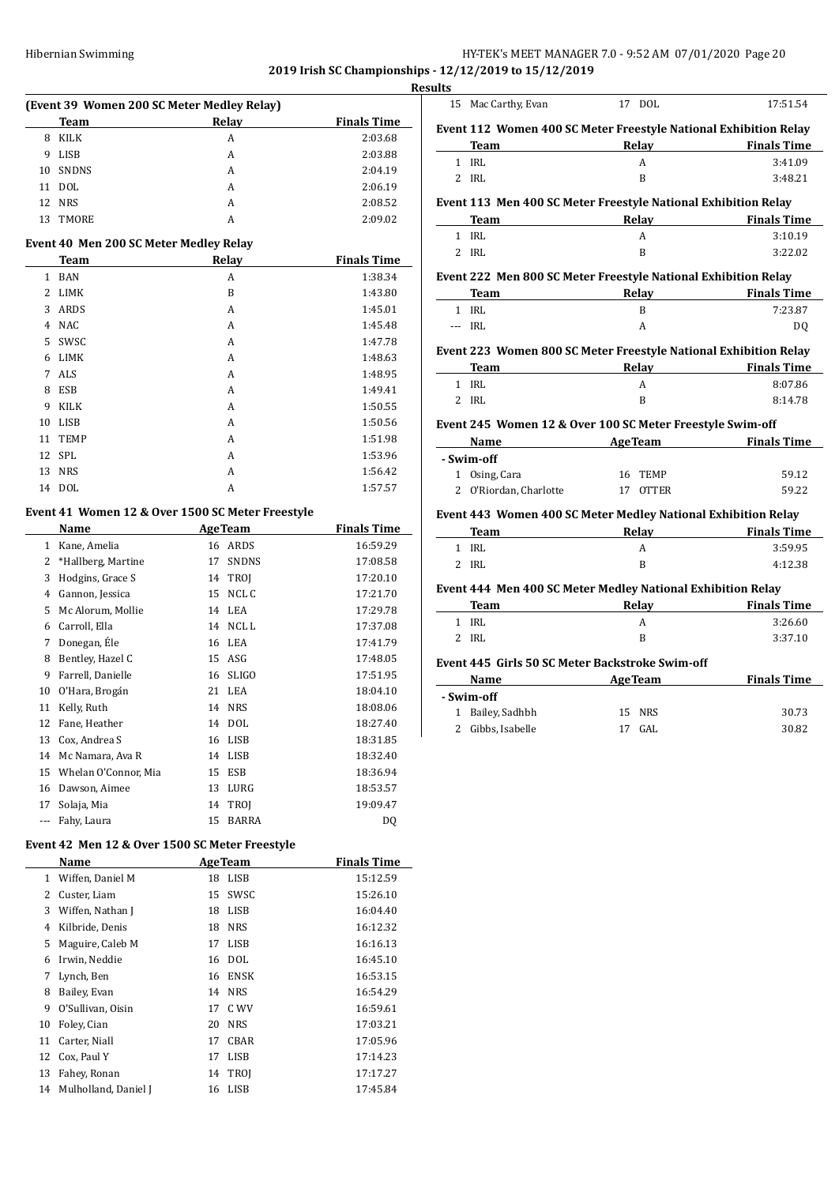**2019 Irish SC Championships - 12/12/2019 to 15/12/2019**

**Results**

### (Event 39 Women 200 SC Meter Medley Relay)

| | Team | Relay | Finals Time |
|---|---|---|---|
| 8 | KILK | A | 2:03.68 |
| 9 | LISB | A | 2:03.88 |
| 10 | SNDNS | A | 2:04.19 |
| 11 | DOL | A | 2:06.19 |
| 12 | NRS | A | 2:08.52 |
| 13 | TMORE | A | 2:09.02 |

### Event 40 Men 200 SC Meter Medley Relay

| | Team | Relay | Finals Time |
|---|---|---|---|
| 1 | BAN | A | 1:38.34 |
| 2 | LIMK | B | 1:43.80 |
| 3 | ARDS | A | 1:45.01 |
| 4 | NAC | A | 1:45.48 |
| 5 | SWSC | A | 1:47.78 |
| 6 | LIMK | A | 1:48.63 |
| 7 | ALS | A | 1:48.95 |
| 8 | ESB | A | 1:49.41 |
| 9 | KILK | A | 1:50.55 |
| 10 | LISB | A | 1:50.56 |
| 11 | TEMP | A | 1:51.98 |
| 12 | SPL | A | 1:53.96 |
| 13 | NRS | A | 1:56.42 |
| 14 | DOL | A | 1:57.57 |

### Event 41 Women 12 & Over 1500 SC Meter Freestyle

| | Name | Age | Team | Finals Time |
|---|---|---|---|---|
| 1 | Kane, Amelia | 16 | ARDS | 16:59.29 |
| 2 | *Hallberg, Martine | 17 | SNDNS | 17:08.58 |
| 3 | Hodgins, Grace S | 14 | TROJ | 17:20.10 |
| 4 | Gannon, Jessica | 15 | NCL C | 17:21.70 |
| 5 | Mc Alorum, Mollie | 14 | LEA | 17:29.78 |
| 6 | Carroll, Ella | 14 | NCL L | 17:37.08 |
| 7 | Donegan, Éle | 16 | LEA | 17:41.79 |
| 8 | Bentley, Hazel C | 15 | ASG | 17:48.05 |
| 9 | Farrell, Danielle | 16 | SLIGO | 17:51.95 |
| 10 | O'Hara, Brogán | 21 | LEA | 18:04.10 |
| 11 | Kelly, Ruth | 14 | NRS | 18:08.06 |
| 12 | Fane, Heather | 14 | DOL | 18:27.40 |
| 13 | Cox, Andrea S | 16 | LISB | 18:31.85 |
| 14 | Mc Namara, Ava R | 14 | LISB | 18:32.40 |
| 15 | Whelan O'Connor, Mia | 15 | ESB | 18:36.94 |
| 16 | Dawson, Aimee | 13 | LURG | 18:53.57 |
| 17 | Solaja, Mia | 14 | TROJ | 19:09.47 |
| --- | Fahy, Laura | 15 | BARRA | DQ |

### Event 42 Men 12 & Over 1500 SC Meter Freestyle

| | Name | Age | Team | Finals Time |
|---|---|---|---|---|
| 1 | Wiffen, Daniel M | 18 | LISB | 15:12.59 |
| 2 | Custer, Liam | 15 | SWSC | 15:26.10 |
| 3 | Wiffen, Nathan J | 18 | LISB | 16:04.40 |
| 4 | Kilbride, Denis | 18 | NRS | 16:12.32 |
| 5 | Maguire, Caleb M | 17 | LISB | 16:16.13 |
| 6 | Irwin, Neddie | 16 | DOL | 16:45.10 |
| 7 | Lynch, Ben | 16 | ENSK | 16:53.15 |
| 8 | Bailey, Evan | 14 | NRS | 16:54.29 |
| 9 | O'Sullivan, Oisin | 17 | C WV | 16:59.61 |
| 10 | Foley, Cian | 20 | NRS | 17:03.21 |
| 11 | Carter, Niall | 17 | CBAR | 17:05.96 |
| 12 | Cox, Paul Y | 17 | LISB | 17:14.23 |
| 13 | Fahey, Ronan | 14 | TROJ | 17:17.27 |
| 14 | Mulholland, Daniel J | 16 | LISB | 17:45.84 |
| 15 | Mac Carthy, Evan | 17 | DOL | 17:51.54 |

### Event 112 Women 400 SC Meter Freestyle National Exhibition Relay

| | Team | Relay | Finals Time |
|---|---|---|---|
| 1 | IRL | A | 3:41.09 |
| 2 | IRL | B | 3:48.21 |

### Event 113 Men 400 SC Meter Freestyle National Exhibition Relay

| | Team | Relay | Finals Time |
|---|---|---|---|
| 1 | IRL | A | 3:10.19 |
| 2 | IRL | B | 3:22.02 |

### Event 222 Men 800 SC Meter Freestyle National Exhibition Relay

| | Team | Relay | Finals Time |
|---|---|---|---|
| 1 | IRL | B | 7:23.87 |
| --- | IRL | A | DQ |

### Event 223 Women 800 SC Meter Freestyle National Exhibition Relay

| | Team | Relay | Finals Time |
|---|---|---|---|
| 1 | IRL | A | 8:07.86 |
| 2 | IRL | B | 8:14.78 |

### Event 245 Women 12 & Over 100 SC Meter Freestyle Swim-off

| | Name | Age | Team | Finals Time |
|---|---|---|---|---|
| - Swim-off | | | | |
| 1 | Osing, Cara | 16 | TEMP | 59.12 |
| 2 | O'Riordan, Charlotte | 17 | OTTER | 59.22 |

### Event 443 Women 400 SC Meter Medley National Exhibition Relay

| | Team | Relay | Finals Time |
|---|---|---|---|
| 1 | IRL | A | 3:59.95 |
| 2 | IRL | B | 4:12.38 |

### Event 444 Men 400 SC Meter Medley National Exhibition Relay

| | Team | Relay | Finals Time |
|---|---|---|---|
| 1 | IRL | A | 3:26.60 |
| 2 | IRL | B | 3:37.10 |

### Event 445 Girls 50 SC Meter Backstroke Swim-off

| | Name | Age | Team | Finals Time |
|---|---|---|---|---|
| - Swim-off | | | | |
| 1 | Bailey, Sadhbh | 15 | NRS | 30.73 |
| 2 | Gibbs, Isabelle | 17 | GAL | 30.82 |